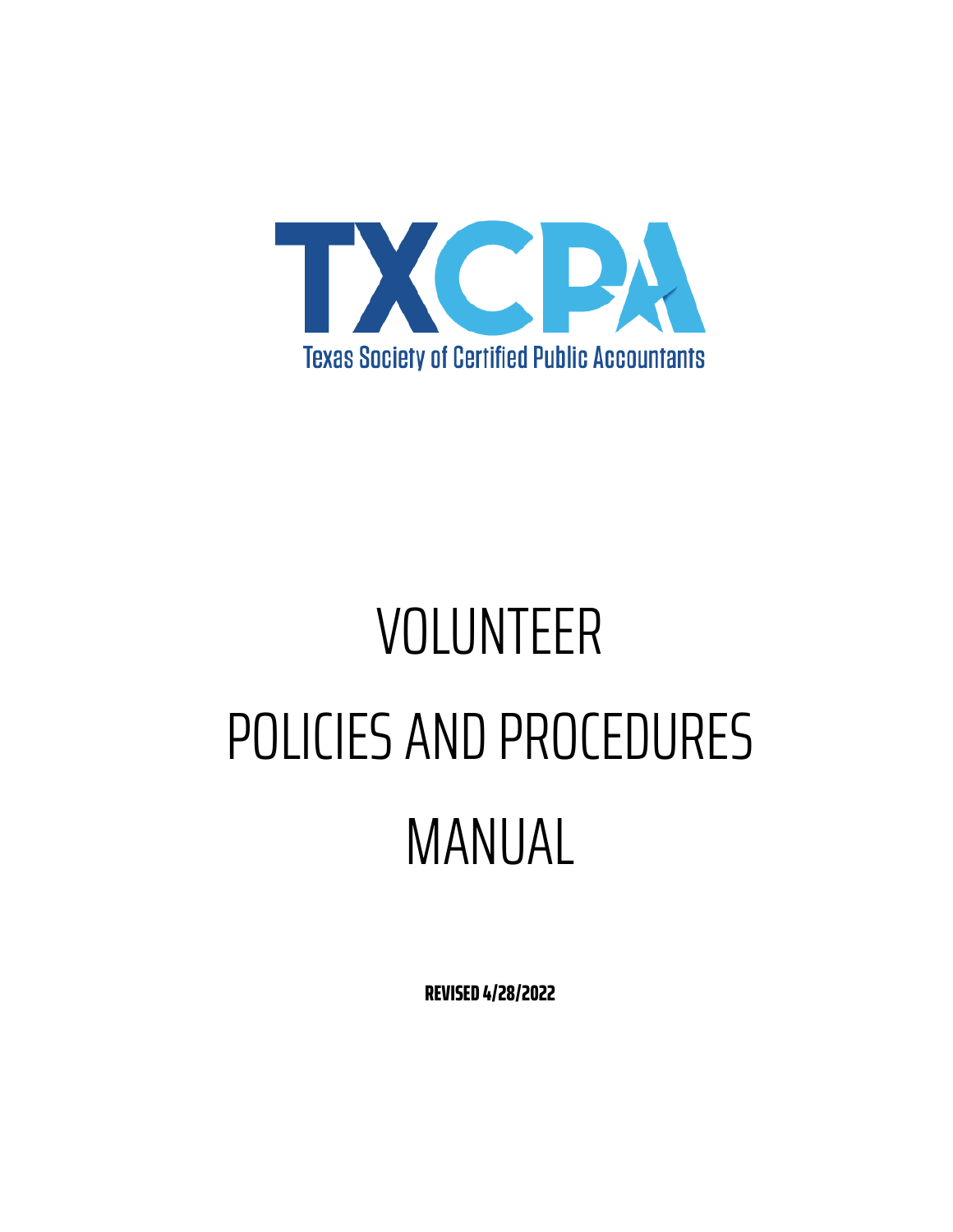TXCPA

Texas Society of Certified Public Accountants

# VOLUNTEER POLICIES AND PROCEDURES MANUAL

**REVISED 4/28/2022**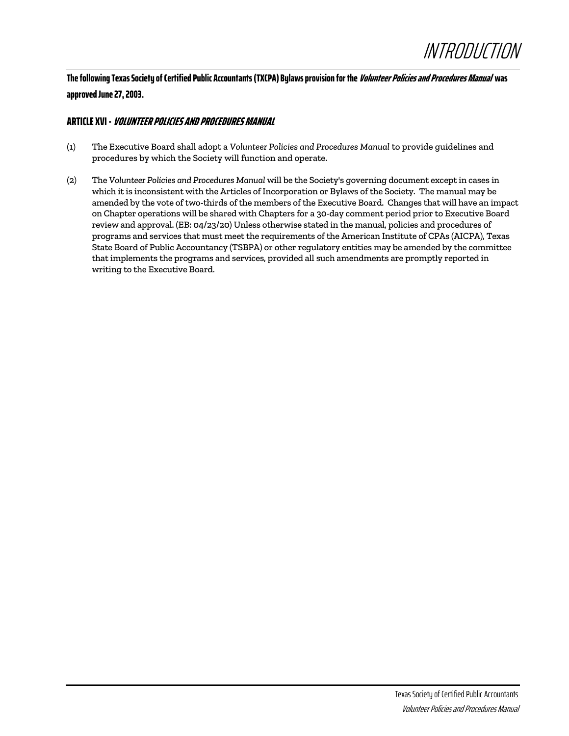# INTRODUCTION

**The following Texas Society of Certified Public Accountants (TXCPA) Bylaws provision for the *Volunteer Policies and Procedures Manual* was approved June 27, 2003.**

## ARTICLE XVI - *VOLUNTEER POLICIES AND PROCEDURES MANUAL*

(1) The Executive Board shall adopt a *Volunteer Policies and Procedures Manual* to provide guidelines and procedures by which the Society will function and operate.

(2) The *Volunteer Policies and Procedures Manual* will be the Society's governing document except in cases in which it is inconsistent with the Articles of Incorporation or Bylaws of the Society. The manual may be amended by the vote of two-thirds of the members of the Executive Board. Changes that will have an impact on Chapter operations will be shared with Chapters for a 30-day comment period prior to Executive Board review and approval. (EB: 04/23/20) Unless otherwise stated in the manual, policies and procedures of programs and services that must meet the requirements of the American Institute of CPAs (AICPA), Texas State Board of Public Accountancy (TSBPA) or other regulatory entities may be amended by the committee that implements the programs and services, provided all such amendments are promptly reported in writing to the Executive Board.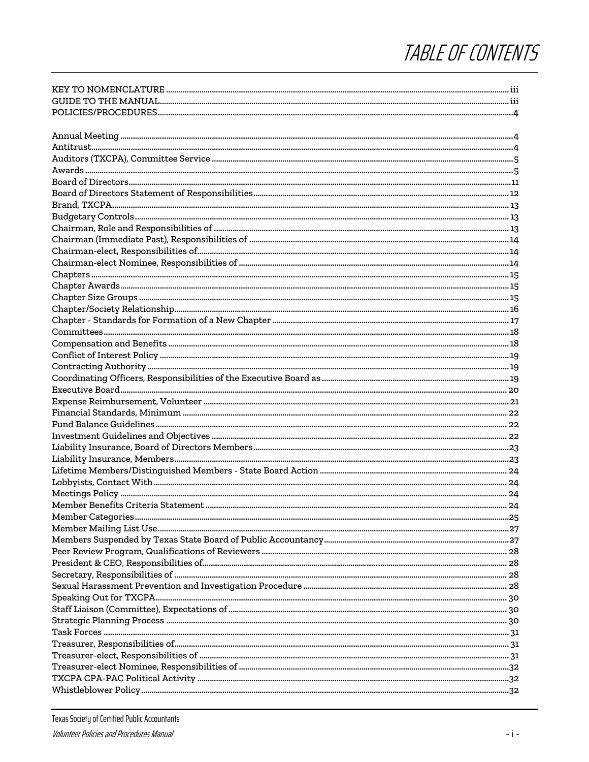# TABLE OF CONTENTS

KEY TO NOMENCLATURE ..... iii
GUIDE TO THE MANUAL ..... iii
POLICIES/PROCEDURES ..... 4

Annual Meeting ..... 4
Antitrust ..... 4
Auditors (TXCPA), Committee Service ..... 5
Awards ..... 5
Board of Directors ..... 11
Board of Directors Statement of Responsibilities ..... 12
Brand, TXCPA ..... 13
Budgetary Controls ..... 13
Chairman, Role and Responsibilities of ..... 13
Chairman (Immediate Past), Responsibilities of ..... 14
Chairman-elect, Responsibilities of ..... 14
Chairman-elect Nominee, Responsibilities of ..... 14
Chapters ..... 15
Chapter Awards ..... 15
Chapter Size Groups ..... 15
Chapter/Society Relationship ..... 16
Chapter - Standards for Formation of a New Chapter ..... 17
Committees ..... 18
Compensation and Benefits ..... 18
Conflict of Interest Policy ..... 19
Contracting Authority ..... 19
Coordinating Officers, Responsibilities of the Executive Board as ..... 19
Executive Board ..... 20
Expense Reimbursement, Volunteer ..... 21
Financial Standards, Minimum ..... 22
Fund Balance Guidelines ..... 22
Investment Guidelines and Objectives ..... 22
Liability Insurance, Board of Directors Members ..... 23
Liability Insurance, Members ..... 23
Lifetime Members/Distinguished Members - State Board Action ..... 24
Lobbyists, Contact With ..... 24
Meetings Policy ..... 24
Member Benefits Criteria Statement ..... 24
Member Categories ..... 25
Member Mailing List Use ..... 27
Members Suspended by Texas State Board of Public Accountancy ..... 27
Peer Review Program, Qualifications of Reviewers ..... 28
President & CEO, Responsibilities of ..... 28
Secretary, Responsibilities of ..... 28
Sexual Harassment Prevention and Investigation Procedure ..... 28
Speaking Out for TXCPA ..... 30
Staff Liaison (Committee), Expectations of ..... 30
Strategic Planning Process ..... 30
Task Forces ..... 31
Treasurer, Responsibilities of ..... 31
Treasurer-elect, Responsibilities of ..... 31
Treasurer-elect Nominee, Responsibilities of ..... 32
TXCPA CPA-PAC Political Activity ..... 32
Whistleblower Policy ..... 32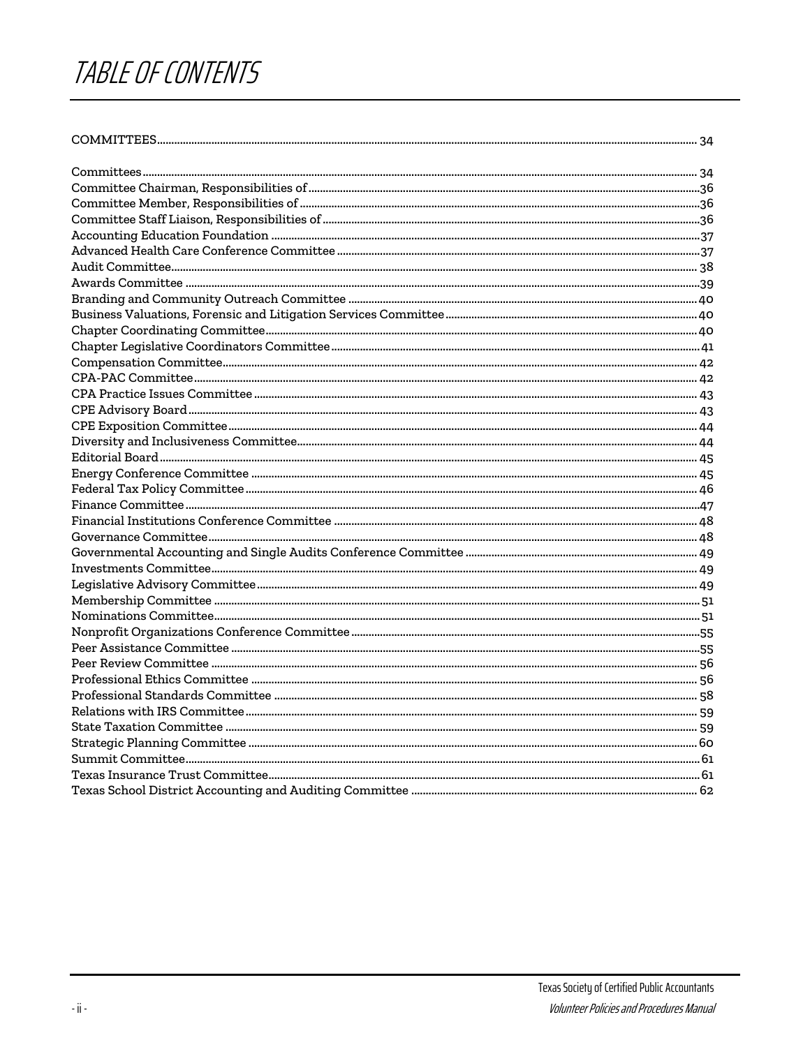# TABLE OF CONTENTS

COMMITTEES ..................................................................................................... 34

Committees ..................................................................................................... 34
Committee Chairman, Responsibilities of ..................................................................................................... 36
Committee Member, Responsibilities of ..................................................................................................... 36
Committee Staff Liaison, Responsibilities of ..................................................................................................... 36
Accounting Education Foundation ..................................................................................................... 37
Advanced Health Care Conference Committee ..................................................................................................... 37
Audit Committee ..................................................................................................... 38
Awards Committee ..................................................................................................... 39
Branding and Community Outreach Committee ..................................................................................................... 40
Business Valuations, Forensic and Litigation Services Committee ..................................................................................................... 40
Chapter Coordinating Committee ..................................................................................................... 40
Chapter Legislative Coordinators Committee ..................................................................................................... 41
Compensation Committee ..................................................................................................... 42
CPA-PAC Committee ..................................................................................................... 42
CPA Practice Issues Committee ..................................................................................................... 43
CPE Advisory Board ..................................................................................................... 43
CPE Exposition Committee ..................................................................................................... 44
Diversity and Inclusiveness Committee ..................................................................................................... 44
Editorial Board ..................................................................................................... 45
Energy Conference Committee ..................................................................................................... 45
Federal Tax Policy Committee ..................................................................................................... 46
Finance Committee ..................................................................................................... 47
Financial Institutions Conference Committee ..................................................................................................... 48
Governance Committee ..................................................................................................... 48
Governmental Accounting and Single Audits Conference Committee ..................................................................................................... 49
Investments Committee ..................................................................................................... 49
Legislative Advisory Committee ..................................................................................................... 49
Membership Committee ..................................................................................................... 51
Nominations Committee ..................................................................................................... 51
Nonprofit Organizations Conference Committee ..................................................................................................... 55
Peer Assistance Committee ..................................................................................................... 55
Peer Review Committee ..................................................................................................... 56
Professional Ethics Committee ..................................................................................................... 56
Professional Standards Committee ..................................................................................................... 58
Relations with IRS Committee ..................................................................................................... 59
State Taxation Committee ..................................................................................................... 59
Strategic Planning Committee ..................................................................................................... 60
Summit Committee ..................................................................................................... 61
Texas Insurance Trust Committee ..................................................................................................... 61
Texas School District Accounting and Auditing Committee ..................................................................................................... 62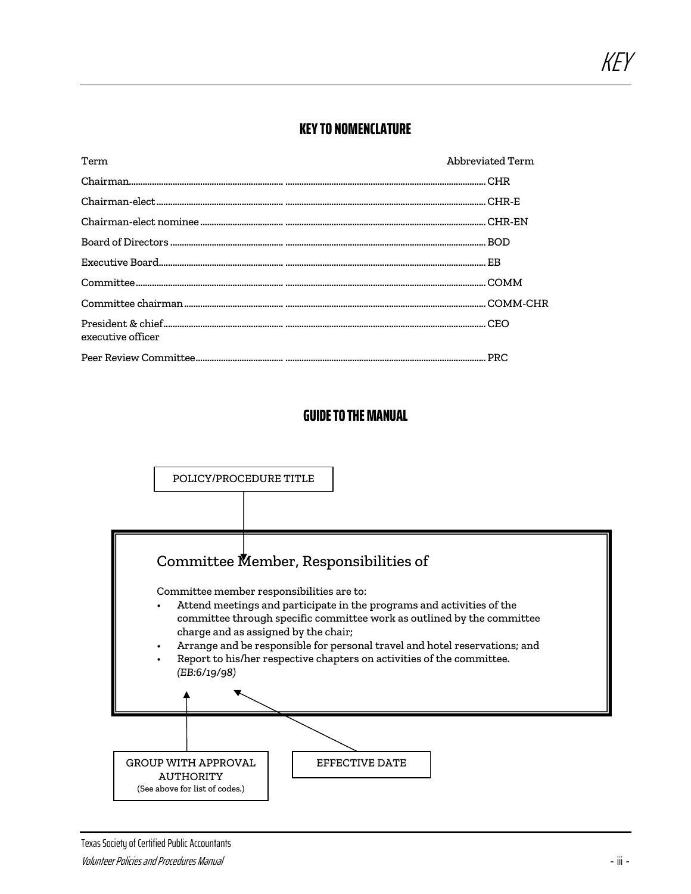# KEY TO NOMENCLATURE

| Term | Abbreviated Term |
| --- | --- |
| Chairman | CHR |
| Chairman-elect | CHR-E |
| Chairman-elect nominee | CHR-EN |
| Board of Directors | BOD |
| Executive Board | EB |
| Committee | COMM |
| Committee chairman | COMM-CHR |
| President & chief executive officer | CEO |
| Peer Review Committee | PRC |

# GUIDE TO THE MANUAL

POLICY/PROCEDURE TITLE

## Committee Member, Responsibilities of

Committee member responsibilities are to:

- Attend meetings and participate in the programs and activities of the committee through specific committee work as outlined by the committee charge and as assigned by the chair;
- Arrange and be responsible for personal travel and hotel reservations; and
- Report to his/her respective chapters on activities of the committee. *(EB:6/19/98)*

GROUP WITH APPROVAL AUTHORITY
(See above for list of codes.)

EFFECTIVE DATE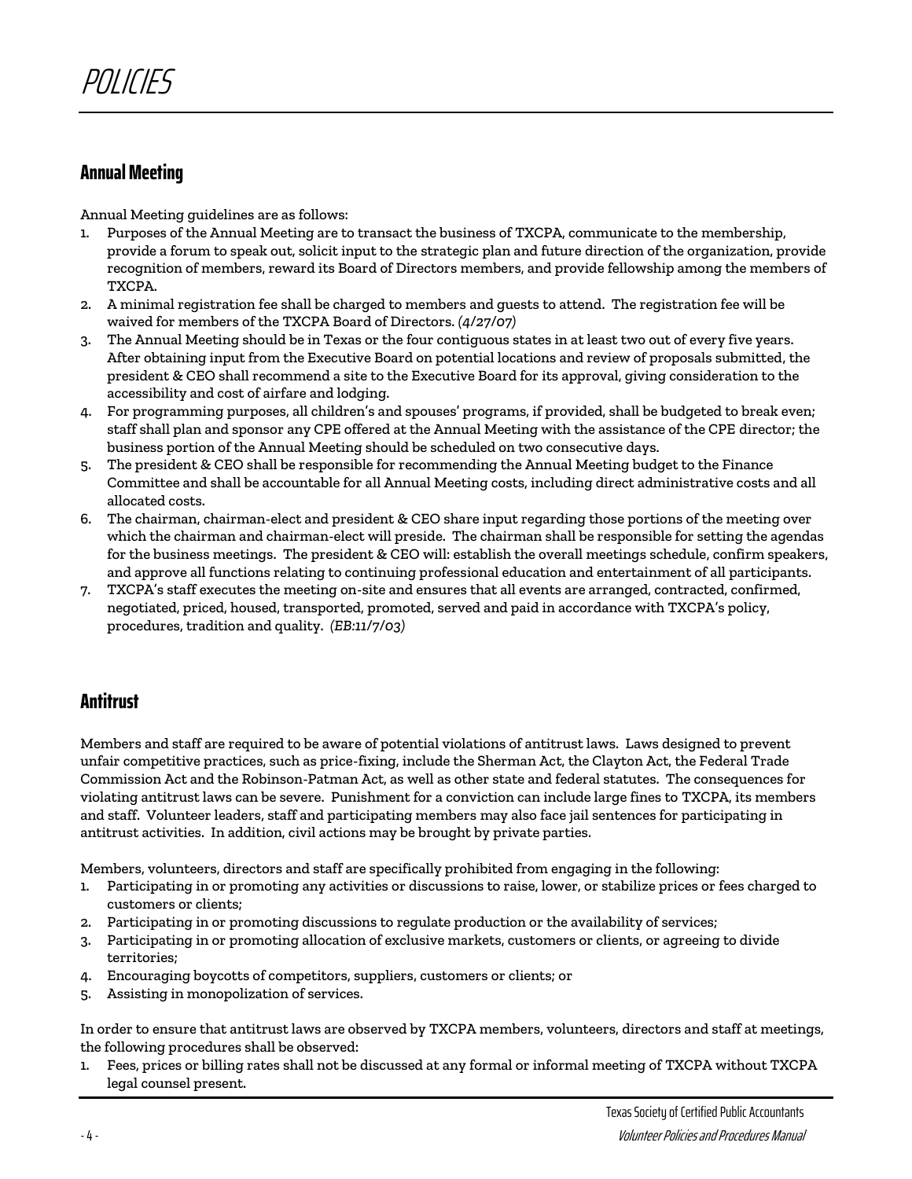# POLICIES

## Annual Meeting

Annual Meeting guidelines are as follows:

1. Purposes of the Annual Meeting are to transact the business of TXCPA, communicate to the membership, provide a forum to speak out, solicit input to the strategic plan and future direction of the organization, provide recognition of members, reward its Board of Directors members, and provide fellowship among the members of TXCPA.
2. A minimal registration fee shall be charged to members and guests to attend. The registration fee will be waived for members of the TXCPA Board of Directors. *(4/27/07)*
3. The Annual Meeting should be in Texas or the four contiguous states in at least two out of every five years. After obtaining input from the Executive Board on potential locations and review of proposals submitted, the president & CEO shall recommend a site to the Executive Board for its approval, giving consideration to the accessibility and cost of airfare and lodging.
4. For programming purposes, all children's and spouses' programs, if provided, shall be budgeted to break even; staff shall plan and sponsor any CPE offered at the Annual Meeting with the assistance of the CPE director; the business portion of the Annual Meeting should be scheduled on two consecutive days.
5. The president & CEO shall be responsible for recommending the Annual Meeting budget to the Finance Committee and shall be accountable for all Annual Meeting costs, including direct administrative costs and all allocated costs.
6. The chairman, chairman-elect and president & CEO share input regarding those portions of the meeting over which the chairman and chairman-elect will preside. The chairman shall be responsible for setting the agendas for the business meetings. The president & CEO will: establish the overall meetings schedule, confirm speakers, and approve all functions relating to continuing professional education and entertainment of all participants.
7. TXCPA's staff executes the meeting on-site and ensures that all events are arranged, contracted, confirmed, negotiated, priced, housed, transported, promoted, served and paid in accordance with TXCPA's policy, procedures, tradition and quality. *(EB:11/7/03)*

## Antitrust

Members and staff are required to be aware of potential violations of antitrust laws. Laws designed to prevent unfair competitive practices, such as price-fixing, include the Sherman Act, the Clayton Act, the Federal Trade Commission Act and the Robinson-Patman Act, as well as other state and federal statutes. The consequences for violating antitrust laws can be severe. Punishment for a conviction can include large fines to TXCPA, its members and staff. Volunteer leaders, staff and participating members may also face jail sentences for participating in antitrust activities. In addition, civil actions may be brought by private parties.

Members, volunteers, directors and staff are specifically prohibited from engaging in the following:

1. Participating in or promoting any activities or discussions to raise, lower, or stabilize prices or fees charged to customers or clients;
2. Participating in or promoting discussions to regulate production or the availability of services;
3. Participating in or promoting allocation of exclusive markets, customers or clients, or agreeing to divide territories;
4. Encouraging boycotts of competitors, suppliers, customers or clients; or
5. Assisting in monopolization of services.

In order to ensure that antitrust laws are observed by TXCPA members, volunteers, directors and staff at meetings, the following procedures shall be observed:

1. Fees, prices or billing rates shall not be discussed at any formal or informal meeting of TXCPA without TXCPA legal counsel present.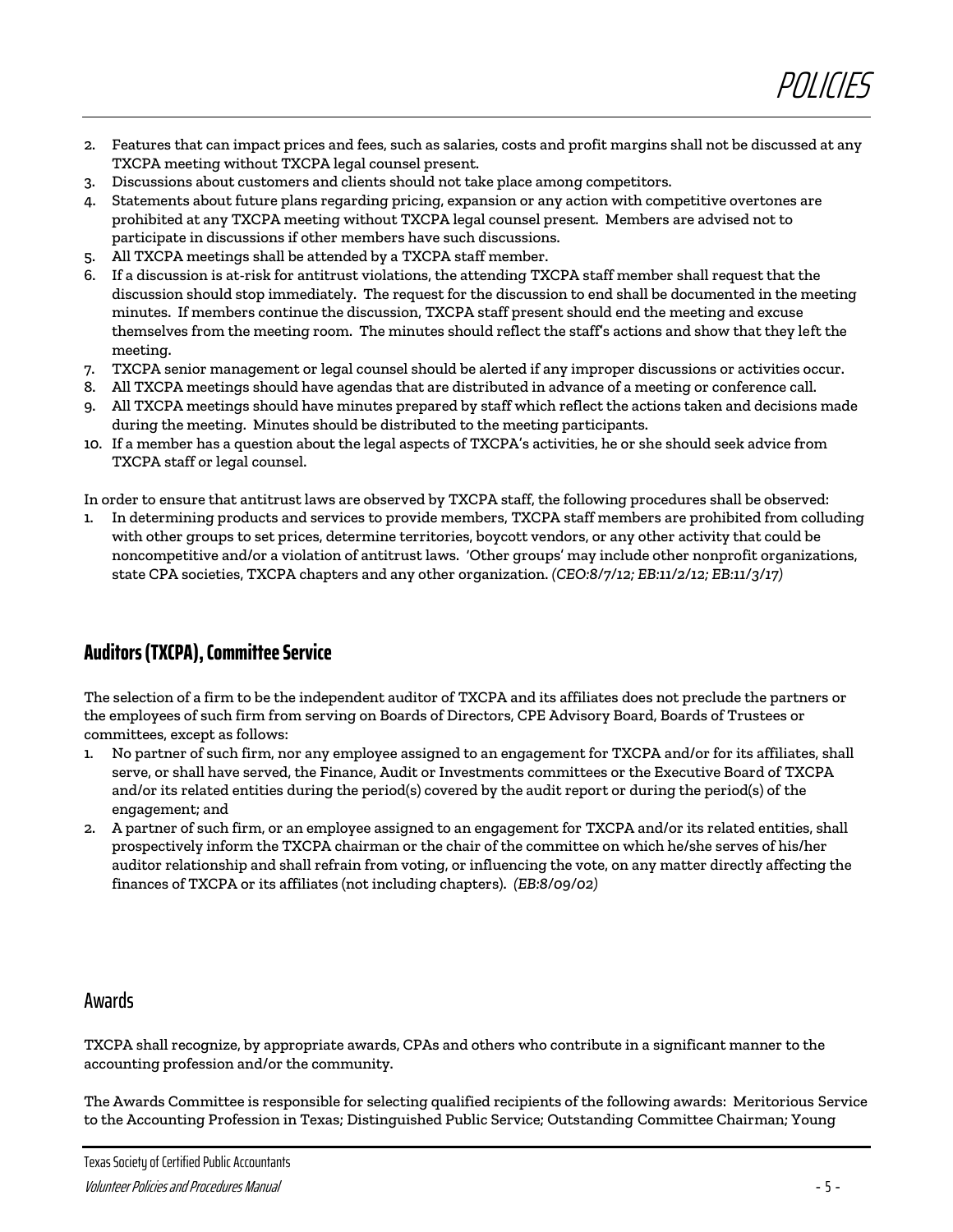2. Features that can impact prices and fees, such as salaries, costs and profit margins shall not be discussed at any TXCPA meeting without TXCPA legal counsel present.
3. Discussions about customers and clients should not take place among competitors.
4. Statements about future plans regarding pricing, expansion or any action with competitive overtones are prohibited at any TXCPA meeting without TXCPA legal counsel present. Members are advised not to participate in discussions if other members have such discussions.
5. All TXCPA meetings shall be attended by a TXCPA staff member.
6. If a discussion is at-risk for antitrust violations, the attending TXCPA staff member shall request that the discussion should stop immediately. The request for the discussion to end shall be documented in the meeting minutes. If members continue the discussion, TXCPA staff present should end the meeting and excuse themselves from the meeting room. The minutes should reflect the staff's actions and show that they left the meeting.
7. TXCPA senior management or legal counsel should be alerted if any improper discussions or activities occur.
8. All TXCPA meetings should have agendas that are distributed in advance of a meeting or conference call.
9. All TXCPA meetings should have minutes prepared by staff which reflect the actions taken and decisions made during the meeting. Minutes should be distributed to the meeting participants.
10. If a member has a question about the legal aspects of TXCPA's activities, he or she should seek advice from TXCPA staff or legal counsel.

In order to ensure that antitrust laws are observed by TXCPA staff, the following procedures shall be observed:

1. In determining products and services to provide members, TXCPA staff members are prohibited from colluding with other groups to set prices, determine territories, boycott vendors, or any other activity that could be noncompetitive and/or a violation of antitrust laws. 'Other groups' may include other nonprofit organizations, state CPA societies, TXCPA chapters and any other organization. *(CEO:8/7/12; EB:11/2/12; EB:11/3/17)*

## Auditors (TXCPA), Committee Service

The selection of a firm to be the independent auditor of TXCPA and its affiliates does not preclude the partners or the employees of such firm from serving on Boards of Directors, CPE Advisory Board, Boards of Trustees or committees, except as follows:

1. No partner of such firm, nor any employee assigned to an engagement for TXCPA and/or for its affiliates, shall serve, or shall have served, the Finance, Audit or Investments committees or the Executive Board of TXCPA and/or its related entities during the period(s) covered by the audit report or during the period(s) of the engagement; and
2. A partner of such firm, or an employee assigned to an engagement for TXCPA and/or its related entities, shall prospectively inform the TXCPA chairman or the chair of the committee on which he/she serves of his/her auditor relationship and shall refrain from voting, or influencing the vote, on any matter directly affecting the finances of TXCPA or its affiliates (not including chapters). *(EB:8/09/02)*

## Awards

TXCPA shall recognize, by appropriate awards, CPAs and others who contribute in a significant manner to the accounting profession and/or the community.

The Awards Committee is responsible for selecting qualified recipients of the following awards: Meritorious Service to the Accounting Profession in Texas; Distinguished Public Service; Outstanding Committee Chairman; Young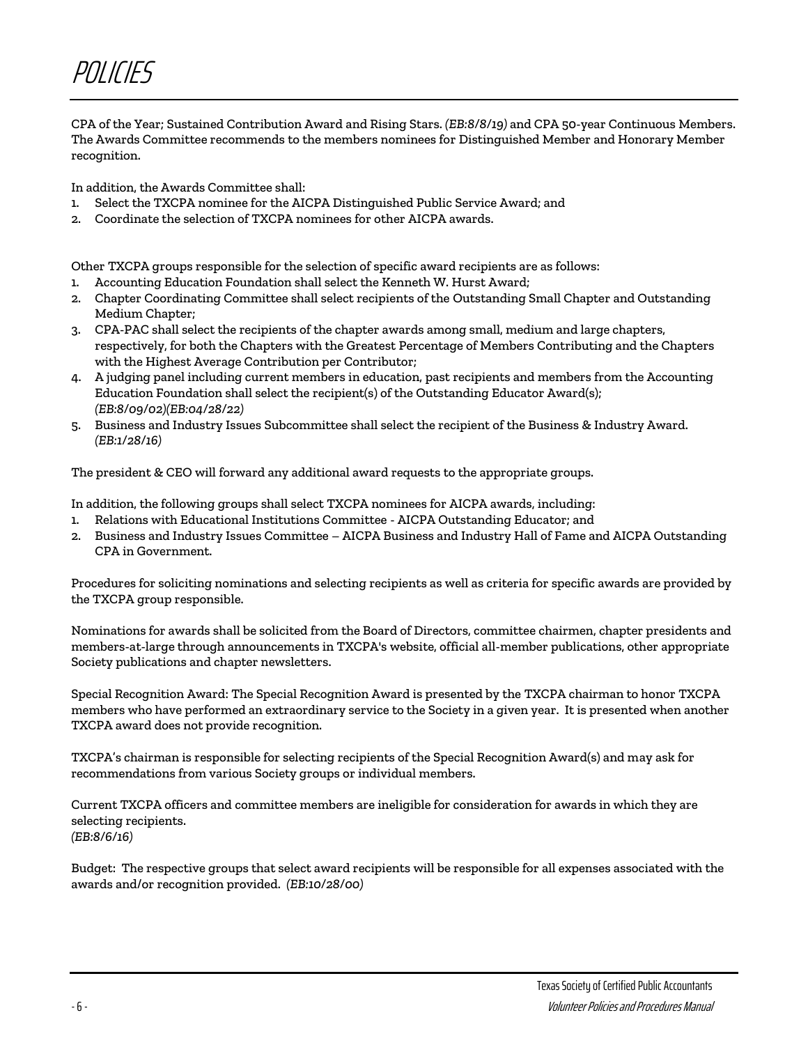# POLICIES

CPA of the Year; Sustained Contribution Award and Rising Stars. *(EB:8/8/19)* and CPA 50-year Continuous Members. The Awards Committee recommends to the members nominees for Distinguished Member and Honorary Member recognition.

In addition, the Awards Committee shall:

1. Select the TXCPA nominee for the AICPA Distinguished Public Service Award; and
2. Coordinate the selection of TXCPA nominees for other AICPA awards.

Other TXCPA groups responsible for the selection of specific award recipients are as follows:

1. Accounting Education Foundation shall select the Kenneth W. Hurst Award;
2. Chapter Coordinating Committee shall select recipients of the Outstanding Small Chapter and Outstanding Medium Chapter;
3. CPA-PAC shall select the recipients of the chapter awards among small, medium and large chapters, respectively, for both the Chapters with the Greatest Percentage of Members Contributing and the Chapters with the Highest Average Contribution per Contributor;
4. A judging panel including current members in education, past recipients and members from the Accounting Education Foundation shall select the recipient(s) of the Outstanding Educator Award(s); *(EB:8/09/02)(EB:04/28/22)*
5. Business and Industry Issues Subcommittee shall select the recipient of the Business & Industry Award. *(EB:1/28/16)*

The president & CEO will forward any additional award requests to the appropriate groups.

In addition, the following groups shall select TXCPA nominees for AICPA awards, including:

1. Relations with Educational Institutions Committee - AICPA Outstanding Educator; and
2. Business and Industry Issues Committee – AICPA Business and Industry Hall of Fame and AICPA Outstanding CPA in Government.

Procedures for soliciting nominations and selecting recipients as well as criteria for specific awards are provided by the TXCPA group responsible.

Nominations for awards shall be solicited from the Board of Directors, committee chairmen, chapter presidents and members-at-large through announcements in TXCPA's website, official all-member publications, other appropriate Society publications and chapter newsletters.

Special Recognition Award: The Special Recognition Award is presented by the TXCPA chairman to honor TXCPA members who have performed an extraordinary service to the Society in a given year. It is presented when another TXCPA award does not provide recognition.

TXCPA's chairman is responsible for selecting recipients of the Special Recognition Award(s) and may ask for recommendations from various Society groups or individual members.

Current TXCPA officers and committee members are ineligible for consideration for awards in which they are selecting recipients.
*(EB:8/6/16)*

Budget: The respective groups that select award recipients will be responsible for all expenses associated with the awards and/or recognition provided. *(EB:10/28/00)*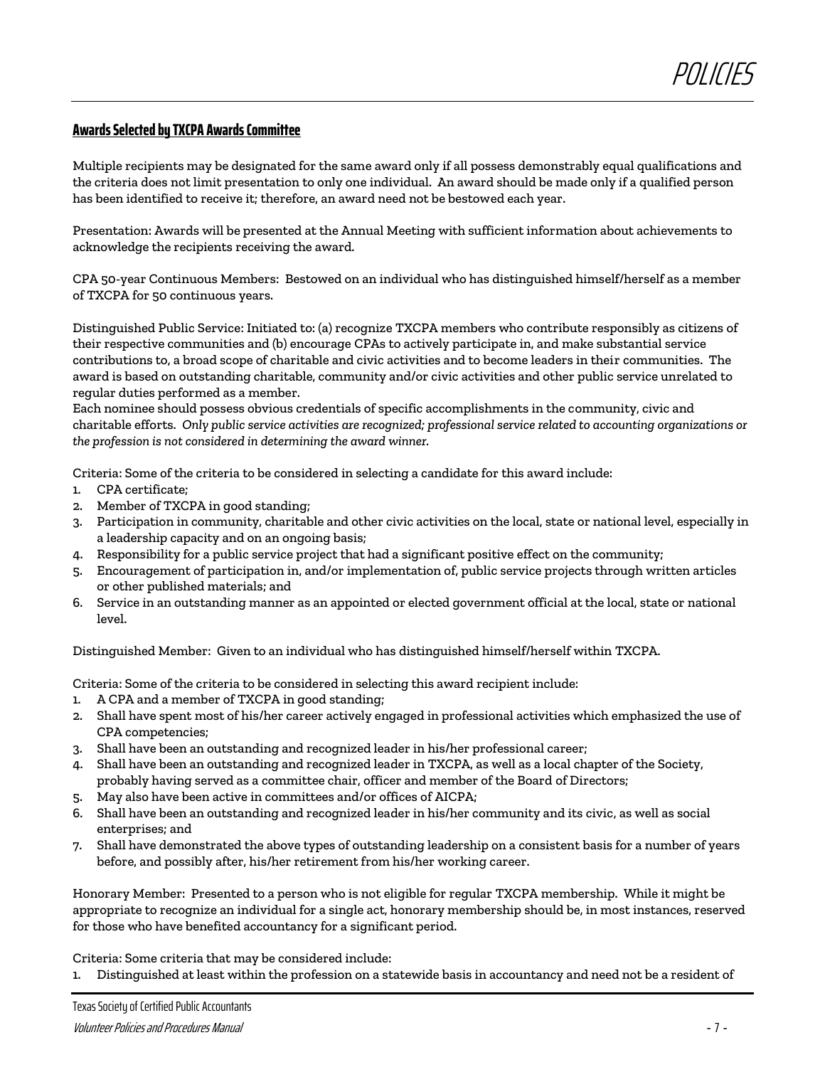## Awards Selected by TXCPA Awards Committee

Multiple recipients may be designated for the same award only if all possess demonstrably equal qualifications and the criteria does not limit presentation to only one individual. An award should be made only if a qualified person has been identified to receive it; therefore, an award need not be bestowed each year.

Presentation: Awards will be presented at the Annual Meeting with sufficient information about achievements to acknowledge the recipients receiving the award.

CPA 50-year Continuous Members: Bestowed on an individual who has distinguished himself/herself as a member of TXCPA for 50 continuous years.

Distinguished Public Service: Initiated to: (a) recognize TXCPA members who contribute responsibly as citizens of their respective communities and (b) encourage CPAs to actively participate in, and make substantial service contributions to, a broad scope of charitable and civic activities and to become leaders in their communities. The award is based on outstanding charitable, community and/or civic activities and other public service unrelated to regular duties performed as a member.
Each nominee should possess obvious credentials of specific accomplishments in the community, civic and charitable efforts. *Only public service activities are recognized; professional service related to accounting organizations or the profession is not considered in determining the award winner.*

Criteria: Some of the criteria to be considered in selecting a candidate for this award include:

1. CPA certificate;
2. Member of TXCPA in good standing;
3. Participation in community, charitable and other civic activities on the local, state or national level, especially in a leadership capacity and on an ongoing basis;
4. Responsibility for a public service project that had a significant positive effect on the community;
5. Encouragement of participation in, and/or implementation of, public service projects through written articles or other published materials; and
6. Service in an outstanding manner as an appointed or elected government official at the local, state or national level.

Distinguished Member: Given to an individual who has distinguished himself/herself within TXCPA.

Criteria: Some of the criteria to be considered in selecting this award recipient include:

1. A CPA and a member of TXCPA in good standing;
2. Shall have spent most of his/her career actively engaged in professional activities which emphasized the use of CPA competencies;
3. Shall have been an outstanding and recognized leader in his/her professional career;
4. Shall have been an outstanding and recognized leader in TXCPA, as well as a local chapter of the Society, probably having served as a committee chair, officer and member of the Board of Directors;
5. May also have been active in committees and/or offices of AICPA;
6. Shall have been an outstanding and recognized leader in his/her community and its civic, as well as social enterprises; and
7. Shall have demonstrated the above types of outstanding leadership on a consistent basis for a number of years before, and possibly after, his/her retirement from his/her working career.

Honorary Member: Presented to a person who is not eligible for regular TXCPA membership. While it might be appropriate to recognize an individual for a single act, honorary membership should be, in most instances, reserved for those who have benefited accountancy for a significant period.

Criteria: Some criteria that may be considered include:

1. Distinguished at least within the profession on a statewide basis in accountancy and need not be a resident of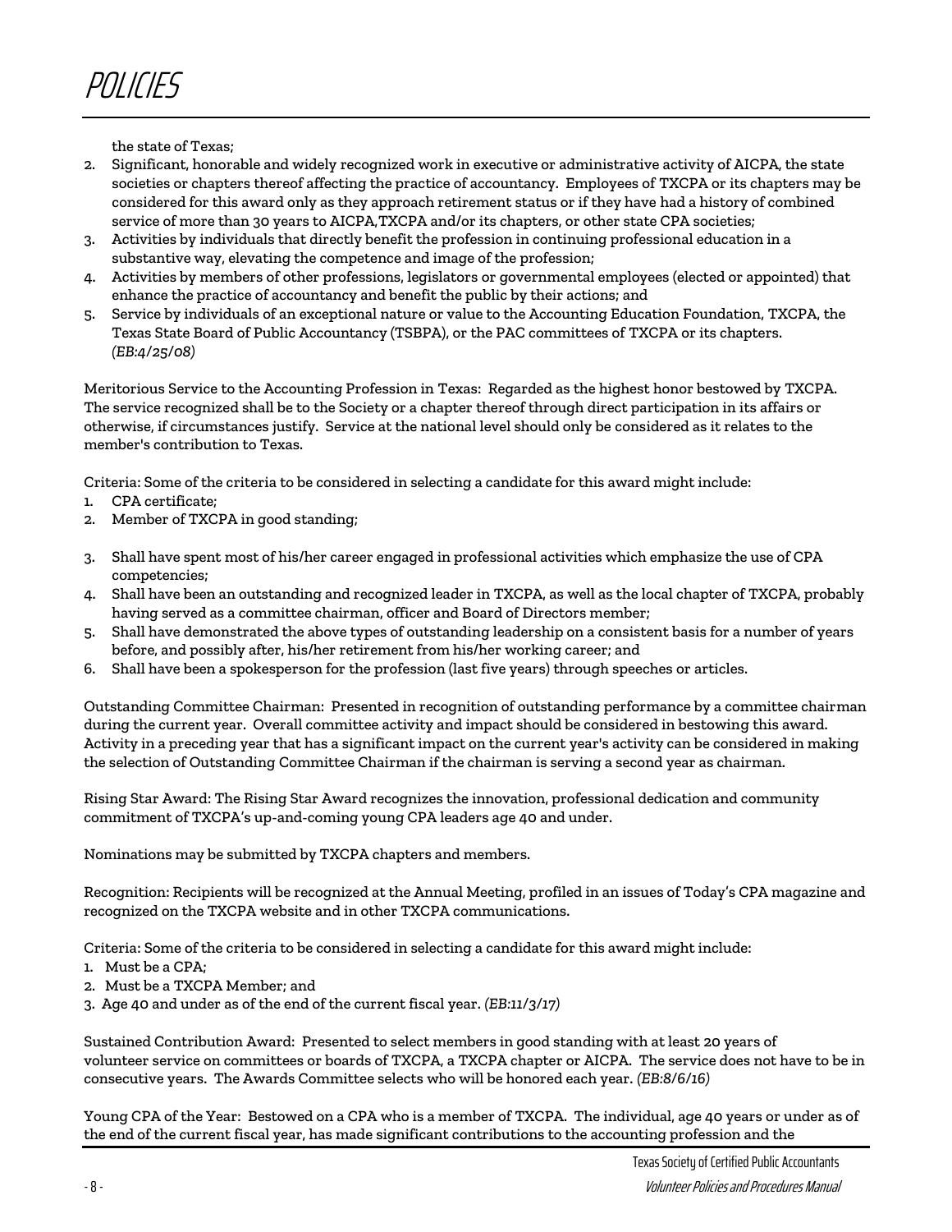the state of Texas;

2. Significant, honorable and widely recognized work in executive or administrative activity of AICPA, the state societies or chapters thereof affecting the practice of accountancy. Employees of TXCPA or its chapters may be considered for this award only as they approach retirement status or if they have had a history of combined service of more than 30 years to AICPA,TXCPA and/or its chapters, or other state CPA societies;
3. Activities by individuals that directly benefit the profession in continuing professional education in a substantive way, elevating the competence and image of the profession;
4. Activities by members of other professions, legislators or governmental employees (elected or appointed) that enhance the practice of accountancy and benefit the public by their actions; and
5. Service by individuals of an exceptional nature or value to the Accounting Education Foundation, TXCPA, the Texas State Board of Public Accountancy (TSBPA), or the PAC committees of TXCPA or its chapters. *(EB:4/25/08)*

Meritorious Service to the Accounting Profession in Texas: Regarded as the highest honor bestowed by TXCPA. The service recognized shall be to the Society or a chapter thereof through direct participation in its affairs or otherwise, if circumstances justify. Service at the national level should only be considered as it relates to the member's contribution to Texas.

Criteria: Some of the criteria to be considered in selecting a candidate for this award might include:

1. CPA certificate;
2. Member of TXCPA in good standing;
3. Shall have spent most of his/her career engaged in professional activities which emphasize the use of CPA competencies;
4. Shall have been an outstanding and recognized leader in TXCPA, as well as the local chapter of TXCPA, probably having served as a committee chairman, officer and Board of Directors member;
5. Shall have demonstrated the above types of outstanding leadership on a consistent basis for a number of years before, and possibly after, his/her retirement from his/her working career; and
6. Shall have been a spokesperson for the profession (last five years) through speeches or articles.

Outstanding Committee Chairman: Presented in recognition of outstanding performance by a committee chairman during the current year. Overall committee activity and impact should be considered in bestowing this award. Activity in a preceding year that has a significant impact on the current year's activity can be considered in making the selection of Outstanding Committee Chairman if the chairman is serving a second year as chairman.

Rising Star Award: The Rising Star Award recognizes the innovation, professional dedication and community commitment of TXCPA's up-and-coming young CPA leaders age 40 and under.

Nominations may be submitted by TXCPA chapters and members.

Recognition: Recipients will be recognized at the Annual Meeting, profiled in an issues of Today's CPA magazine and recognized on the TXCPA website and in other TXCPA communications.

Criteria: Some of the criteria to be considered in selecting a candidate for this award might include:

1. Must be a CPA;
2. Must be a TXCPA Member; and
3. Age 40 and under as of the end of the current fiscal year. *(EB:11/3/17)*

Sustained Contribution Award: Presented to select members in good standing with at least 20 years of volunteer service on committees or boards of TXCPA, a TXCPA chapter or AICPA. The service does not have to be in consecutive years. The Awards Committee selects who will be honored each year. *(EB:8/6/16)*

Young CPA of the Year: Bestowed on a CPA who is a member of TXCPA. The individual, age 40 years or under as of the end of the current fiscal year, has made significant contributions to the accounting profession and the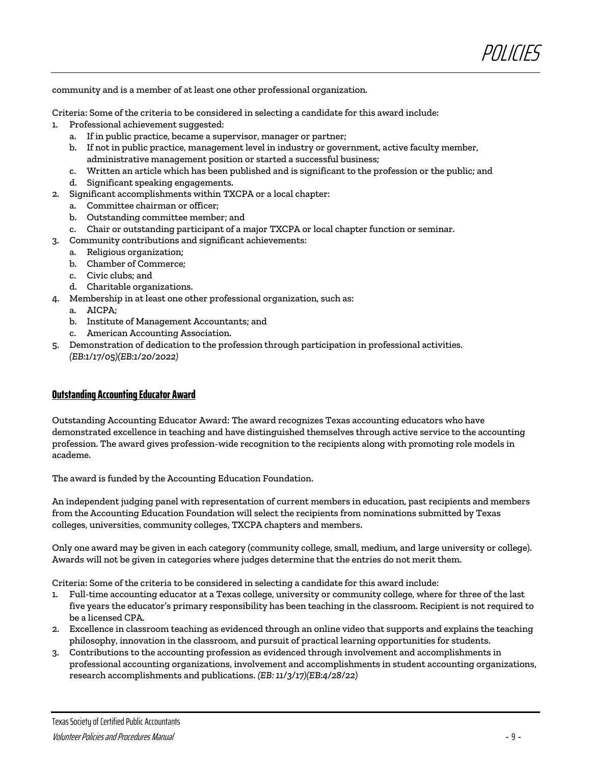community and is a member of at least one other professional organization.

Criteria: Some of the criteria to be considered in selecting a candidate for this award include:

1. Professional achievement suggested:
   a. If in public practice, became a supervisor, manager or partner;
   b. If not in public practice, management level in industry or government, active faculty member, administrative management position or started a successful business;
   c. Written an article which has been published and is significant to the profession or the public; and
   d. Significant speaking engagements.
2. Significant accomplishments within TXCPA or a local chapter:
   a. Committee chairman or officer;
   b. Outstanding committee member; and
   c. Chair or outstanding participant of a major TXCPA or local chapter function or seminar.
3. Community contributions and significant achievements:
   a. Religious organization;
   b. Chamber of Commerce;
   c. Civic clubs; and
   d. Charitable organizations.
4. Membership in at least one other professional organization, such as:
   a. AICPA;
   b. Institute of Management Accountants; and
   c. American Accounting Association.
5. Demonstration of dedication to the profession through participation in professional activities. *(EB:1/17/05)(EB:1/20/2022)*

## Outstanding Accounting Educator Award

Outstanding Accounting Educator Award: The award recognizes Texas accounting educators who have demonstrated excellence in teaching and have distinguished themselves through active service to the accounting profession. The award gives profession-wide recognition to the recipients along with promoting role models in academe.

The award is funded by the Accounting Education Foundation.

An independent judging panel with representation of current members in education, past recipients and members from the Accounting Education Foundation will select the recipients from nominations submitted by Texas colleges, universities, community colleges, TXCPA chapters and members.

Only one award may be given in each category (community college, small, medium, and large university or college). Awards will not be given in categories where judges determine that the entries do not merit them.

Criteria: Some of the criteria to be considered in selecting a candidate for this award include:

1. Full-time accounting educator at a Texas college, university or community college, where for three of the last five years the educator's primary responsibility has been teaching in the classroom. Recipient is not required to be a licensed CPA.
2. Excellence in classroom teaching as evidenced through an online video that supports and explains the teaching philosophy, innovation in the classroom, and pursuit of practical learning opportunities for students.
3. Contributions to the accounting profession as evidenced through involvement and accomplishments in professional accounting organizations, involvement and accomplishments in student accounting organizations, research accomplishments and publications. *(EB: 11/3/17)(EB:4/28/22)*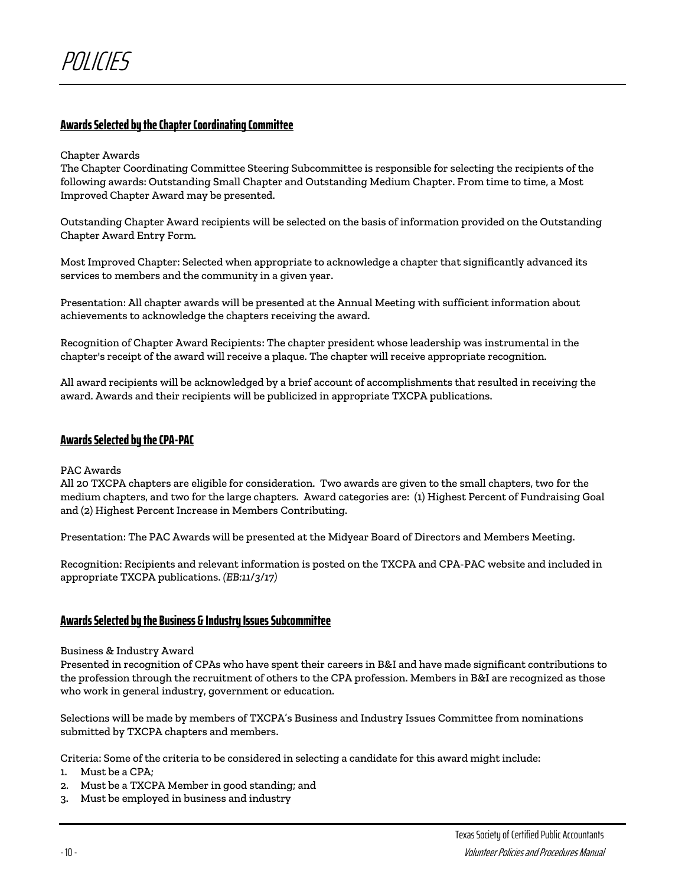# POLICIES

## Awards Selected by the Chapter Coordinating Committee

Chapter Awards

The Chapter Coordinating Committee Steering Subcommittee is responsible for selecting the recipients of the following awards: Outstanding Small Chapter and Outstanding Medium Chapter. From time to time, a Most Improved Chapter Award may be presented.

Outstanding Chapter Award recipients will be selected on the basis of information provided on the Outstanding Chapter Award Entry Form.

Most Improved Chapter: Selected when appropriate to acknowledge a chapter that significantly advanced its services to members and the community in a given year.

Presentation: All chapter awards will be presented at the Annual Meeting with sufficient information about achievements to acknowledge the chapters receiving the award.

Recognition of Chapter Award Recipients: The chapter president whose leadership was instrumental in the chapter's receipt of the award will receive a plaque. The chapter will receive appropriate recognition.

All award recipients will be acknowledged by a brief account of accomplishments that resulted in receiving the award. Awards and their recipients will be publicized in appropriate TXCPA publications.

## Awards Selected by the CPA-PAC

PAC Awards

All 20 TXCPA chapters are eligible for consideration. Two awards are given to the small chapters, two for the medium chapters, and two for the large chapters. Award categories are: (1) Highest Percent of Fundraising Goal and (2) Highest Percent Increase in Members Contributing.

Presentation: The PAC Awards will be presented at the Midyear Board of Directors and Members Meeting.

Recognition: Recipients and relevant information is posted on the TXCPA and CPA-PAC website and included in appropriate TXCPA publications. *(EB:11/3/17)*

## Awards Selected by the Business & Industry Issues Subcommittee

Business & Industry Award

Presented in recognition of CPAs who have spent their careers in B&I and have made significant contributions to the profession through the recruitment of others to the CPA profession. Members in B&I are recognized as those who work in general industry, government or education.

Selections will be made by members of TXCPA's Business and Industry Issues Committee from nominations submitted by TXCPA chapters and members.

Criteria: Some of the criteria to be considered in selecting a candidate for this award might include:

1. Must be a CPA;
2. Must be a TXCPA Member in good standing; and
3. Must be employed in business and industry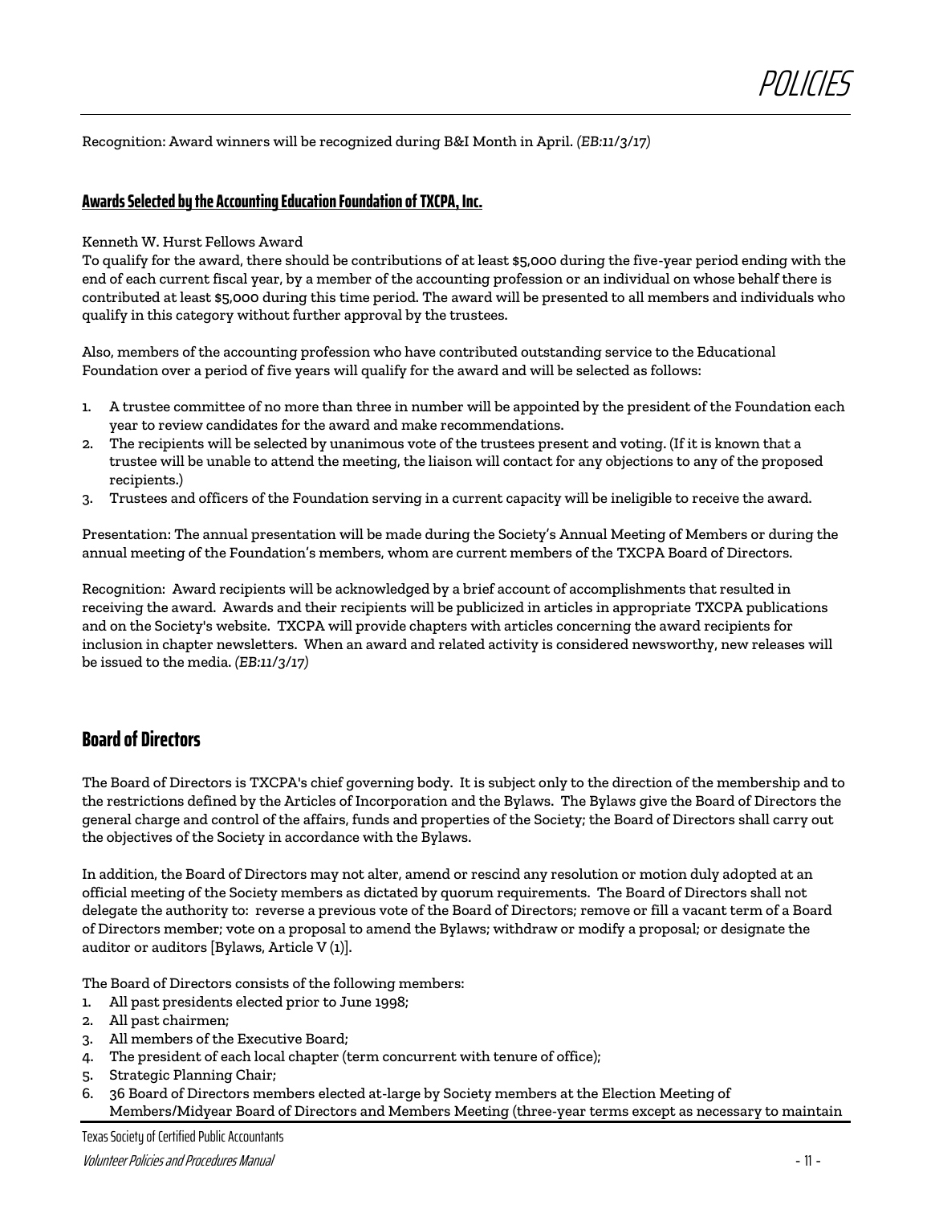Recognition: Award winners will be recognized during B&I Month in April. *(EB:11/3/17)*

### Awards Selected by the Accounting Education Foundation of TXCPA, Inc.

Kenneth W. Hurst Fellows Award

To qualify for the award, there should be contributions of at least $5,000 during the five-year period ending with the end of each current fiscal year, by a member of the accounting profession or an individual on whose behalf there is contributed at least $5,000 during this time period. The award will be presented to all members and individuals who qualify in this category without further approval by the trustees.

Also, members of the accounting profession who have contributed outstanding service to the Educational Foundation over a period of five years will qualify for the award and will be selected as follows:

1. A trustee committee of no more than three in number will be appointed by the president of the Foundation each year to review candidates for the award and make recommendations.
2. The recipients will be selected by unanimous vote of the trustees present and voting. (If it is known that a trustee will be unable to attend the meeting, the liaison will contact for any objections to any of the proposed recipients.)
3. Trustees and officers of the Foundation serving in a current capacity will be ineligible to receive the award.

Presentation: The annual presentation will be made during the Society's Annual Meeting of Members or during the annual meeting of the Foundation's members, whom are current members of the TXCPA Board of Directors.

Recognition: Award recipients will be acknowledged by a brief account of accomplishments that resulted in receiving the award. Awards and their recipients will be publicized in articles in appropriate TXCPA publications and on the Society's website. TXCPA will provide chapters with articles concerning the award recipients for inclusion in chapter newsletters. When an award and related activity is considered newsworthy, new releases will be issued to the media. *(EB:11/3/17)*

## Board of Directors

The Board of Directors is TXCPA's chief governing body. It is subject only to the direction of the membership and to the restrictions defined by the Articles of Incorporation and the Bylaws. The Bylaws give the Board of Directors the general charge and control of the affairs, funds and properties of the Society; the Board of Directors shall carry out the objectives of the Society in accordance with the Bylaws.

In addition, the Board of Directors may not alter, amend or rescind any resolution or motion duly adopted at an official meeting of the Society members as dictated by quorum requirements. The Board of Directors shall not delegate the authority to: reverse a previous vote of the Board of Directors; remove or fill a vacant term of a Board of Directors member; vote on a proposal to amend the Bylaws; withdraw or modify a proposal; or designate the auditor or auditors [Bylaws, Article V (1)].

The Board of Directors consists of the following members:

1. All past presidents elected prior to June 1998;
2. All past chairmen;
3. All members of the Executive Board;
4. The president of each local chapter (term concurrent with tenure of office);
5. Strategic Planning Chair;
6. 36 Board of Directors members elected at-large by Society members at the Election Meeting of Members/Midyear Board of Directors and Members Meeting (three-year terms except as necessary to maintain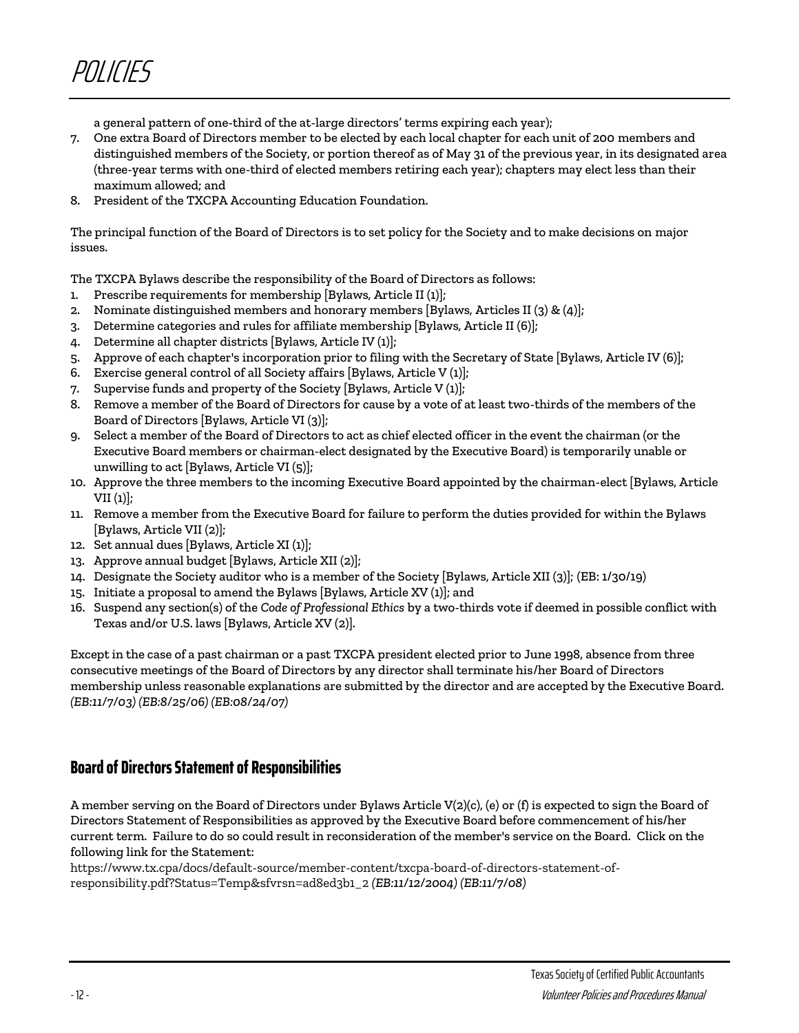a general pattern of one-third of the at-large directors' terms expiring each year);

7. One extra Board of Directors member to be elected by each local chapter for each unit of 200 members and distinguished members of the Society, or portion thereof as of May 31 of the previous year, in its designated area (three-year terms with one-third of elected members retiring each year); chapters may elect less than their maximum allowed; and
8. President of the TXCPA Accounting Education Foundation.

The principal function of the Board of Directors is to set policy for the Society and to make decisions on major issues.

The TXCPA Bylaws describe the responsibility of the Board of Directors as follows:

1. Prescribe requirements for membership [Bylaws, Article II (1)];
2. Nominate distinguished members and honorary members [Bylaws, Articles II (3) & (4)];
3. Determine categories and rules for affiliate membership [Bylaws, Article II (6)];
4. Determine all chapter districts [Bylaws, Article IV (1)];
5. Approve of each chapter's incorporation prior to filing with the Secretary of State [Bylaws, Article IV (6)];
6. Exercise general control of all Society affairs [Bylaws, Article V (1)];
7. Supervise funds and property of the Society [Bylaws, Article V (1)];
8. Remove a member of the Board of Directors for cause by a vote of at least two-thirds of the members of the Board of Directors [Bylaws, Article VI (3)];
9. Select a member of the Board of Directors to act as chief elected officer in the event the chairman (or the Executive Board members or chairman-elect designated by the Executive Board) is temporarily unable or unwilling to act [Bylaws, Article VI (5)];
10. Approve the three members to the incoming Executive Board appointed by the chairman-elect [Bylaws, Article VII (1)];
11. Remove a member from the Executive Board for failure to perform the duties provided for within the Bylaws [Bylaws, Article VII (2)];
12. Set annual dues [Bylaws, Article XI (1)];
13. Approve annual budget [Bylaws, Article XII (2)];
14. Designate the Society auditor who is a member of the Society [Bylaws, Article XII (3)]; (EB: 1/30/19)
15. Initiate a proposal to amend the Bylaws [Bylaws, Article XV (1)]; and
16. Suspend any section(s) of the *Code of Professional Ethics* by a two-thirds vote if deemed in possible conflict with Texas and/or U.S. laws [Bylaws, Article XV (2)].

Except in the case of a past chairman or a past TXCPA president elected prior to June 1998, absence from three consecutive meetings of the Board of Directors by any director shall terminate his/her Board of Directors membership unless reasonable explanations are submitted by the director and are accepted by the Executive Board. *(EB:11/7/03) (EB:8/25/06) (EB:08/24/07)*

## Board of Directors Statement of Responsibilities

A member serving on the Board of Directors under Bylaws Article V(2)(c), (e) or (f) is expected to sign the Board of Directors Statement of Responsibilities as approved by the Executive Board before commencement of his/her current term. Failure to do so could result in reconsideration of the member's service on the Board. Click on the following link for the Statement:
https://www.tx.cpa/docs/default-source/member-content/txcpa-board-of-directors-statement-of-responsibility.pdf?Status=Temp&sfvrsn=ad8ed3b1_2 *(EB:11/12/2004) (EB:11/7/08)*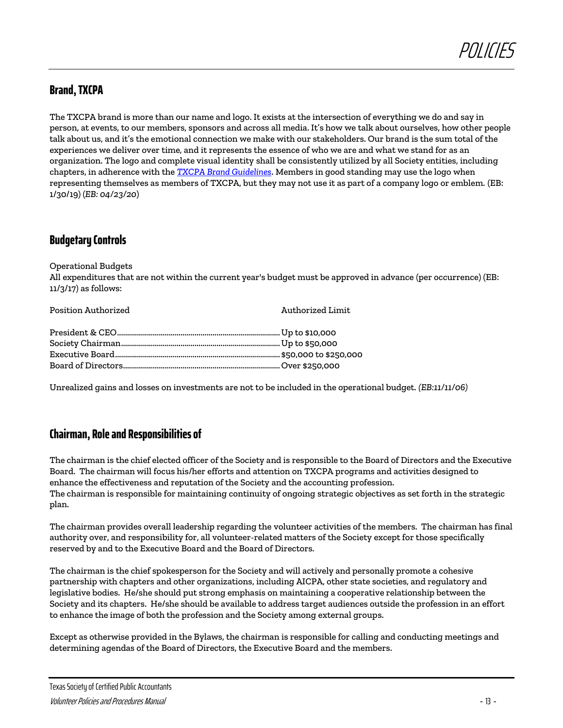## Brand, TXCPA

The TXCPA brand is more than our name and logo. It exists at the intersection of everything we do and say in person, at events, to our members, sponsors and across all media. It's how we talk about ourselves, how other people talk about us, and it's the emotional connection we make with our stakeholders. Our brand is the sum total of the experiences we deliver over time, and it represents the essence of who we are and what we stand for as an organization. The logo and complete visual identity shall be consistently utilized by all Society entities, including chapters, in adherence with the *TXCPA Brand Guidelines*. Members in good standing may use the logo when representing themselves as members of TXCPA, but they may not use it as part of a company logo or emblem. (EB: 1/30/19) (*EB: 04/23/20*)

## Budgetary Controls

Operational Budgets
All expenditures that are not within the current year's budget must be approved in advance (per occurrence) (EB: 11/3/17) as follows:

| Position Authorized | Authorized Limit |
|---|---|
| President & CEO | Up to $10,000 |
| Society Chairman | Up to $50,000 |
| Executive Board | $50,000 to $250,000 |
| Board of Directors | Over $250,000 |

Unrealized gains and losses on investments are not to be included in the operational budget. *(EB:11/11/06)*

## Chairman, Role and Responsibilities of

The chairman is the chief elected officer of the Society and is responsible to the Board of Directors and the Executive Board. The chairman will focus his/her efforts and attention on TXCPA programs and activities designed to enhance the effectiveness and reputation of the Society and the accounting profession.
The chairman is responsible for maintaining continuity of ongoing strategic objectives as set forth in the strategic plan.

The chairman provides overall leadership regarding the volunteer activities of the members. The chairman has final authority over, and responsibility for, all volunteer-related matters of the Society except for those specifically reserved by and to the Executive Board and the Board of Directors.

The chairman is the chief spokesperson for the Society and will actively and personally promote a cohesive partnership with chapters and other organizations, including AICPA, other state societies, and regulatory and legislative bodies. He/she should put strong emphasis on maintaining a cooperative relationship between the Society and its chapters. He/she should be available to address target audiences outside the profession in an effort to enhance the image of both the profession and the Society among external groups.

Except as otherwise provided in the Bylaws, the chairman is responsible for calling and conducting meetings and determining agendas of the Board of Directors, the Executive Board and the members.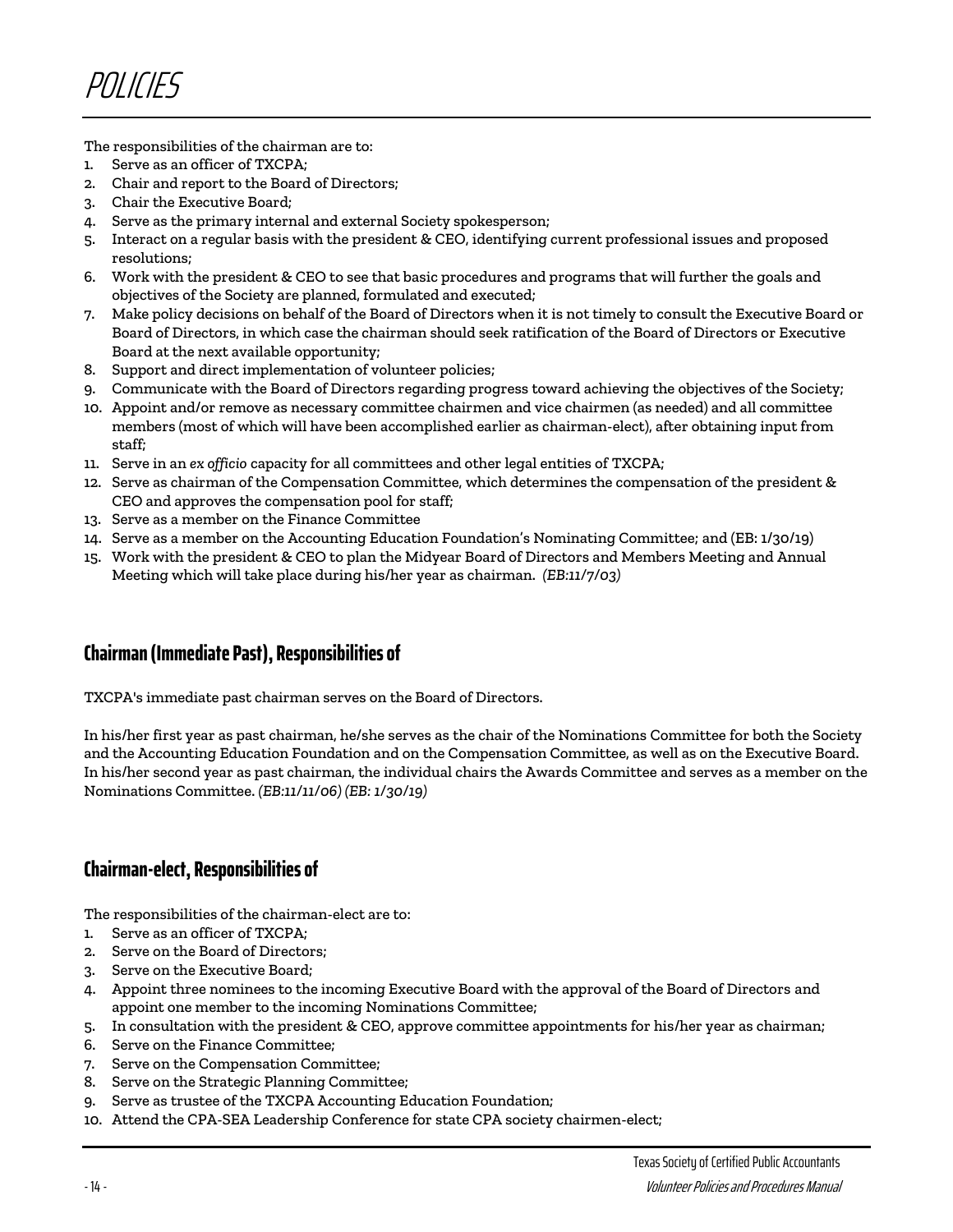# POLICIES

The responsibilities of the chairman are to:

1. Serve as an officer of TXCPA;
2. Chair and report to the Board of Directors;
3. Chair the Executive Board;
4. Serve as the primary internal and external Society spokesperson;
5. Interact on a regular basis with the president & CEO, identifying current professional issues and proposed resolutions;
6. Work with the president & CEO to see that basic procedures and programs that will further the goals and objectives of the Society are planned, formulated and executed;
7. Make policy decisions on behalf of the Board of Directors when it is not timely to consult the Executive Board or Board of Directors, in which case the chairman should seek ratification of the Board of Directors or Executive Board at the next available opportunity;
8. Support and direct implementation of volunteer policies;
9. Communicate with the Board of Directors regarding progress toward achieving the objectives of the Society;
10. Appoint and/or remove as necessary committee chairmen and vice chairmen (as needed) and all committee members (most of which will have been accomplished earlier as chairman-elect), after obtaining input from staff;
11. Serve in an *ex officio* capacity for all committees and other legal entities of TXCPA;
12. Serve as chairman of the Compensation Committee, which determines the compensation of the president & CEO and approves the compensation pool for staff;
13. Serve as a member on the Finance Committee
14. Serve as a member on the Accounting Education Foundation's Nominating Committee; and (EB: 1/30/19)
15. Work with the president & CEO to plan the Midyear Board of Directors and Members Meeting and Annual Meeting which will take place during his/her year as chairman. *(EB:11/7/03)*

## Chairman (Immediate Past), Responsibilities of

TXCPA's immediate past chairman serves on the Board of Directors.

In his/her first year as past chairman, he/she serves as the chair of the Nominations Committee for both the Society and the Accounting Education Foundation and on the Compensation Committee, as well as on the Executive Board. In his/her second year as past chairman, the individual chairs the Awards Committee and serves as a member on the Nominations Committee. *(EB:11/11/06) (EB: 1/30/19)*

## Chairman-elect, Responsibilities of

The responsibilities of the chairman-elect are to:

1. Serve as an officer of TXCPA;
2. Serve on the Board of Directors;
3. Serve on the Executive Board;
4. Appoint three nominees to the incoming Executive Board with the approval of the Board of Directors and appoint one member to the incoming Nominations Committee;
5. In consultation with the president & CEO, approve committee appointments for his/her year as chairman;
6. Serve on the Finance Committee;
7. Serve on the Compensation Committee;
8. Serve on the Strategic Planning Committee;
9. Serve as trustee of the TXCPA Accounting Education Foundation;
10. Attend the CPA-SEA Leadership Conference for state CPA society chairmen-elect;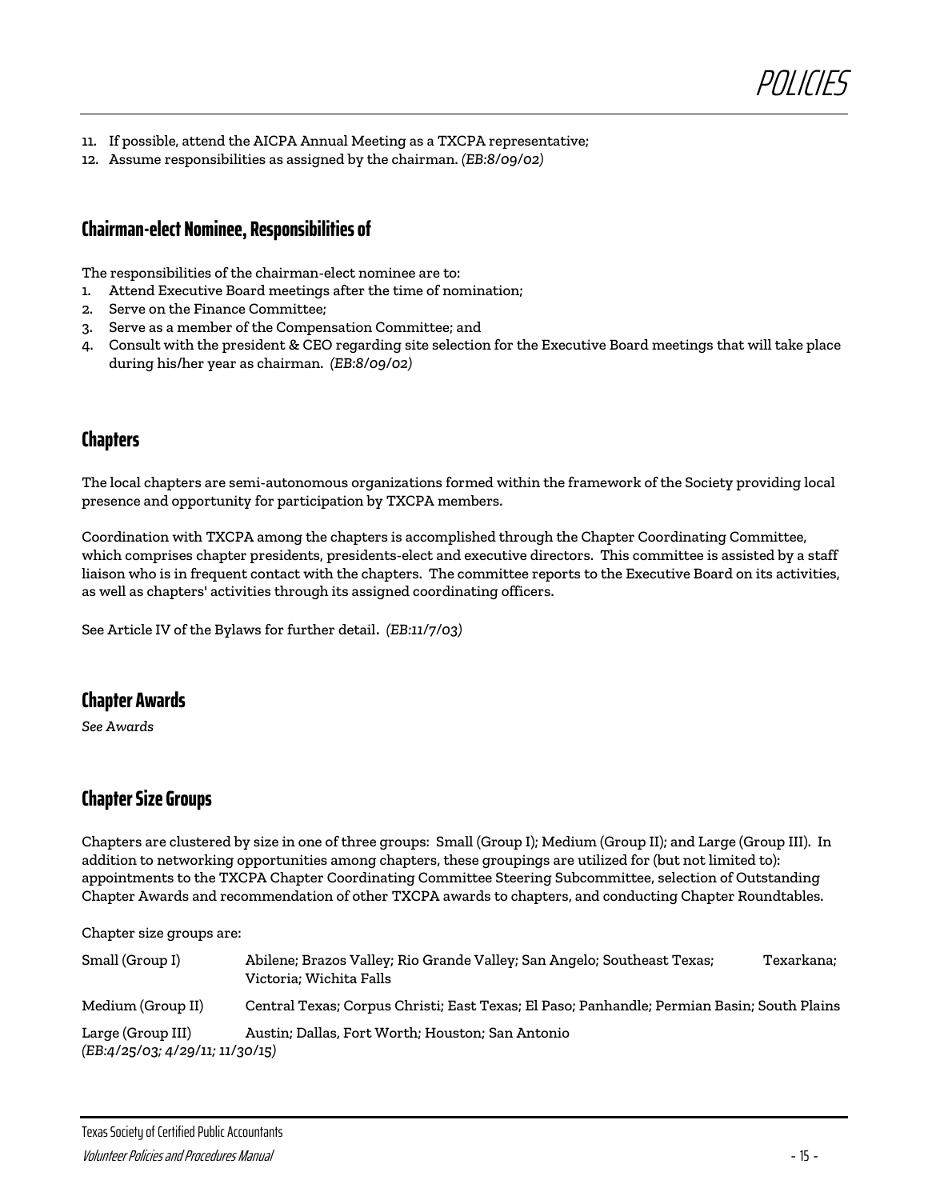11. If possible, attend the AICPA Annual Meeting as a TXCPA representative;
12. Assume responsibilities as assigned by the chairman. *(EB:8/09/02)*

## Chairman-elect Nominee, Responsibilities of

The responsibilities of the chairman-elect nominee are to:

1. Attend Executive Board meetings after the time of nomination;
2. Serve on the Finance Committee;
3. Serve as a member of the Compensation Committee; and
4. Consult with the president & CEO regarding site selection for the Executive Board meetings that will take place during his/her year as chairman. *(EB:8/09/02)*

## Chapters

The local chapters are semi-autonomous organizations formed within the framework of the Society providing local presence and opportunity for participation by TXCPA members.

Coordination with TXCPA among the chapters is accomplished through the Chapter Coordinating Committee, which comprises chapter presidents, presidents-elect and executive directors. This committee is assisted by a staff liaison who is in frequent contact with the chapters. The committee reports to the Executive Board on its activities, as well as chapters' activities through its assigned coordinating officers.

See Article IV of the Bylaws for further detail. *(EB:11/7/03)*

## Chapter Awards

*See Awards*

## Chapter Size Groups

Chapters are clustered by size in one of three groups: Small (Group I); Medium (Group II); and Large (Group III). In addition to networking opportunities among chapters, these groupings are utilized for (but not limited to): appointments to the TXCPA Chapter Coordinating Committee Steering Subcommittee, selection of Outstanding Chapter Awards and recommendation of other TXCPA awards to chapters, and conducting Chapter Roundtables.

Chapter size groups are:

| | |
|---|---|
| Small (Group I) | Abilene; Brazos Valley; Rio Grande Valley; San Angelo; Southeast Texas; Texarkana; Victoria; Wichita Falls |
| Medium (Group II) | Central Texas; Corpus Christi; East Texas; El Paso; Panhandle; Permian Basin; South Plains |
| Large (Group III) | Austin; Dallas, Fort Worth; Houston; San Antonio |

*(EB:4/25/03; 4/29/11; 11/30/15)*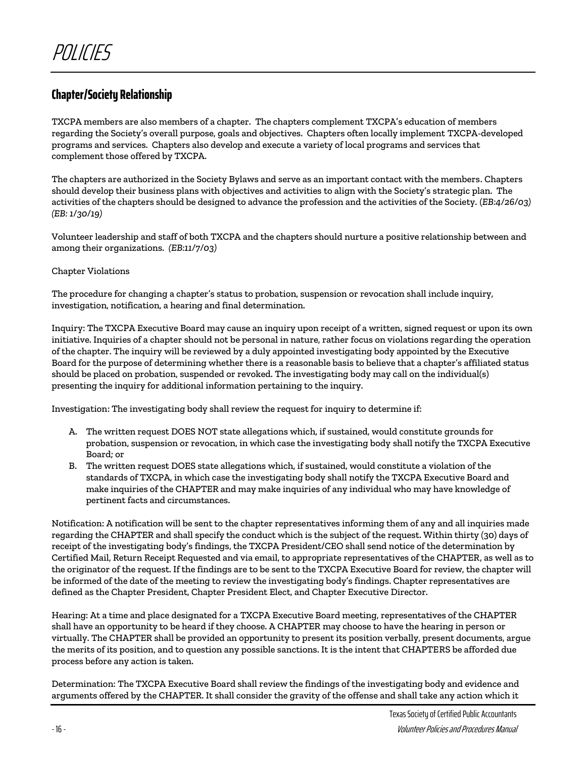# POLICIES

## Chapter/Society Relationship

TXCPA members are also members of a chapter. The chapters complement TXCPA's education of members regarding the Society's overall purpose, goals and objectives. Chapters often locally implement TXCPA-developed programs and services. Chapters also develop and execute a variety of local programs and services that complement those offered by TXCPA.

The chapters are authorized in the Society Bylaws and serve as an important contact with the members. Chapters should develop their business plans with objectives and activities to align with the Society's strategic plan. The activities of the chapters should be designed to advance the profession and the activities of the Society. *(EB:4/26/03) (EB: 1/30/19)*

Volunteer leadership and staff of both TXCPA and the chapters should nurture a positive relationship between and among their organizations. *(EB:11/7/03)*

Chapter Violations

The procedure for changing a chapter's status to probation, suspension or revocation shall include inquiry, investigation, notification, a hearing and final determination.

Inquiry: The TXCPA Executive Board may cause an inquiry upon receipt of a written, signed request or upon its own initiative. Inquiries of a chapter should not be personal in nature, rather focus on violations regarding the operation of the chapter. The inquiry will be reviewed by a duly appointed investigating body appointed by the Executive Board for the purpose of determining whether there is a reasonable basis to believe that a chapter's affiliated status should be placed on probation, suspended or revoked. The investigating body may call on the individual(s) presenting the inquiry for additional information pertaining to the inquiry.

Investigation: The investigating body shall review the request for inquiry to determine if:

A. The written request DOES NOT state allegations which, if sustained, would constitute grounds for probation, suspension or revocation, in which case the investigating body shall notify the TXCPA Executive Board; or
B. The written request DOES state allegations which, if sustained, would constitute a violation of the standards of TXCPA, in which case the investigating body shall notify the TXCPA Executive Board and make inquiries of the CHAPTER and may make inquiries of any individual who may have knowledge of pertinent facts and circumstances.

Notification: A notification will be sent to the chapter representatives informing them of any and all inquiries made regarding the CHAPTER and shall specify the conduct which is the subject of the request. Within thirty (30) days of receipt of the investigating body's findings, the TXCPA President/CEO shall send notice of the determination by Certified Mail, Return Receipt Requested and via email, to appropriate representatives of the CHAPTER, as well as to the originator of the request. If the findings are to be sent to the TXCPA Executive Board for review, the chapter will be informed of the date of the meeting to review the investigating body's findings. Chapter representatives are defined as the Chapter President, Chapter President Elect, and Chapter Executive Director.

Hearing: At a time and place designated for a TXCPA Executive Board meeting, representatives of the CHAPTER shall have an opportunity to be heard if they choose. A CHAPTER may choose to have the hearing in person or virtually. The CHAPTER shall be provided an opportunity to present its position verbally, present documents, argue the merits of its position, and to question any possible sanctions. It is the intent that CHAPTERS be afforded due process before any action is taken.

Determination: The TXCPA Executive Board shall review the findings of the investigating body and evidence and arguments offered by the CHAPTER. It shall consider the gravity of the offense and shall take any action which it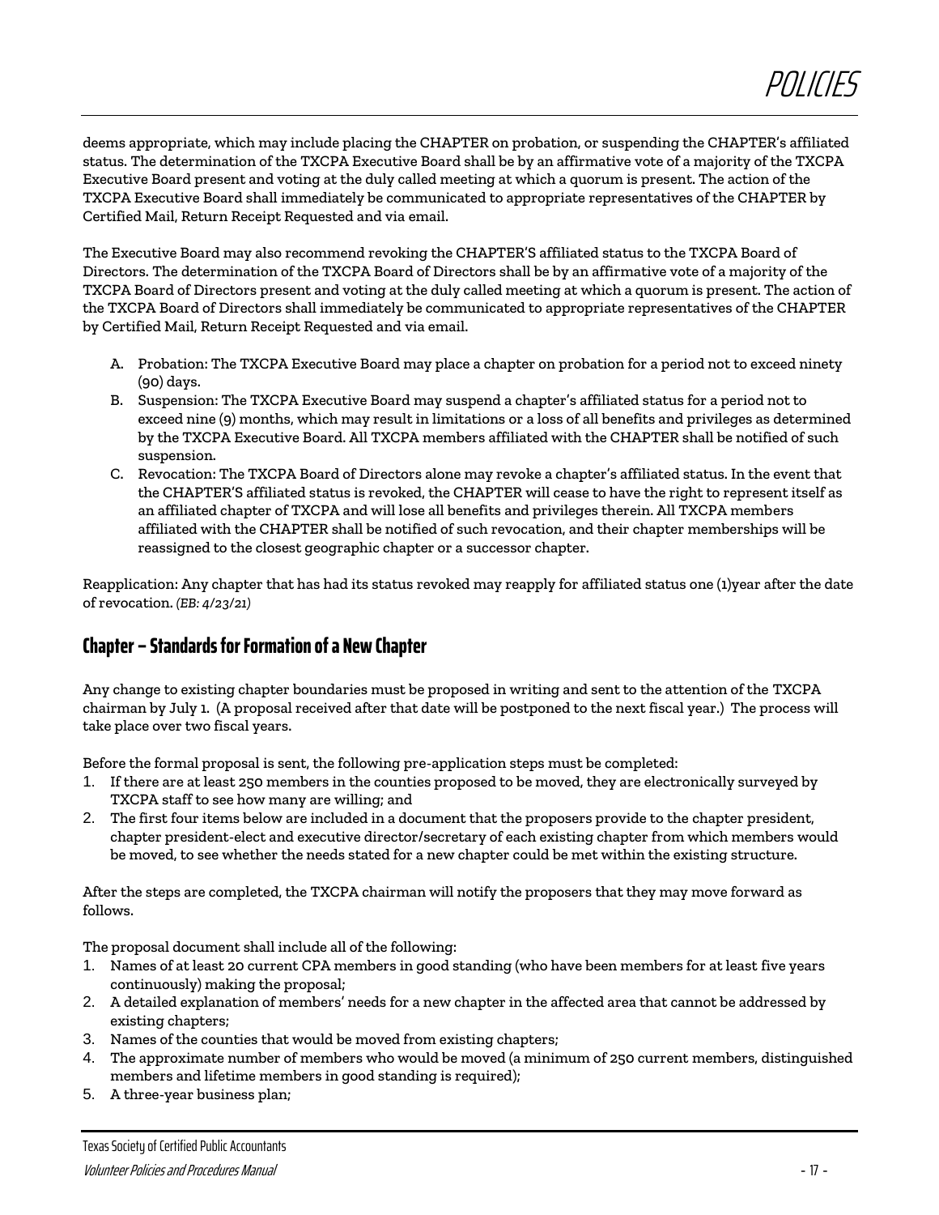deems appropriate, which may include placing the CHAPTER on probation, or suspending the CHAPTER's affiliated status. The determination of the TXCPA Executive Board shall be by an affirmative vote of a majority of the TXCPA Executive Board present and voting at the duly called meeting at which a quorum is present. The action of the TXCPA Executive Board shall immediately be communicated to appropriate representatives of the CHAPTER by Certified Mail, Return Receipt Requested and via email.

The Executive Board may also recommend revoking the CHAPTER'S affiliated status to the TXCPA Board of Directors. The determination of the TXCPA Board of Directors shall be by an affirmative vote of a majority of the TXCPA Board of Directors present and voting at the duly called meeting at which a quorum is present. The action of the TXCPA Board of Directors shall immediately be communicated to appropriate representatives of the CHAPTER by Certified Mail, Return Receipt Requested and via email.

A. Probation: The TXCPA Executive Board may place a chapter on probation for a period not to exceed ninety (90) days.
B. Suspension: The TXCPA Executive Board may suspend a chapter's affiliated status for a period not to exceed nine (9) months, which may result in limitations or a loss of all benefits and privileges as determined by the TXCPA Executive Board. All TXCPA members affiliated with the CHAPTER shall be notified of such suspension.
C. Revocation: The TXCPA Board of Directors alone may revoke a chapter's affiliated status. In the event that the CHAPTER'S affiliated status is revoked, the CHAPTER will cease to have the right to represent itself as an affiliated chapter of TXCPA and will lose all benefits and privileges therein. All TXCPA members affiliated with the CHAPTER shall be notified of such revocation, and their chapter memberships will be reassigned to the closest geographic chapter or a successor chapter.

Reapplication: Any chapter that has had its status revoked may reapply for affiliated status one (1)year after the date of revocation. *(EB: 4/23/21)*

## Chapter – Standards for Formation of a New Chapter

Any change to existing chapter boundaries must be proposed in writing and sent to the attention of the TXCPA chairman by July 1. (A proposal received after that date will be postponed to the next fiscal year.) The process will take place over two fiscal years.

Before the formal proposal is sent, the following pre-application steps must be completed:

1. If there are at least 250 members in the counties proposed to be moved, they are electronically surveyed by TXCPA staff to see how many are willing; and
2. The first four items below are included in a document that the proposers provide to the chapter president, chapter president-elect and executive director/secretary of each existing chapter from which members would be moved, to see whether the needs stated for a new chapter could be met within the existing structure.

After the steps are completed, the TXCPA chairman will notify the proposers that they may move forward as follows.

The proposal document shall include all of the following:

1. Names of at least 20 current CPA members in good standing (who have been members for at least five years continuously) making the proposal;
2. A detailed explanation of members' needs for a new chapter in the affected area that cannot be addressed by existing chapters;
3. Names of the counties that would be moved from existing chapters;
4. The approximate number of members who would be moved (a minimum of 250 current members, distinguished members and lifetime members in good standing is required);
5. A three-year business plan;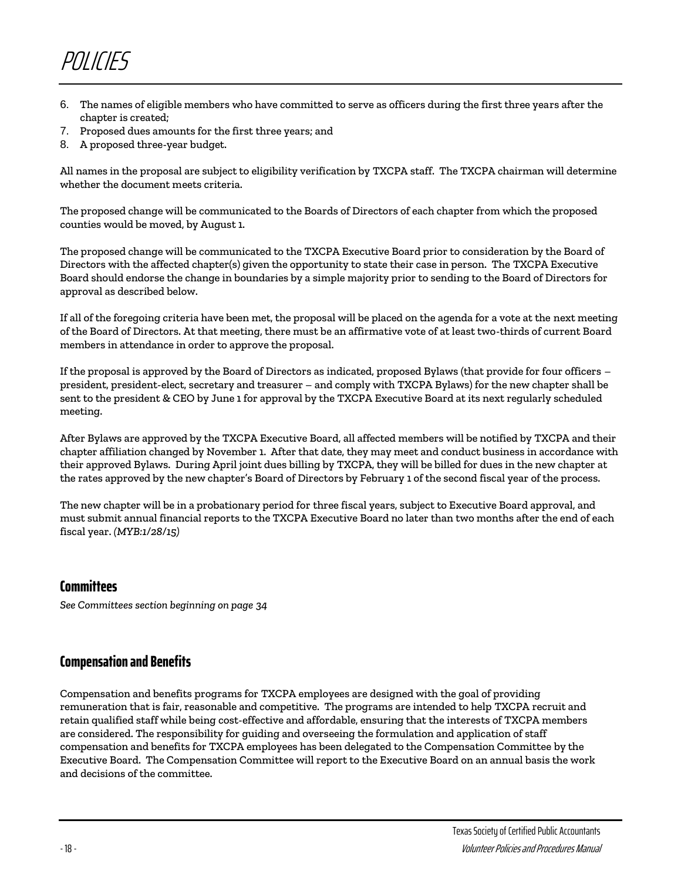# POLICIES

6. The names of eligible members who have committed to serve as officers during the first three years after the chapter is created;
7. Proposed dues amounts for the first three years; and
8. A proposed three-year budget.

All names in the proposal are subject to eligibility verification by TXCPA staff. The TXCPA chairman will determine whether the document meets criteria.

The proposed change will be communicated to the Boards of Directors of each chapter from which the proposed counties would be moved, by August 1.

The proposed change will be communicated to the TXCPA Executive Board prior to consideration by the Board of Directors with the affected chapter(s) given the opportunity to state their case in person. The TXCPA Executive Board should endorse the change in boundaries by a simple majority prior to sending to the Board of Directors for approval as described below.

If all of the foregoing criteria have been met, the proposal will be placed on the agenda for a vote at the next meeting of the Board of Directors. At that meeting, there must be an affirmative vote of at least two-thirds of current Board members in attendance in order to approve the proposal.

If the proposal is approved by the Board of Directors as indicated, proposed Bylaws (that provide for four officers – president, president-elect, secretary and treasurer – and comply with TXCPA Bylaws) for the new chapter shall be sent to the president & CEO by June 1 for approval by the TXCPA Executive Board at its next regularly scheduled meeting.

After Bylaws are approved by the TXCPA Executive Board, all affected members will be notified by TXCPA and their chapter affiliation changed by November 1. After that date, they may meet and conduct business in accordance with their approved Bylaws. During April joint dues billing by TXCPA, they will be billed for dues in the new chapter at the rates approved by the new chapter's Board of Directors by February 1 of the second fiscal year of the process.

The new chapter will be in a probationary period for three fiscal years, subject to Executive Board approval, and must submit annual financial reports to the TXCPA Executive Board no later than two months after the end of each fiscal year. *(MYB:1/28/15)*

## Committees

*See Committees section beginning on page 34*

## Compensation and Benefits

Compensation and benefits programs for TXCPA employees are designed with the goal of providing remuneration that is fair, reasonable and competitive. The programs are intended to help TXCPA recruit and retain qualified staff while being cost-effective and affordable, ensuring that the interests of TXCPA members are considered. The responsibility for guiding and overseeing the formulation and application of staff compensation and benefits for TXCPA employees has been delegated to the Compensation Committee by the Executive Board. The Compensation Committee will report to the Executive Board on an annual basis the work and decisions of the committee.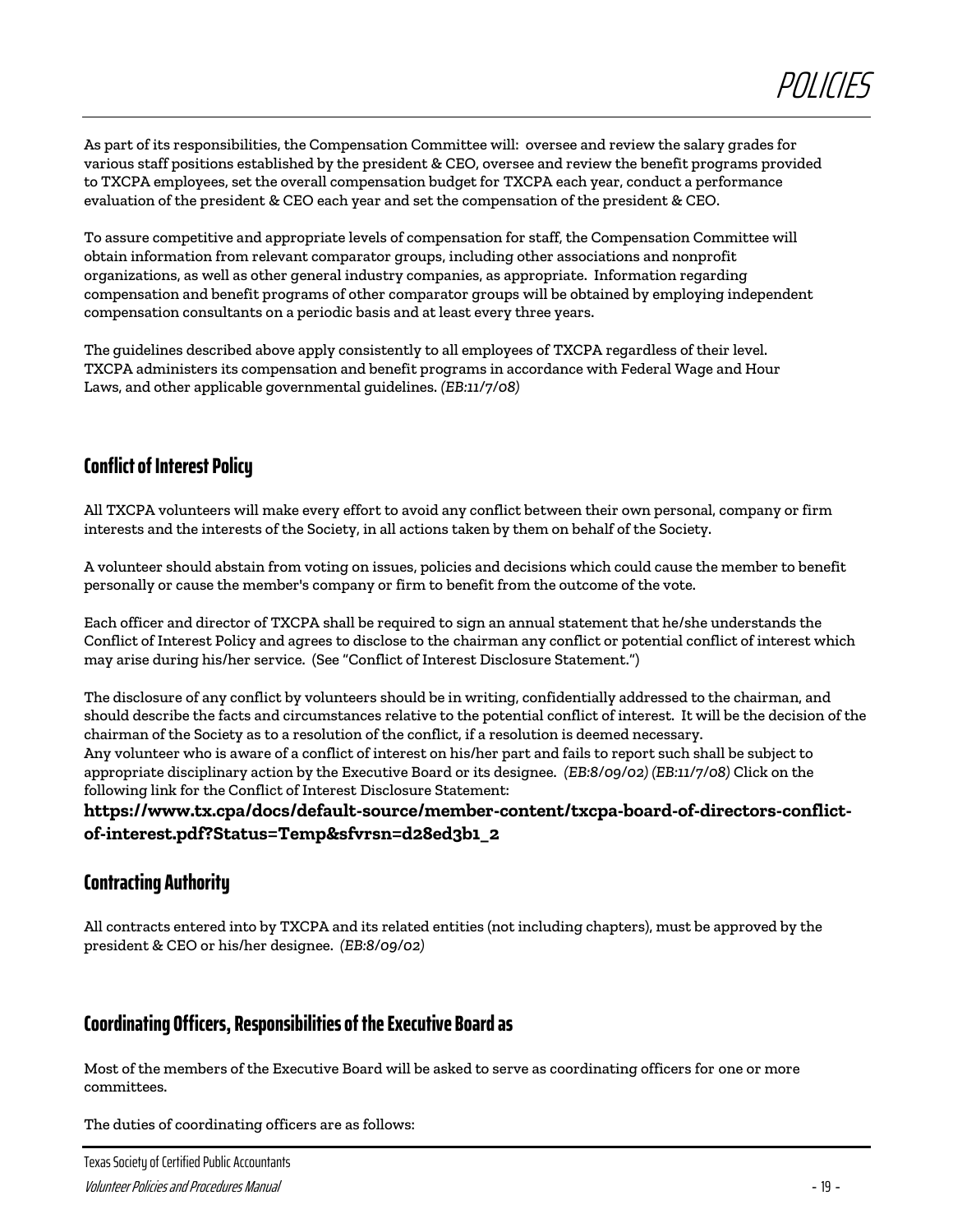As part of its responsibilities, the Compensation Committee will: oversee and review the salary grades for various staff positions established by the president & CEO, oversee and review the benefit programs provided to TXCPA employees, set the overall compensation budget for TXCPA each year, conduct a performance evaluation of the president & CEO each year and set the compensation of the president & CEO.

To assure competitive and appropriate levels of compensation for staff, the Compensation Committee will obtain information from relevant comparator groups, including other associations and nonprofit organizations, as well as other general industry companies, as appropriate. Information regarding compensation and benefit programs of other comparator groups will be obtained by employing independent compensation consultants on a periodic basis and at least every three years.

The guidelines described above apply consistently to all employees of TXCPA regardless of their level. TXCPA administers its compensation and benefit programs in accordance with Federal Wage and Hour Laws, and other applicable governmental guidelines. *(EB:11/7/08)*

## Conflict of Interest Policy

All TXCPA volunteers will make every effort to avoid any conflict between their own personal, company or firm interests and the interests of the Society, in all actions taken by them on behalf of the Society.

A volunteer should abstain from voting on issues, policies and decisions which could cause the member to benefit personally or cause the member's company or firm to benefit from the outcome of the vote.

Each officer and director of TXCPA shall be required to sign an annual statement that he/she understands the Conflict of Interest Policy and agrees to disclose to the chairman any conflict or potential conflict of interest which may arise during his/her service. (See "Conflict of Interest Disclosure Statement.")

The disclosure of any conflict by volunteers should be in writing, confidentially addressed to the chairman, and should describe the facts and circumstances relative to the potential conflict of interest. It will be the decision of the chairman of the Society as to a resolution of the conflict, if a resolution is deemed necessary.
Any volunteer who is aware of a conflict of interest on his/her part and fails to report such shall be subject to appropriate disciplinary action by the Executive Board or its designee. *(EB:8/09/02) (EB:11/7/08)* Click on the following link for the Conflict of Interest Disclosure Statement:
**https://www.tx.cpa/docs/default-source/member-content/txcpa-board-of-directors-conflict-of-interest.pdf?Status=Temp&sfvrsn=d28ed3b1_2**

## Contracting Authority

All contracts entered into by TXCPA and its related entities (not including chapters), must be approved by the president & CEO or his/her designee. *(EB:8/09/02)*

## Coordinating Officers, Responsibilities of the Executive Board as

Most of the members of the Executive Board will be asked to serve as coordinating officers for one or more committees.

The duties of coordinating officers are as follows: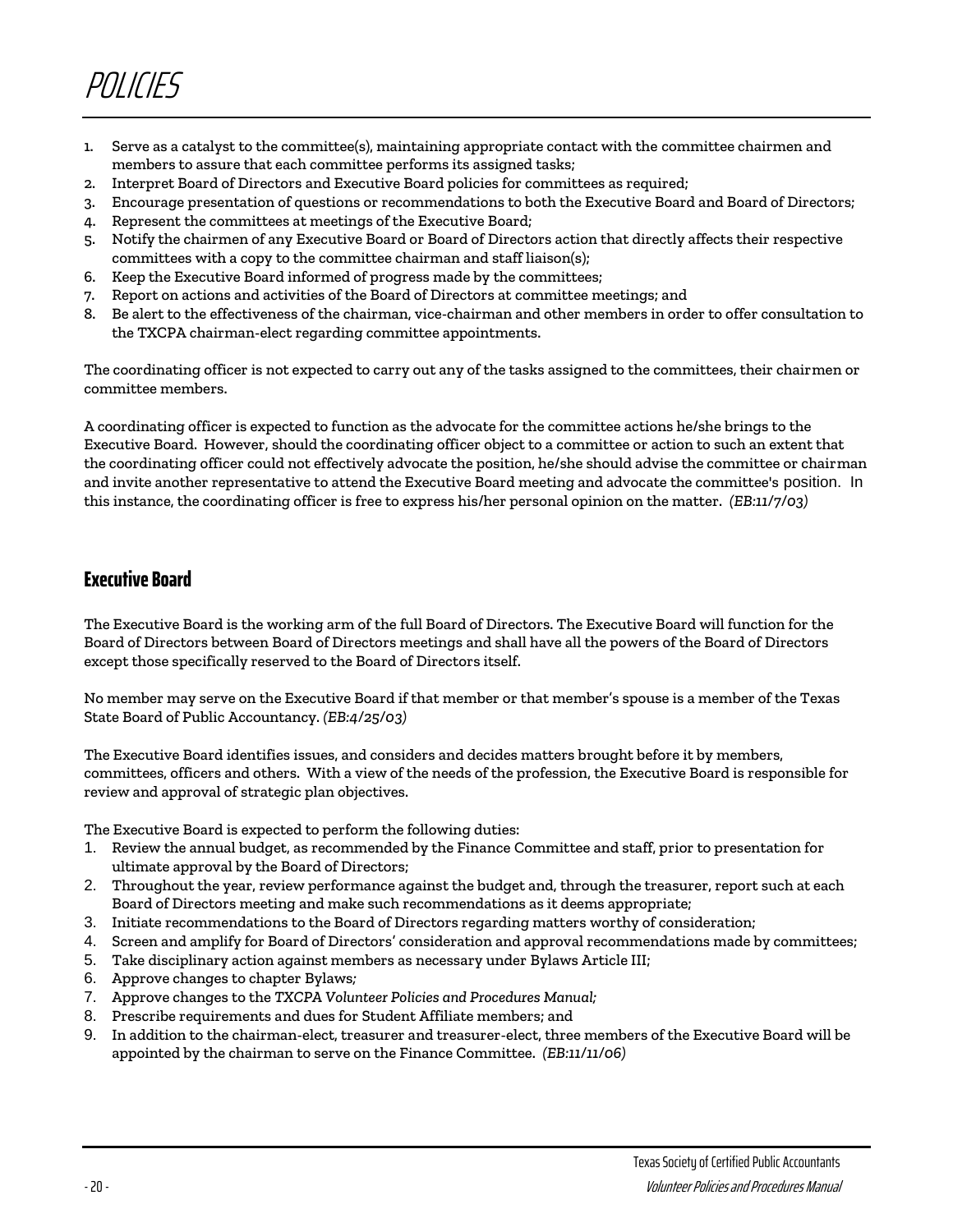# POLICIES

1. Serve as a catalyst to the committee(s), maintaining appropriate contact with the committee chairmen and members to assure that each committee performs its assigned tasks;
2. Interpret Board of Directors and Executive Board policies for committees as required;
3. Encourage presentation of questions or recommendations to both the Executive Board and Board of Directors;
4. Represent the committees at meetings of the Executive Board;
5. Notify the chairmen of any Executive Board or Board of Directors action that directly affects their respective committees with a copy to the committee chairman and staff liaison(s);
6. Keep the Executive Board informed of progress made by the committees;
7. Report on actions and activities of the Board of Directors at committee meetings; and
8. Be alert to the effectiveness of the chairman, vice-chairman and other members in order to offer consultation to the TXCPA chairman-elect regarding committee appointments.

The coordinating officer is not expected to carry out any of the tasks assigned to the committees, their chairmen or committee members.

A coordinating officer is expected to function as the advocate for the committee actions he/she brings to the Executive Board. However, should the coordinating officer object to a committee or action to such an extent that the coordinating officer could not effectively advocate the position, he/she should advise the committee or chairman and invite another representative to attend the Executive Board meeting and advocate the committee's position. In this instance, the coordinating officer is free to express his/her personal opinion on the matter. *(EB:11/7/03)*

## Executive Board

The Executive Board is the working arm of the full Board of Directors. The Executive Board will function for the Board of Directors between Board of Directors meetings and shall have all the powers of the Board of Directors except those specifically reserved to the Board of Directors itself.

No member may serve on the Executive Board if that member or that member's spouse is a member of the Texas State Board of Public Accountancy. *(EB:4/25/03)*

The Executive Board identifies issues, and considers and decides matters brought before it by members, committees, officers and others. With a view of the needs of the profession, the Executive Board is responsible for review and approval of strategic plan objectives.

The Executive Board is expected to perform the following duties:

1. Review the annual budget, as recommended by the Finance Committee and staff, prior to presentation for ultimate approval by the Board of Directors;
2. Throughout the year, review performance against the budget and, through the treasurer, report such at each Board of Directors meeting and make such recommendations as it deems appropriate;
3. Initiate recommendations to the Board of Directors regarding matters worthy of consideration;
4. Screen and amplify for Board of Directors' consideration and approval recommendations made by committees;
5. Take disciplinary action against members as necessary under Bylaws Article III;
6. Approve changes to chapter Bylaws;
7. Approve changes to the *TXCPA Volunteer Policies and Procedures Manual;*
8. Prescribe requirements and dues for Student Affiliate members; and
9. In addition to the chairman-elect, treasurer and treasurer-elect, three members of the Executive Board will be appointed by the chairman to serve on the Finance Committee. *(EB:11/11/06)*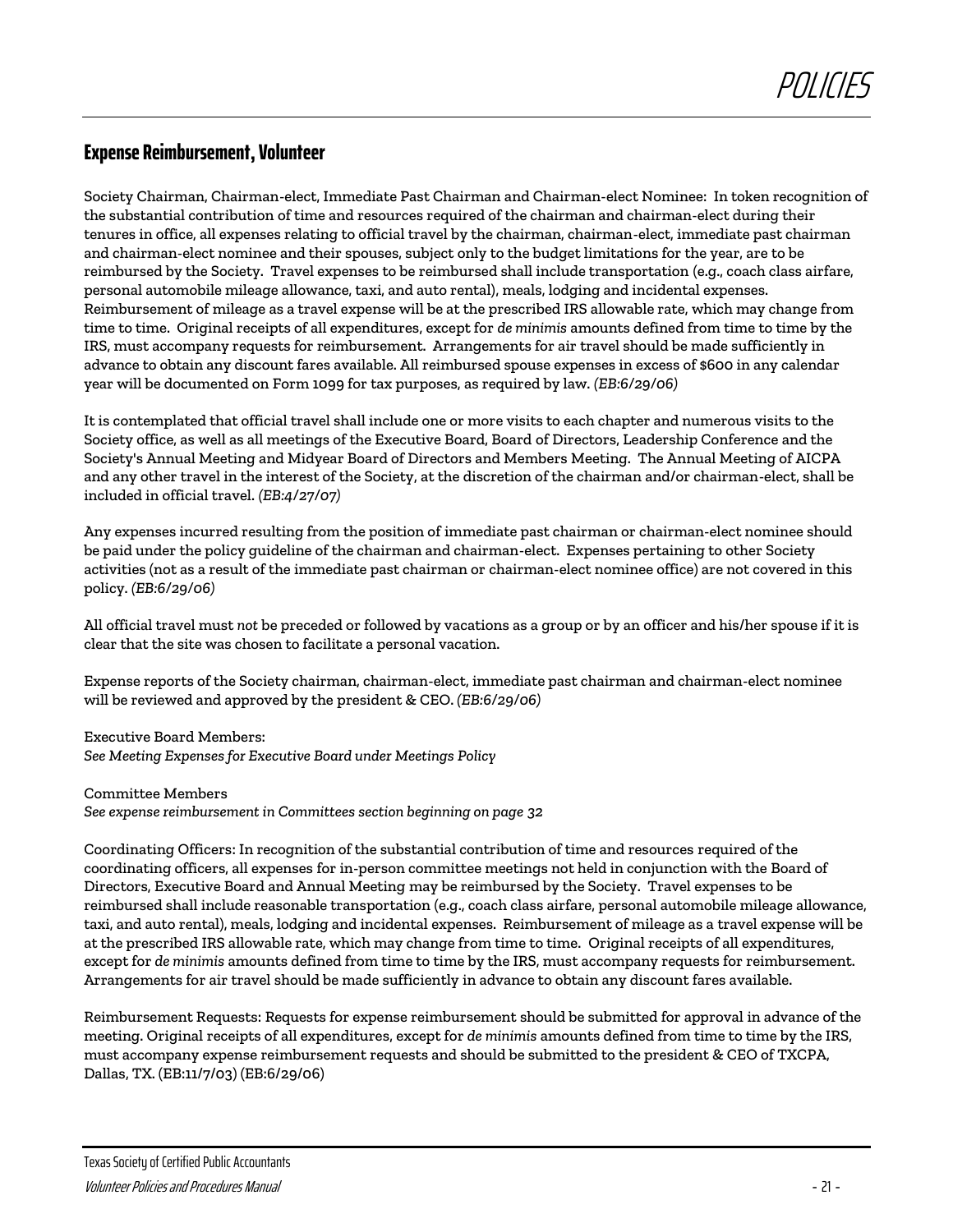## Expense Reimbursement, Volunteer

Society Chairman, Chairman-elect, Immediate Past Chairman and Chairman-elect Nominee: In token recognition of the substantial contribution of time and resources required of the chairman and chairman-elect during their tenures in office, all expenses relating to official travel by the chairman, chairman-elect, immediate past chairman and chairman-elect nominee and their spouses, subject only to the budget limitations for the year, are to be reimbursed by the Society. Travel expenses to be reimbursed shall include transportation (e.g., coach class airfare, personal automobile mileage allowance, taxi, and auto rental), meals, lodging and incidental expenses. Reimbursement of mileage as a travel expense will be at the prescribed IRS allowable rate, which may change from time to time. Original receipts of all expenditures, except for *de minimis* amounts defined from time to time by the IRS, must accompany requests for reimbursement. Arrangements for air travel should be made sufficiently in advance to obtain any discount fares available. All reimbursed spouse expenses in excess of $600 in any calendar year will be documented on Form 1099 for tax purposes, as required by law. *(EB:6/29/06)*

It is contemplated that official travel shall include one or more visits to each chapter and numerous visits to the Society office, as well as all meetings of the Executive Board, Board of Directors, Leadership Conference and the Society's Annual Meeting and Midyear Board of Directors and Members Meeting. The Annual Meeting of AICPA and any other travel in the interest of the Society, at the discretion of the chairman and/or chairman-elect, shall be included in official travel. *(EB:4/27/07)*

Any expenses incurred resulting from the position of immediate past chairman or chairman-elect nominee should be paid under the policy guideline of the chairman and chairman-elect. Expenses pertaining to other Society activities (not as a result of the immediate past chairman or chairman-elect nominee office) are not covered in this policy. *(EB:6/29/06)*

All official travel must *not* be preceded or followed by vacations as a group or by an officer and his/her spouse if it is clear that the site was chosen to facilitate a personal vacation.

Expense reports of the Society chairman, chairman-elect, immediate past chairman and chairman-elect nominee will be reviewed and approved by the president & CEO. *(EB:6/29/06)*

Executive Board Members:
*See Meeting Expenses for Executive Board under Meetings Policy*

Committee Members
*See expense reimbursement in Committees section beginning on page 32*

Coordinating Officers: In recognition of the substantial contribution of time and resources required of the coordinating officers, all expenses for in-person committee meetings not held in conjunction with the Board of Directors, Executive Board and Annual Meeting may be reimbursed by the Society. Travel expenses to be reimbursed shall include reasonable transportation (e.g., coach class airfare, personal automobile mileage allowance, taxi, and auto rental), meals, lodging and incidental expenses. Reimbursement of mileage as a travel expense will be at the prescribed IRS allowable rate, which may change from time to time. Original receipts of all expenditures, except for *de minimis* amounts defined from time to time by the IRS, must accompany requests for reimbursement. Arrangements for air travel should be made sufficiently in advance to obtain any discount fares available.

Reimbursement Requests: Requests for expense reimbursement should be submitted for approval in advance of the meeting. Original receipts of all expenditures, except for *de minimis* amounts defined from time to time by the IRS, must accompany expense reimbursement requests and should be submitted to the president & CEO of TXCPA, Dallas, TX. (EB:11/7/03) (EB:6/29/06)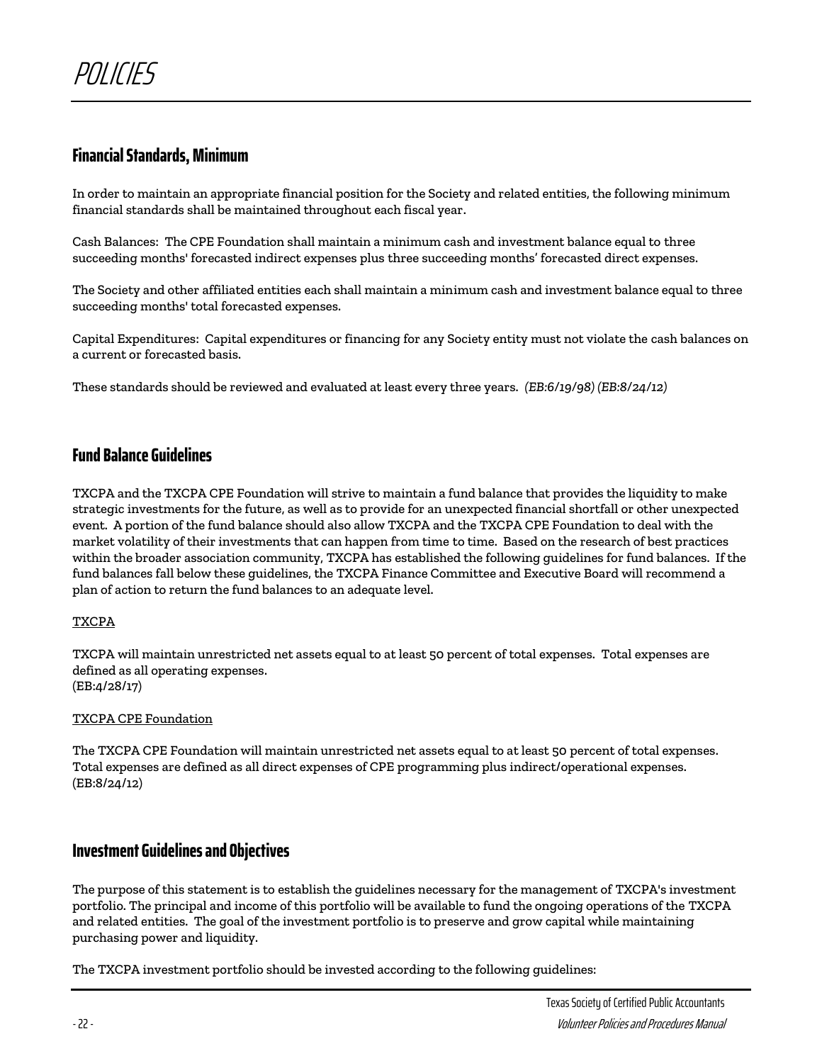# POLICIES

## Financial Standards, Minimum

In order to maintain an appropriate financial position for the Society and related entities, the following minimum financial standards shall be maintained throughout each fiscal year.

Cash Balances: The CPE Foundation shall maintain a minimum cash and investment balance equal to three succeeding months' forecasted indirect expenses plus three succeeding months' forecasted direct expenses.

The Society and other affiliated entities each shall maintain a minimum cash and investment balance equal to three succeeding months' total forecasted expenses.

Capital Expenditures: Capital expenditures or financing for any Society entity must not violate the cash balances on a current or forecasted basis.

These standards should be reviewed and evaluated at least every three years. *(EB:6/19/98) (EB:8/24/12)*

## Fund Balance Guidelines

TXCPA and the TXCPA CPE Foundation will strive to maintain a fund balance that provides the liquidity to make strategic investments for the future, as well as to provide for an unexpected financial shortfall or other unexpected event. A portion of the fund balance should also allow TXCPA and the TXCPA CPE Foundation to deal with the market volatility of their investments that can happen from time to time. Based on the research of best practices within the broader association community, TXCPA has established the following guidelines for fund balances. If the fund balances fall below these guidelines, the TXCPA Finance Committee and Executive Board will recommend a plan of action to return the fund balances to an adequate level.

<u>TXCPA</u>

TXCPA will maintain unrestricted net assets equal to at least 50 percent of total expenses. Total expenses are defined as all operating expenses.
(EB:4/28/17)

<u>TXCPA CPE Foundation</u>

The TXCPA CPE Foundation will maintain unrestricted net assets equal to at least 50 percent of total expenses. Total expenses are defined as all direct expenses of CPE programming plus indirect/operational expenses.
(EB:8/24/12)

## Investment Guidelines and Objectives

The purpose of this statement is to establish the guidelines necessary for the management of TXCPA's investment portfolio. The principal and income of this portfolio will be available to fund the ongoing operations of the TXCPA and related entities. The goal of the investment portfolio is to preserve and grow capital while maintaining purchasing power and liquidity.

The TXCPA investment portfolio should be invested according to the following guidelines: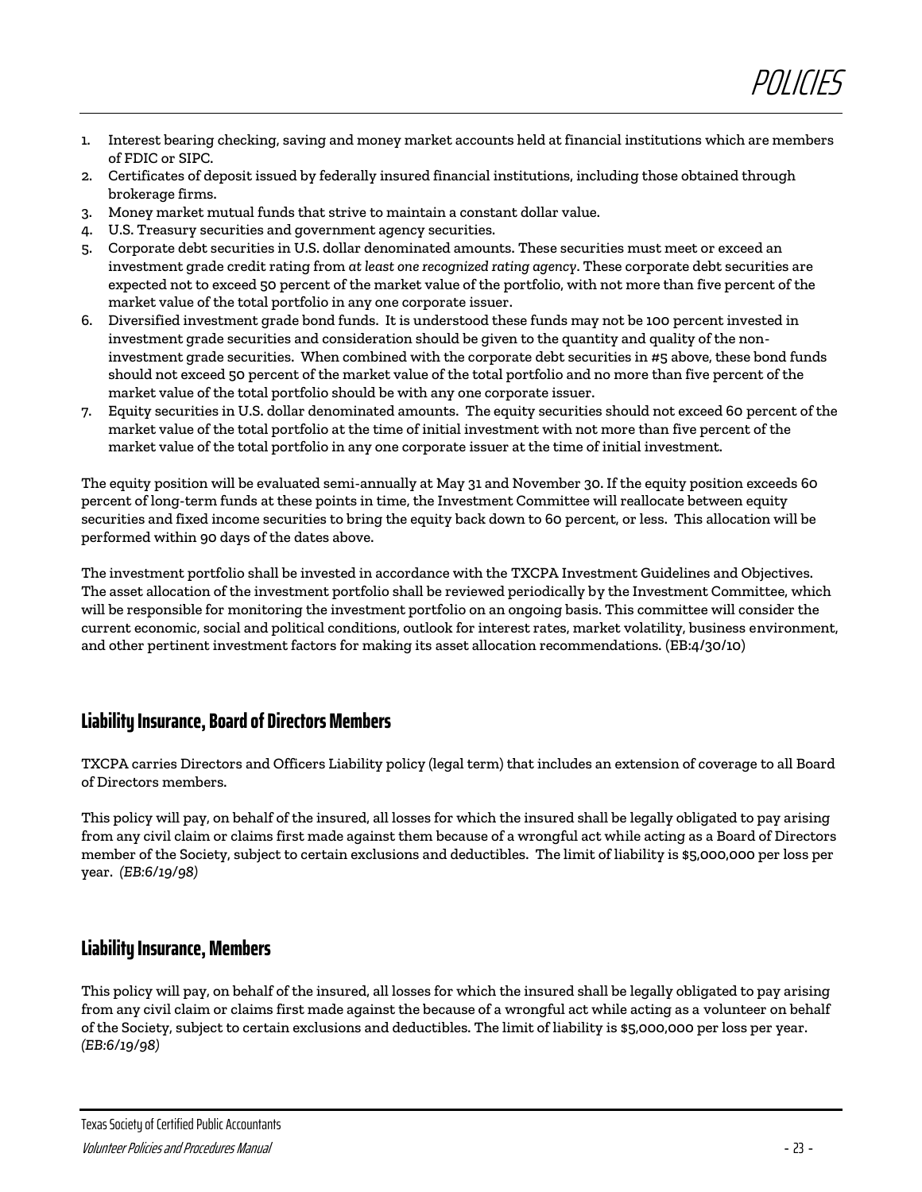1. Interest bearing checking, saving and money market accounts held at financial institutions which are members of FDIC or SIPC.
2. Certificates of deposit issued by federally insured financial institutions, including those obtained through brokerage firms.
3. Money market mutual funds that strive to maintain a constant dollar value.
4. U.S. Treasury securities and government agency securities.
5. Corporate debt securities in U.S. dollar denominated amounts. These securities must meet or exceed an investment grade credit rating from *at least one recognized rating agency*. These corporate debt securities are expected not to exceed 50 percent of the market value of the portfolio, with not more than five percent of the market value of the total portfolio in any one corporate issuer.
6. Diversified investment grade bond funds. It is understood these funds may not be 100 percent invested in investment grade securities and consideration should be given to the quantity and quality of the non-investment grade securities. When combined with the corporate debt securities in #5 above, these bond funds should not exceed 50 percent of the market value of the total portfolio and no more than five percent of the market value of the total portfolio should be with any one corporate issuer.
7. Equity securities in U.S. dollar denominated amounts. The equity securities should not exceed 60 percent of the market value of the total portfolio at the time of initial investment with not more than five percent of the market value of the total portfolio in any one corporate issuer at the time of initial investment.

The equity position will be evaluated semi-annually at May 31 and November 30. If the equity position exceeds 60 percent of long-term funds at these points in time, the Investment Committee will reallocate between equity securities and fixed income securities to bring the equity back down to 60 percent, or less. This allocation will be performed within 90 days of the dates above.

The investment portfolio shall be invested in accordance with the TXCPA Investment Guidelines and Objectives. The asset allocation of the investment portfolio shall be reviewed periodically by the Investment Committee, which will be responsible for monitoring the investment portfolio on an ongoing basis. This committee will consider the current economic, social and political conditions, outlook for interest rates, market volatility, business environment, and other pertinent investment factors for making its asset allocation recommendations. (EB:4/30/10)

## Liability Insurance, Board of Directors Members

TXCPA carries Directors and Officers Liability policy (legal term) that includes an extension of coverage to all Board of Directors members.

This policy will pay, on behalf of the insured, all losses for which the insured shall be legally obligated to pay arising from any civil claim or claims first made against them because of a wrongful act while acting as a Board of Directors member of the Society, subject to certain exclusions and deductibles. The limit of liability is $5,000,000 per loss per year. *(EB:6/19/98)*

## Liability Insurance, Members

This policy will pay, on behalf of the insured, all losses for which the insured shall be legally obligated to pay arising from any civil claim or claims first made against the because of a wrongful act while acting as a volunteer on behalf of the Society, subject to certain exclusions and deductibles. The limit of liability is $5,000,000 per loss per year. *(EB:6/19/98)*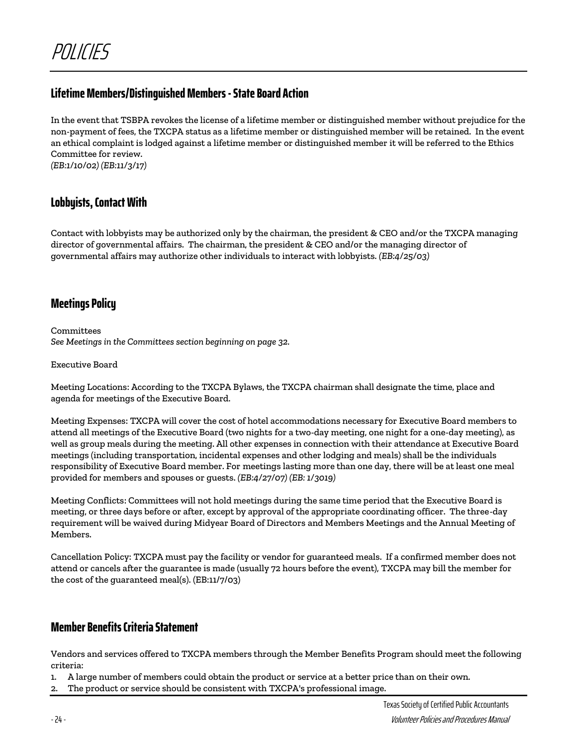# POLICIES

## Lifetime Members/Distinguished Members - State Board Action

In the event that TSBPA revokes the license of a lifetime member or distinguished member without prejudice for the non-payment of fees, the TXCPA status as a lifetime member or distinguished member will be retained. In the event an ethical complaint is lodged against a lifetime member or distinguished member it will be referred to the Ethics Committee for review.
*(EB:1/10/02) (EB:11/3/17)*

## Lobbyists, Contact With

Contact with lobbyists may be authorized only by the chairman, the president & CEO and/or the TXCPA managing director of governmental affairs. The chairman, the president & CEO and/or the managing director of governmental affairs may authorize other individuals to interact with lobbyists. *(EB:4/25/03)*

## Meetings Policy

Committees
*See Meetings in the Committees section beginning on page 32.*

Executive Board

Meeting Locations: According to the TXCPA Bylaws, the TXCPA chairman shall designate the time, place and agenda for meetings of the Executive Board.

Meeting Expenses: TXCPA will cover the cost of hotel accommodations necessary for Executive Board members to attend all meetings of the Executive Board (two nights for a two-day meeting, one night for a one-day meeting), as well as group meals during the meeting. All other expenses in connection with their attendance at Executive Board meetings (including transportation, incidental expenses and other lodging and meals) shall be the individuals responsibility of Executive Board member. For meetings lasting more than one day, there will be at least one meal provided for members and spouses or guests. *(EB:4/27/07) (EB: 1/3019)*

Meeting Conflicts: Committees will not hold meetings during the same time period that the Executive Board is meeting, or three days before or after, except by approval of the appropriate coordinating officer. The three-day requirement will be waived during Midyear Board of Directors and Members Meetings and the Annual Meeting of Members.

Cancellation Policy: TXCPA must pay the facility or vendor for guaranteed meals. If a confirmed member does not attend or cancels after the guarantee is made (usually 72 hours before the event), TXCPA may bill the member for the cost of the guaranteed meal(s). (EB:11/7/03)

## Member Benefits Criteria Statement

Vendors and services offered to TXCPA members through the Member Benefits Program should meet the following criteria:

1. A large number of members could obtain the product or service at a better price than on their own.
2. The product or service should be consistent with TXCPA's professional image.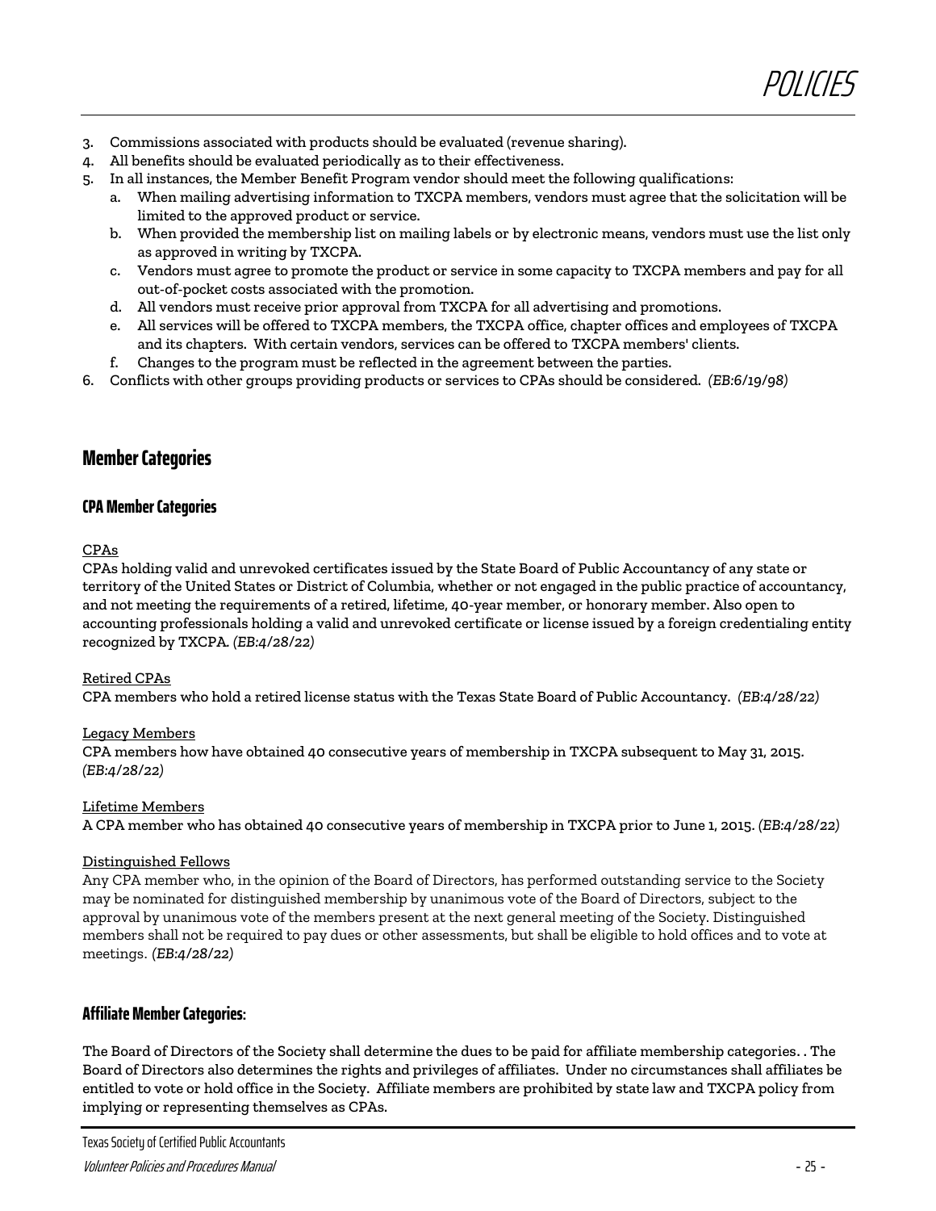3. Commissions associated with products should be evaluated (revenue sharing).
4. All benefits should be evaluated periodically as to their effectiveness.
5. In all instances, the Member Benefit Program vendor should meet the following qualifications:
    a. When mailing advertising information to TXCPA members, vendors must agree that the solicitation will be limited to the approved product or service.
    b. When provided the membership list on mailing labels or by electronic means, vendors must use the list only as approved in writing by TXCPA.
    c. Vendors must agree to promote the product or service in some capacity to TXCPA members and pay for all out-of-pocket costs associated with the promotion.
    d. All vendors must receive prior approval from TXCPA for all advertising and promotions.
    e. All services will be offered to TXCPA members, the TXCPA office, chapter offices and employees of TXCPA and its chapters. With certain vendors, services can be offered to TXCPA members' clients.
    f. Changes to the program must be reflected in the agreement between the parties.
6. Conflicts with other groups providing products or services to CPAs should be considered. *(EB:6/19/98)*

## Member Categories

### CPA Member Categories

CPAs

CPAs holding valid and unrevoked certificates issued by the State Board of Public Accountancy of any state or territory of the United States or District of Columbia, whether or not engaged in the public practice of accountancy, and not meeting the requirements of a retired, lifetime, 40-year member, or honorary member. Also open to accounting professionals holding a valid and unrevoked certificate or license issued by a foreign credentialing entity recognized by TXCPA. *(EB:4/28/22)*

Retired CPAs

CPA members who hold a retired license status with the Texas State Board of Public Accountancy. *(EB:4/28/22)*

Legacy Members

CPA members how have obtained 40 consecutive years of membership in TXCPA subsequent to May 31, 2015. *(EB:4/28/22)*

Lifetime Members

A CPA member who has obtained 40 consecutive years of membership in TXCPA prior to June 1, 2015. *(EB:4/28/22)*

Distinguished Fellows

Any CPA member who, in the opinion of the Board of Directors, has performed outstanding service to the Society may be nominated for distinguished membership by unanimous vote of the Board of Directors, subject to the approval by unanimous vote of the members present at the next general meeting of the Society. Distinguished members shall not be required to pay dues or other assessments, but shall be eligible to hold offices and to vote at meetings. *(EB:4/28/22)*

### Affiliate Member Categories:

The Board of Directors of the Society shall determine the dues to be paid for affiliate membership categories. . The Board of Directors also determines the rights and privileges of affiliates. Under no circumstances shall affiliates be entitled to vote or hold office in the Society. Affiliate members are prohibited by state law and TXCPA policy from implying or representing themselves as CPAs.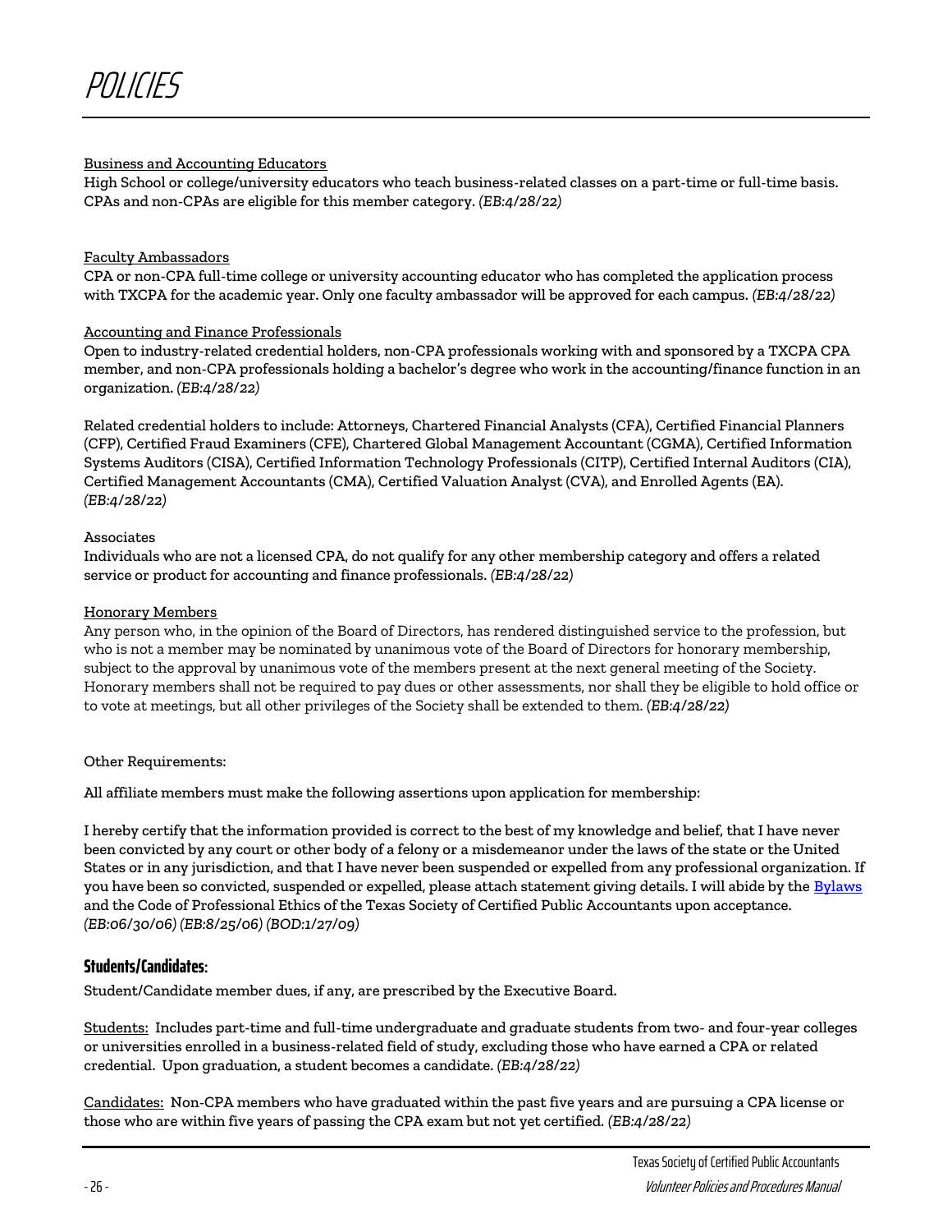Business and Accounting Educators
High School or college/university educators who teach business-related classes on a part-time or full-time basis. CPAs and non-CPAs are eligible for this member category. *(EB:4/28/22)*

Faculty Ambassadors
CPA or non-CPA full-time college or university accounting educator who has completed the application process with TXCPA for the academic year. Only one faculty ambassador will be approved for each campus. *(EB:4/28/22)*

Accounting and Finance Professionals
Open to industry-related credential holders, non-CPA professionals working with and sponsored by a TXCPA CPA member, and non-CPA professionals holding a bachelor's degree who work in the accounting/finance function in an organization. *(EB:4/28/22)*

Related credential holders to include: Attorneys, Chartered Financial Analysts (CFA), Certified Financial Planners (CFP), Certified Fraud Examiners (CFE), Chartered Global Management Accountant (CGMA), Certified Information Systems Auditors (CISA), Certified Information Technology Professionals (CITP), Certified Internal Auditors (CIA), Certified Management Accountants (CMA), Certified Valuation Analyst (CVA), and Enrolled Agents (EA). *(EB:4/28/22)*

Associates
Individuals who are not a licensed CPA, do not qualify for any other membership category and offers a related service or product for accounting and finance professionals. *(EB:4/28/22)*

Honorary Members
Any person who, in the opinion of the Board of Directors, has rendered distinguished service to the profession, but who is not a member may be nominated by unanimous vote of the Board of Directors for honorary membership, subject to the approval by unanimous vote of the members present at the next general meeting of the Society. Honorary members shall not be required to pay dues or other assessments, nor shall they be eligible to hold office or to vote at meetings, but all other privileges of the Society shall be extended to them. *(EB:4/28/22)*

Other Requirements:

All affiliate members must make the following assertions upon application for membership:

I hereby certify that the information provided is correct to the best of my knowledge and belief, that I have never been convicted by any court or other body of a felony or a misdemeanor under the laws of the state or the United States or in any jurisdiction, and that I have never been suspended or expelled from any professional organization. If you have been so convicted, suspended or expelled, please attach statement giving details. I will abide by the Bylaws and the Code of Professional Ethics of the Texas Society of Certified Public Accountants upon acceptance. *(EB:06/30/06) (EB:8/25/06) (BOD:1/27/09)*

### Students/Candidates:

Student/Candidate member dues, if any, are prescribed by the Executive Board.

Students: Includes part-time and full-time undergraduate and graduate students from two- and four-year colleges or universities enrolled in a business-related field of study, excluding those who have earned a CPA or related credential. Upon graduation, a student becomes a candidate. *(EB:4/28/22)*

Candidates: Non-CPA members who have graduated within the past five years and are pursuing a CPA license or those who are within five years of passing the CPA exam but not yet certified. *(EB:4/28/22)*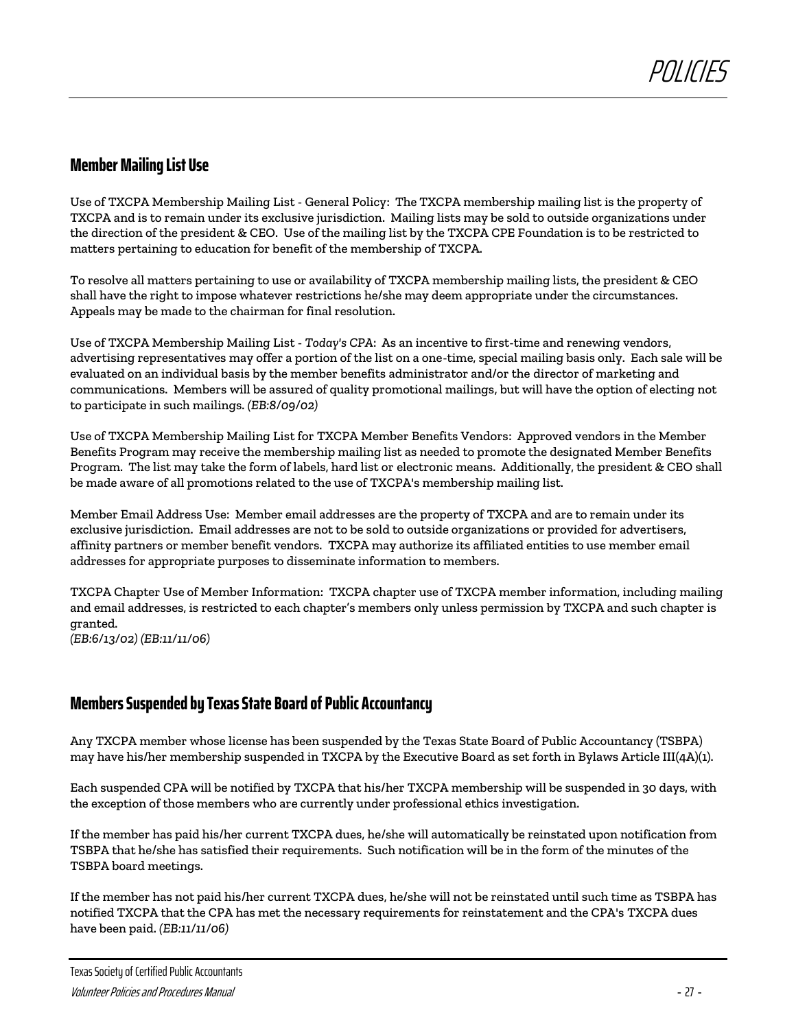## Member Mailing List Use

Use of TXCPA Membership Mailing List - General Policy: The TXCPA membership mailing list is the property of TXCPA and is to remain under its exclusive jurisdiction. Mailing lists may be sold to outside organizations under the direction of the president & CEO. Use of the mailing list by the TXCPA CPE Foundation is to be restricted to matters pertaining to education for benefit of the membership of TXCPA.

To resolve all matters pertaining to use or availability of TXCPA membership mailing lists, the president & CEO shall have the right to impose whatever restrictions he/she may deem appropriate under the circumstances. Appeals may be made to the chairman for final resolution.

Use of TXCPA Membership Mailing List - *Today's CPA*: As an incentive to first-time and renewing vendors, advertising representatives may offer a portion of the list on a one-time, special mailing basis only. Each sale will be evaluated on an individual basis by the member benefits administrator and/or the director of marketing and communications. Members will be assured of quality promotional mailings, but will have the option of electing not to participate in such mailings. *(EB:8/09/02)*

Use of TXCPA Membership Mailing List for TXCPA Member Benefits Vendors: Approved vendors in the Member Benefits Program may receive the membership mailing list as needed to promote the designated Member Benefits Program. The list may take the form of labels, hard list or electronic means. Additionally, the president & CEO shall be made aware of all promotions related to the use of TXCPA's membership mailing list.

Member Email Address Use: Member email addresses are the property of TXCPA and are to remain under its exclusive jurisdiction. Email addresses are not to be sold to outside organizations or provided for advertisers, affinity partners or member benefit vendors. TXCPA may authorize its affiliated entities to use member email addresses for appropriate purposes to disseminate information to members.

TXCPA Chapter Use of Member Information: TXCPA chapter use of TXCPA member information, including mailing and email addresses, is restricted to each chapter's members only unless permission by TXCPA and such chapter is granted.
*(EB:6/13/02) (EB:11/11/06)*

## Members Suspended by Texas State Board of Public Accountancy

Any TXCPA member whose license has been suspended by the Texas State Board of Public Accountancy (TSBPA) may have his/her membership suspended in TXCPA by the Executive Board as set forth in Bylaws Article III(4A)(1).

Each suspended CPA will be notified by TXCPA that his/her TXCPA membership will be suspended in 30 days, with the exception of those members who are currently under professional ethics investigation.

If the member has paid his/her current TXCPA dues, he/she will automatically be reinstated upon notification from TSBPA that he/she has satisfied their requirements. Such notification will be in the form of the minutes of the TSBPA board meetings.

If the member has not paid his/her current TXCPA dues, he/she will not be reinstated until such time as TSBPA has notified TXCPA that the CPA has met the necessary requirements for reinstatement and the CPA's TXCPA dues have been paid. *(EB:11/11/06)*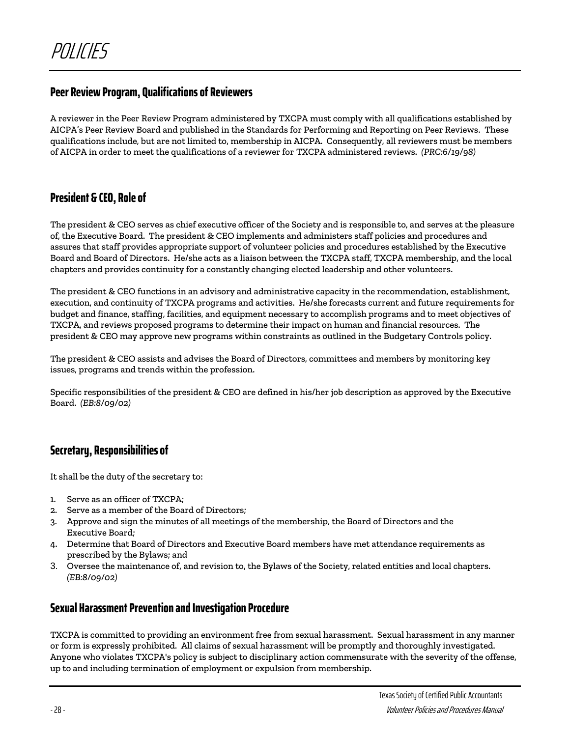# POLICIES

## Peer Review Program, Qualifications of Reviewers

A reviewer in the Peer Review Program administered by TXCPA must comply with all qualifications established by AICPA's Peer Review Board and published in the Standards for Performing and Reporting on Peer Reviews. These qualifications include, but are not limited to, membership in AICPA. Consequently, all reviewers must be members of AICPA in order to meet the qualifications of a reviewer for TXCPA administered reviews. *(PRC:6/19/98)*

## President & CEO, Role of

The president & CEO serves as chief executive officer of the Society and is responsible to, and serves at the pleasure of, the Executive Board. The president & CEO implements and administers staff policies and procedures and assures that staff provides appropriate support of volunteer policies and procedures established by the Executive Board and Board of Directors. He/she acts as a liaison between the TXCPA staff, TXCPA membership, and the local chapters and provides continuity for a constantly changing elected leadership and other volunteers.

The president & CEO functions in an advisory and administrative capacity in the recommendation, establishment, execution, and continuity of TXCPA programs and activities. He/she forecasts current and future requirements for budget and finance, staffing, facilities, and equipment necessary to accomplish programs and to meet objectives of TXCPA, and reviews proposed programs to determine their impact on human and financial resources. The president & CEO may approve new programs within constraints as outlined in the Budgetary Controls policy.

The president & CEO assists and advises the Board of Directors, committees and members by monitoring key issues, programs and trends within the profession.

Specific responsibilities of the president & CEO are defined in his/her job description as approved by the Executive Board. *(EB:8/09/02)*

## Secretary, Responsibilities of

It shall be the duty of the secretary to:

1. Serve as an officer of TXCPA;
2. Serve as a member of the Board of Directors;
3. Approve and sign the minutes of all meetings of the membership, the Board of Directors and the Executive Board;
4. Determine that Board of Directors and Executive Board members have met attendance requirements as prescribed by the Bylaws; and
3. Oversee the maintenance of, and revision to, the Bylaws of the Society, related entities and local chapters. *(EB:8/09/02)*

## Sexual Harassment Prevention and Investigation Procedure

TXCPA is committed to providing an environment free from sexual harassment. Sexual harassment in any manner or form is expressly prohibited. All claims of sexual harassment will be promptly and thoroughly investigated. Anyone who violates TXCPA's policy is subject to disciplinary action commensurate with the severity of the offense, up to and including termination of employment or expulsion from membership.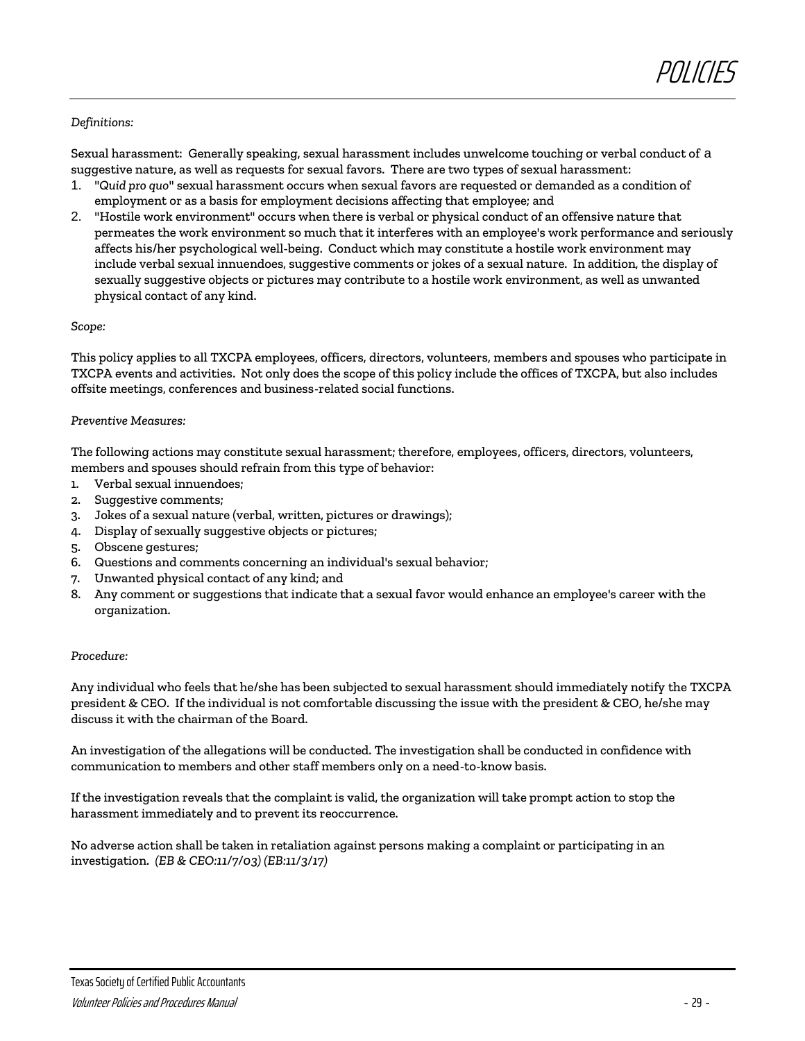*Definitions:*

Sexual harassment: Generally speaking, sexual harassment includes unwelcome touching or verbal conduct of a suggestive nature, as well as requests for sexual favors. There are two types of sexual harassment:

1. "*Quid pro quo*" sexual harassment occurs when sexual favors are requested or demanded as a condition of employment or as a basis for employment decisions affecting that employee; and
2. "Hostile work environment" occurs when there is verbal or physical conduct of an offensive nature that permeates the work environment so much that it interferes with an employee's work performance and seriously affects his/her psychological well-being. Conduct which may constitute a hostile work environment may include verbal sexual innuendoes, suggestive comments or jokes of a sexual nature. In addition, the display of sexually suggestive objects or pictures may contribute to a hostile work environment, as well as unwanted physical contact of any kind.

*Scope:*

This policy applies to all TXCPA employees, officers, directors, volunteers, members and spouses who participate in TXCPA events and activities. Not only does the scope of this policy include the offices of TXCPA, but also includes offsite meetings, conferences and business-related social functions.

*Preventive Measures:*

The following actions may constitute sexual harassment; therefore, employees, officers, directors, volunteers, members and spouses should refrain from this type of behavior:

1. Verbal sexual innuendoes;
2. Suggestive comments;
3. Jokes of a sexual nature (verbal, written, pictures or drawings);
4. Display of sexually suggestive objects or pictures;
5. Obscene gestures;
6. Questions and comments concerning an individual's sexual behavior;
7. Unwanted physical contact of any kind; and
8. Any comment or suggestions that indicate that a sexual favor would enhance an employee's career with the organization.

*Procedure:*

Any individual who feels that he/she has been subjected to sexual harassment should immediately notify the TXCPA president & CEO. If the individual is not comfortable discussing the issue with the president & CEO, he/she may discuss it with the chairman of the Board.

An investigation of the allegations will be conducted. The investigation shall be conducted in confidence with communication to members and other staff members only on a need-to-know basis.

If the investigation reveals that the complaint is valid, the organization will take prompt action to stop the harassment immediately and to prevent its reoccurrence.

No adverse action shall be taken in retaliation against persons making a complaint or participating in an investigation. *(EB & CEO:11/7/03) (EB:11/3/17)*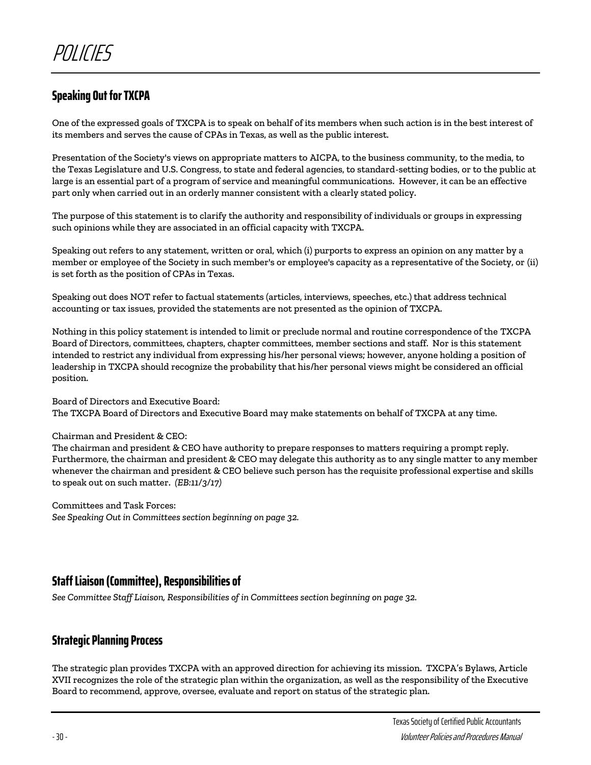# POLICIES

## Speaking Out for TXCPA

One of the expressed goals of TXCPA is to speak on behalf of its members when such action is in the best interest of its members and serves the cause of CPAs in Texas, as well as the public interest.

Presentation of the Society's views on appropriate matters to AICPA, to the business community, to the media, to the Texas Legislature and U.S. Congress, to state and federal agencies, to standard-setting bodies, or to the public at large is an essential part of a program of service and meaningful communications. However, it can be an effective part only when carried out in an orderly manner consistent with a clearly stated policy.

The purpose of this statement is to clarify the authority and responsibility of individuals or groups in expressing such opinions while they are associated in an official capacity with TXCPA.

Speaking out refers to any statement, written or oral, which (i) purports to express an opinion on any matter by a member or employee of the Society in such member's or employee's capacity as a representative of the Society, or (ii) is set forth as the position of CPAs in Texas.

Speaking out does NOT refer to factual statements (articles, interviews, speeches, etc.) that address technical accounting or tax issues, provided the statements are not presented as the opinion of TXCPA.

Nothing in this policy statement is intended to limit or preclude normal and routine correspondence of the TXCPA Board of Directors, committees, chapters, chapter committees, member sections and staff. Nor is this statement intended to restrict any individual from expressing his/her personal views; however, anyone holding a position of leadership in TXCPA should recognize the probability that his/her personal views might be considered an official position.

Board of Directors and Executive Board:
The TXCPA Board of Directors and Executive Board may make statements on behalf of TXCPA at any time.

Chairman and President & CEO:
The chairman and president & CEO have authority to prepare responses to matters requiring a prompt reply. Furthermore, the chairman and president & CEO may delegate this authority as to any single matter to any member whenever the chairman and president & CEO believe such person has the requisite professional expertise and skills to speak out on such matter. *(EB:11/3/17)*

Committees and Task Forces:
*See Speaking Out in Committees section beginning on page 32.*

## Staff Liaison (Committee), Responsibilities of

*See Committee Staff Liaison, Responsibilities of in Committees section beginning on page 32.*

## Strategic Planning Process

The strategic plan provides TXCPA with an approved direction for achieving its mission. TXCPA's Bylaws, Article XVII recognizes the role of the strategic plan within the organization, as well as the responsibility of the Executive Board to recommend, approve, oversee, evaluate and report on status of the strategic plan.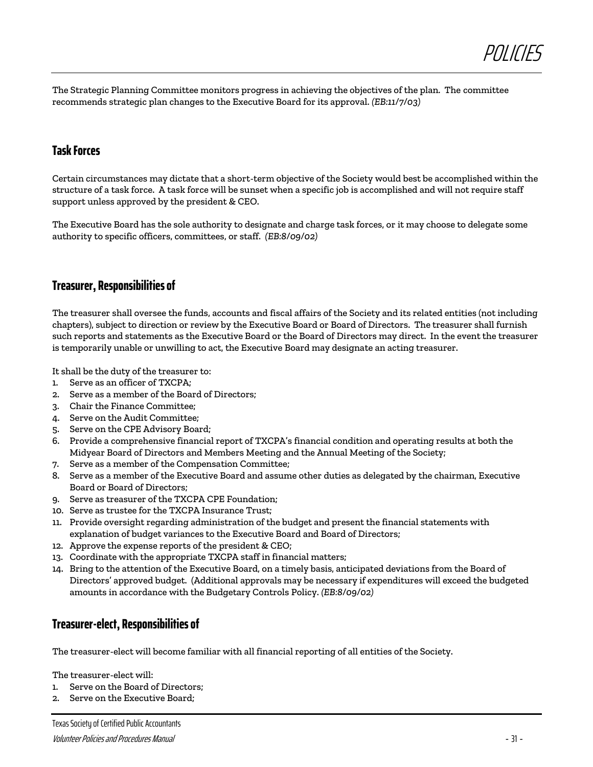The Strategic Planning Committee monitors progress in achieving the objectives of the plan. The committee recommends strategic plan changes to the Executive Board for its approval. *(EB:11/7/03)*

## Task Forces

Certain circumstances may dictate that a short-term objective of the Society would best be accomplished within the structure of a task force. A task force will be sunset when a specific job is accomplished and will not require staff support unless approved by the president & CEO.

The Executive Board has the sole authority to designate and charge task forces, or it may choose to delegate some authority to specific officers, committees, or staff. *(EB:8/09/02)*

## Treasurer, Responsibilities of

The treasurer shall oversee the funds, accounts and fiscal affairs of the Society and its related entities (not including chapters), subject to direction or review by the Executive Board or Board of Directors. The treasurer shall furnish such reports and statements as the Executive Board or the Board of Directors may direct. In the event the treasurer is temporarily unable or unwilling to act, the Executive Board may designate an acting treasurer.

It shall be the duty of the treasurer to:

1. Serve as an officer of TXCPA;
2. Serve as a member of the Board of Directors;
3. Chair the Finance Committee;
4. Serve on the Audit Committee;
5. Serve on the CPE Advisory Board;
6. Provide a comprehensive financial report of TXCPA's financial condition and operating results at both the Midyear Board of Directors and Members Meeting and the Annual Meeting of the Society;
7. Serve as a member of the Compensation Committee;
8. Serve as a member of the Executive Board and assume other duties as delegated by the chairman, Executive Board or Board of Directors;
9. Serve as treasurer of the TXCPA CPE Foundation;
10. Serve as trustee for the TXCPA Insurance Trust;
11. Provide oversight regarding administration of the budget and present the financial statements with explanation of budget variances to the Executive Board and Board of Directors;
12. Approve the expense reports of the president & CEO;
13. Coordinate with the appropriate TXCPA staff in financial matters;
14. Bring to the attention of the Executive Board, on a timely basis, anticipated deviations from the Board of Directors' approved budget. (Additional approvals may be necessary if expenditures will exceed the budgeted amounts in accordance with the Budgetary Controls Policy. *(EB:8/09/02)*

## Treasurer-elect, Responsibilities of

The treasurer-elect will become familiar with all financial reporting of all entities of the Society.

The treasurer-elect will:

1. Serve on the Board of Directors;
2. Serve on the Executive Board;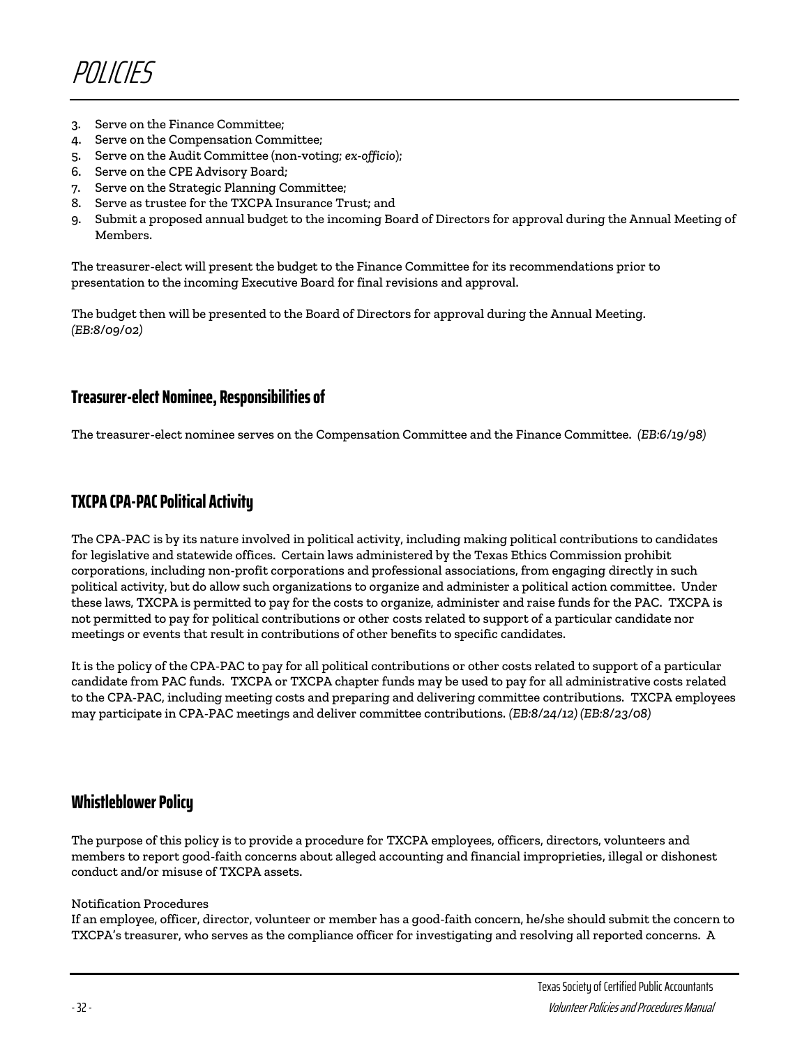3. Serve on the Finance Committee;
4. Serve on the Compensation Committee;
5. Serve on the Audit Committee (non-voting; *ex-officio*);
6. Serve on the CPE Advisory Board;
7. Serve on the Strategic Planning Committee;
8. Serve as trustee for the TXCPA Insurance Trust; and
9. Submit a proposed annual budget to the incoming Board of Directors for approval during the Annual Meeting of Members.

The treasurer-elect will present the budget to the Finance Committee for its recommendations prior to presentation to the incoming Executive Board for final revisions and approval.

The budget then will be presented to the Board of Directors for approval during the Annual Meeting. *(EB:8/09/02)*

## Treasurer-elect Nominee, Responsibilities of

The treasurer-elect nominee serves on the Compensation Committee and the Finance Committee. *(EB:6/19/98)*

## TXCPA CPA-PAC Political Activity

The CPA-PAC is by its nature involved in political activity, including making political contributions to candidates for legislative and statewide offices. Certain laws administered by the Texas Ethics Commission prohibit corporations, including non-profit corporations and professional associations, from engaging directly in such political activity, but do allow such organizations to organize and administer a political action committee. Under these laws, TXCPA is permitted to pay for the costs to organize, administer and raise funds for the PAC. TXCPA is not permitted to pay for political contributions or other costs related to support of a particular candidate nor meetings or events that result in contributions of other benefits to specific candidates.

It is the policy of the CPA-PAC to pay for all political contributions or other costs related to support of a particular candidate from PAC funds. TXCPA or TXCPA chapter funds may be used to pay for all administrative costs related to the CPA-PAC, including meeting costs and preparing and delivering committee contributions. TXCPA employees may participate in CPA-PAC meetings and deliver committee contributions. *(EB:8/24/12) (EB:8/23/08)*

## Whistleblower Policy

The purpose of this policy is to provide a procedure for TXCPA employees, officers, directors, volunteers and members to report good-faith concerns about alleged accounting and financial improprieties, illegal or dishonest conduct and/or misuse of TXCPA assets.

Notification Procedures

If an employee, officer, director, volunteer or member has a good-faith concern, he/she should submit the concern to TXCPA's treasurer, who serves as the compliance officer for investigating and resolving all reported concerns. A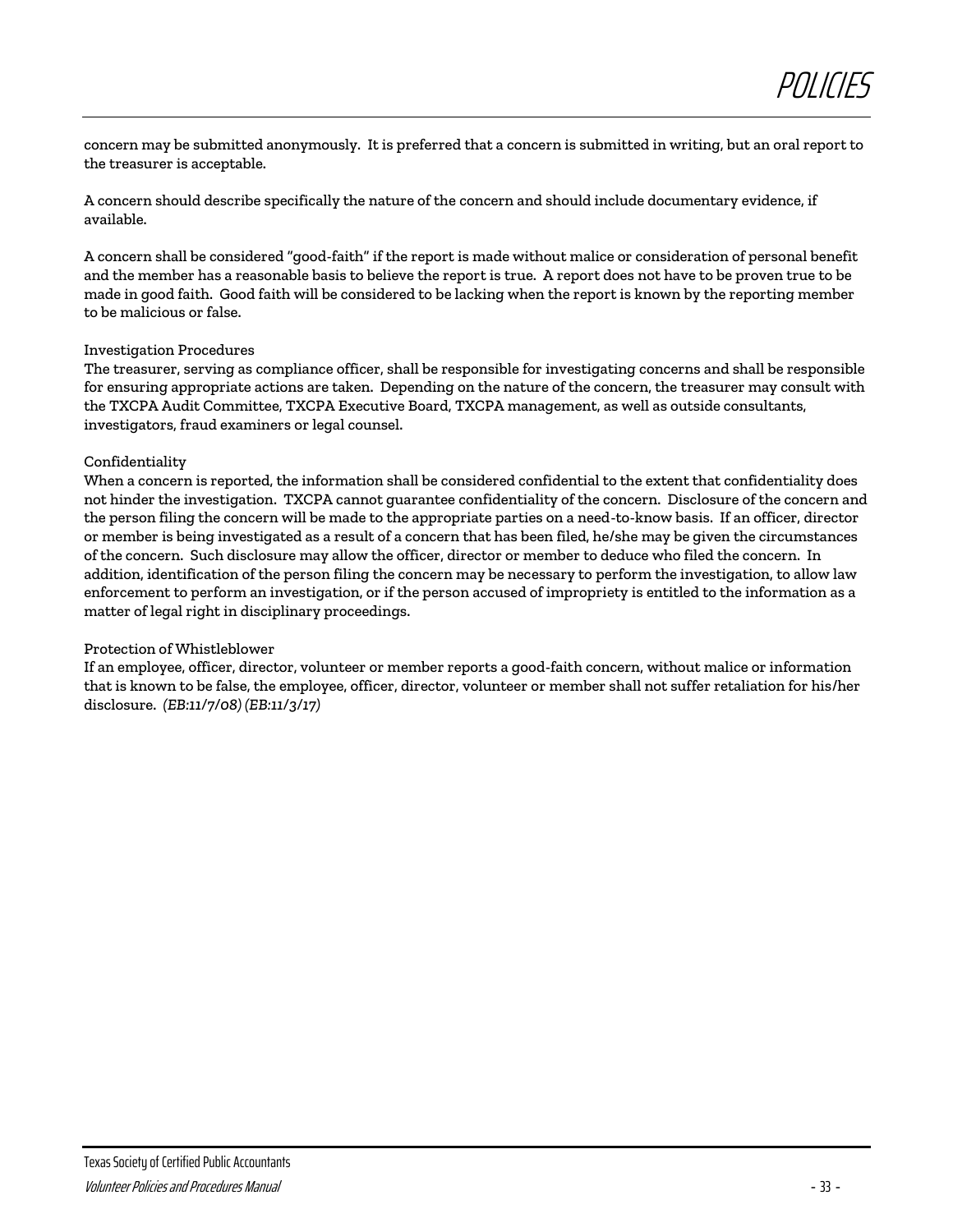concern may be submitted anonymously. It is preferred that a concern is submitted in writing, but an oral report to the treasurer is acceptable.

A concern should describe specifically the nature of the concern and should include documentary evidence, if available.

A concern shall be considered "good-faith" if the report is made without malice or consideration of personal benefit and the member has a reasonable basis to believe the report is true. A report does not have to be proven true to be made in good faith. Good faith will be considered to be lacking when the report is known by the reporting member to be malicious or false.

### Investigation Procedures

The treasurer, serving as compliance officer, shall be responsible for investigating concerns and shall be responsible for ensuring appropriate actions are taken. Depending on the nature of the concern, the treasurer may consult with the TXCPA Audit Committee, TXCPA Executive Board, TXCPA management, as well as outside consultants, investigators, fraud examiners or legal counsel.

### Confidentiality

When a concern is reported, the information shall be considered confidential to the extent that confidentiality does not hinder the investigation. TXCPA cannot guarantee confidentiality of the concern. Disclosure of the concern and the person filing the concern will be made to the appropriate parties on a need-to-know basis. If an officer, director or member is being investigated as a result of a concern that has been filed, he/she may be given the circumstances of the concern. Such disclosure may allow the officer, director or member to deduce who filed the concern. In addition, identification of the person filing the concern may be necessary to perform the investigation, to allow law enforcement to perform an investigation, or if the person accused of impropriety is entitled to the information as a matter of legal right in disciplinary proceedings.

### Protection of Whistleblower

If an employee, officer, director, volunteer or member reports a good-faith concern, without malice or information that is known to be false, the employee, officer, director, volunteer or member shall not suffer retaliation for his/her disclosure. *(EB:11/7/08) (EB:11/3/17)*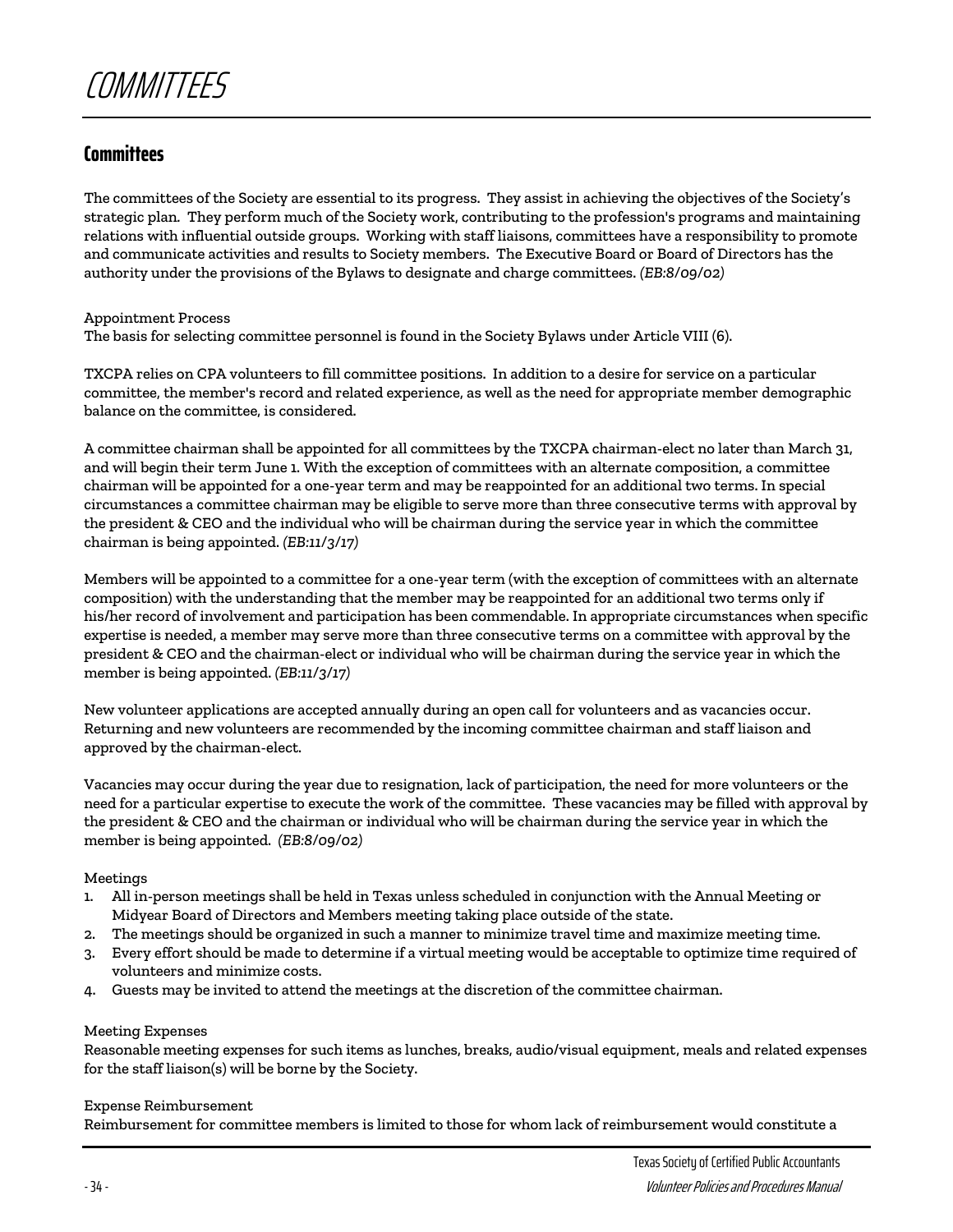# COMMITTEES

## Committees

The committees of the Society are essential to its progress. They assist in achieving the objectives of the Society's strategic plan. They perform much of the Society work, contributing to the profession's programs and maintaining relations with influential outside groups. Working with staff liaisons, committees have a responsibility to promote and communicate activities and results to Society members. The Executive Board or Board of Directors has the authority under the provisions of the Bylaws to designate and charge committees. *(EB:8/09/02)*

Appointment Process
The basis for selecting committee personnel is found in the Society Bylaws under Article VIII (6).

TXCPA relies on CPA volunteers to fill committee positions. In addition to a desire for service on a particular committee, the member's record and related experience, as well as the need for appropriate member demographic balance on the committee, is considered.

A committee chairman shall be appointed for all committees by the TXCPA chairman-elect no later than March 31, and will begin their term June 1. With the exception of committees with an alternate composition, a committee chairman will be appointed for a one-year term and may be reappointed for an additional two terms. In special circumstances a committee chairman may be eligible to serve more than three consecutive terms with approval by the president & CEO and the individual who will be chairman during the service year in which the committee chairman is being appointed. *(EB:11/3/17)*

Members will be appointed to a committee for a one-year term (with the exception of committees with an alternate composition) with the understanding that the member may be reappointed for an additional two terms only if his/her record of involvement and participation has been commendable. In appropriate circumstances when specific expertise is needed, a member may serve more than three consecutive terms on a committee with approval by the president & CEO and the chairman-elect or individual who will be chairman during the service year in which the member is being appointed. *(EB:11/3/17)*

New volunteer applications are accepted annually during an open call for volunteers and as vacancies occur. Returning and new volunteers are recommended by the incoming committee chairman and staff liaison and approved by the chairman-elect.

Vacancies may occur during the year due to resignation, lack of participation, the need for more volunteers or the need for a particular expertise to execute the work of the committee. These vacancies may be filled with approval by the president & CEO and the chairman or individual who will be chairman during the service year in which the member is being appointed. *(EB:8/09/02)*

Meetings

1. All in-person meetings shall be held in Texas unless scheduled in conjunction with the Annual Meeting or Midyear Board of Directors and Members meeting taking place outside of the state.
2. The meetings should be organized in such a manner to minimize travel time and maximize meeting time.
3. Every effort should be made to determine if a virtual meeting would be acceptable to optimize time required of volunteers and minimize costs.
4. Guests may be invited to attend the meetings at the discretion of the committee chairman.

Meeting Expenses
Reasonable meeting expenses for such items as lunches, breaks, audio/visual equipment, meals and related expenses for the staff liaison(s) will be borne by the Society.

Expense Reimbursement
Reimbursement for committee members is limited to those for whom lack of reimbursement would constitute a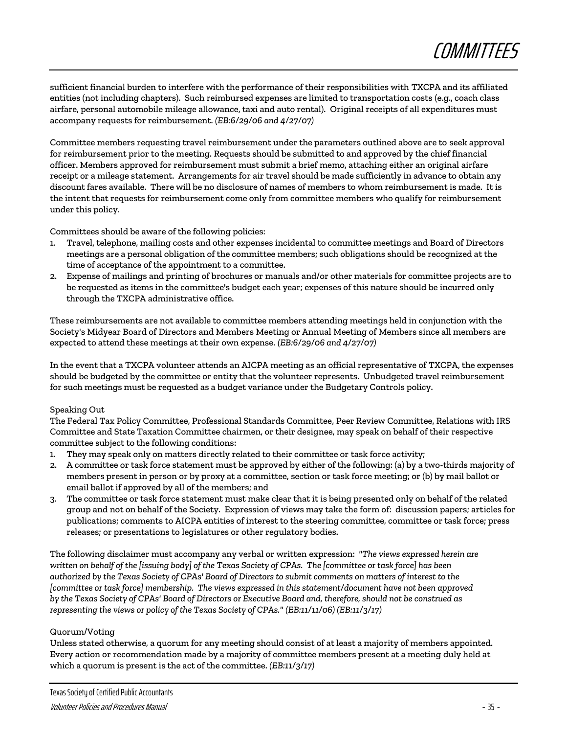sufficient financial burden to interfere with the performance of their responsibilities with TXCPA and its affiliated entities (not including chapters). Such reimbursed expenses are limited to transportation costs (e.g., coach class airfare, personal automobile mileage allowance, taxi and auto rental). Original receipts of all expenditures must accompany requests for reimbursement. *(EB:6/29/06 and 4/27/07)*

Committee members requesting travel reimbursement under the parameters outlined above are to seek approval for reimbursement prior to the meeting. Requests should be submitted to and approved by the chief financial officer. Members approved for reimbursement must submit a brief memo, attaching either an original airfare receipt or a mileage statement. Arrangements for air travel should be made sufficiently in advance to obtain any discount fares available. There will be no disclosure of names of members to whom reimbursement is made. It is the intent that requests for reimbursement come only from committee members who qualify for reimbursement under this policy.

Committees should be aware of the following policies:

1. Travel, telephone, mailing costs and other expenses incidental to committee meetings and Board of Directors meetings are a personal obligation of the committee members; such obligations should be recognized at the time of acceptance of the appointment to a committee.
2. Expense of mailings and printing of brochures or manuals and/or other materials for committee projects are to be requested as items in the committee's budget each year; expenses of this nature should be incurred only through the TXCPA administrative office.

These reimbursements are not available to committee members attending meetings held in conjunction with the Society's Midyear Board of Directors and Members Meeting or Annual Meeting of Members since all members are expected to attend these meetings at their own expense. *(EB:6/29/06 and 4/27/07)*

In the event that a TXCPA volunteer attends an AICPA meeting as an official representative of TXCPA, the expenses should be budgeted by the committee or entity that the volunteer represents. Unbudgeted travel reimbursement for such meetings must be requested as a budget variance under the Budgetary Controls policy.

Speaking Out

The Federal Tax Policy Committee, Professional Standards Committee, Peer Review Committee, Relations with IRS Committee and State Taxation Committee chairmen, or their designee, may speak on behalf of their respective committee subject to the following conditions:

1. They may speak only on matters directly related to their committee or task force activity;
2. A committee or task force statement must be approved by either of the following: (a) by a two-thirds majority of members present in person or by proxy at a committee, section or task force meeting; or (b) by mail ballot or email ballot if approved by all of the members; and
3. The committee or task force statement must make clear that it is being presented only on behalf of the related group and not on behalf of the Society. Expression of views may take the form of: discussion papers; articles for publications; comments to AICPA entities of interest to the steering committee, committee or task force; press releases; or presentations to legislatures or other regulatory bodies.

The following disclaimer must accompany any verbal or written expression: *"The views expressed herein are written on behalf of the [issuing body] of the Texas Society of CPAs. The [committee or task force] has been authorized by the Texas Society of CPAs' Board of Directors to submit comments on matters of interest to the [committee or task force] membership. The views expressed in this statement/document have not been approved by the Texas Society of CPAs' Board of Directors or Executive Board and, therefore, should not be construed as representing the views or policy of the Texas Society of CPAs." (EB:11/11/06) (EB:11/3/17)*

Quorum/Voting

Unless stated otherwise, a quorum for any meeting should consist of at least a majority of members appointed. Every action or recommendation made by a majority of committee members present at a meeting duly held at which a quorum is present is the act of the committee. *(EB:11/3/17)*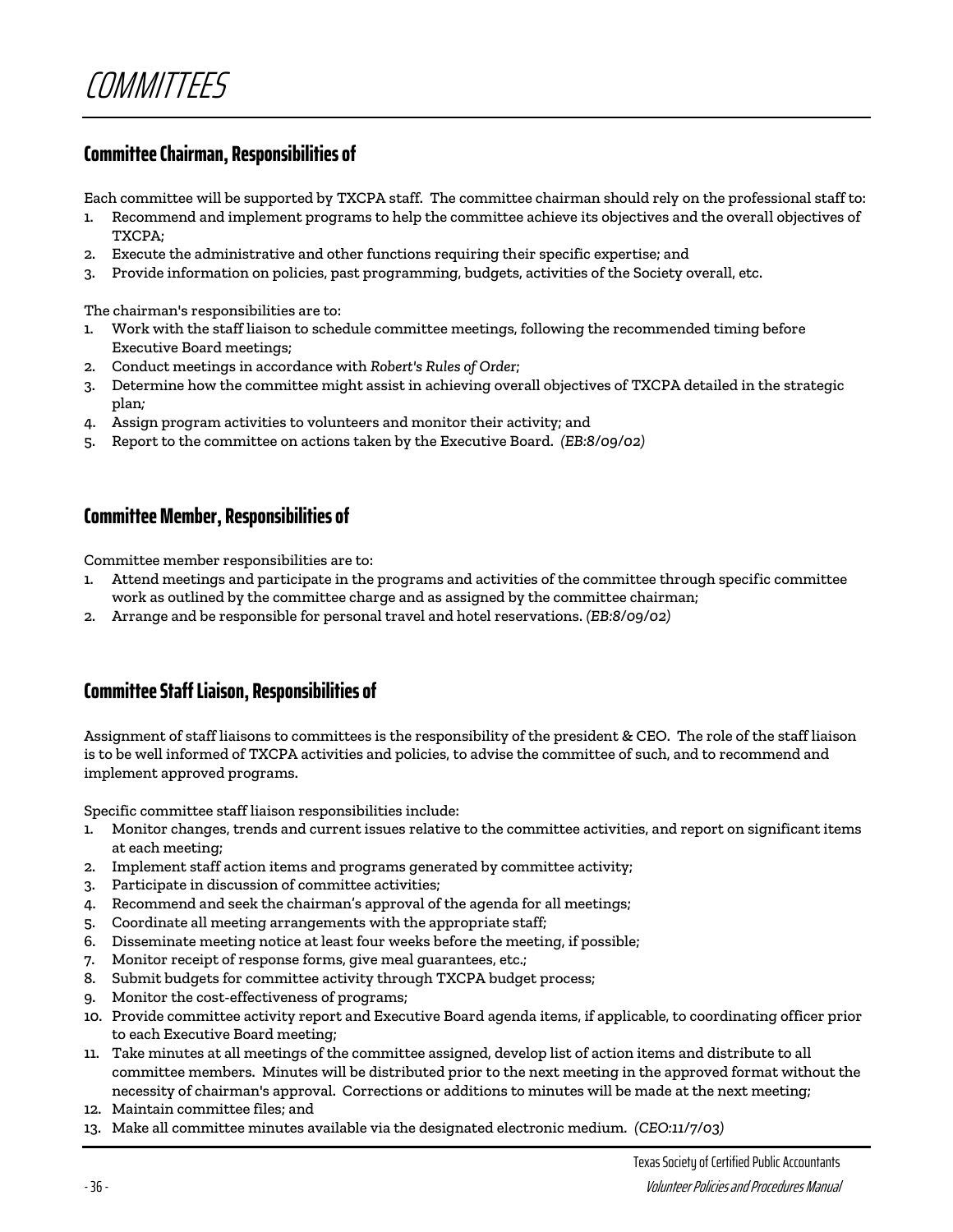# COMMITTEES

## Committee Chairman, Responsibilities of

Each committee will be supported by TXCPA staff. The committee chairman should rely on the professional staff to:

1. Recommend and implement programs to help the committee achieve its objectives and the overall objectives of TXCPA;
2. Execute the administrative and other functions requiring their specific expertise; and
3. Provide information on policies, past programming, budgets, activities of the Society overall, etc.

The chairman's responsibilities are to:

1. Work with the staff liaison to schedule committee meetings, following the recommended timing before Executive Board meetings;
2. Conduct meetings in accordance with *Robert's Rules of Order*;
3. Determine how the committee might assist in achieving overall objectives of TXCPA detailed in the strategic plan;
4. Assign program activities to volunteers and monitor their activity; and
5. Report to the committee on actions taken by the Executive Board. *(EB:8/09/02)*

## Committee Member, Responsibilities of

Committee member responsibilities are to:

1. Attend meetings and participate in the programs and activities of the committee through specific committee work as outlined by the committee charge and as assigned by the committee chairman;
2. Arrange and be responsible for personal travel and hotel reservations. *(EB:8/09/02)*

## Committee Staff Liaison, Responsibilities of

Assignment of staff liaisons to committees is the responsibility of the president & CEO. The role of the staff liaison is to be well informed of TXCPA activities and policies, to advise the committee of such, and to recommend and implement approved programs.

Specific committee staff liaison responsibilities include:

1. Monitor changes, trends and current issues relative to the committee activities, and report on significant items at each meeting;
2. Implement staff action items and programs generated by committee activity;
3. Participate in discussion of committee activities;
4. Recommend and seek the chairman's approval of the agenda for all meetings;
5. Coordinate all meeting arrangements with the appropriate staff;
6. Disseminate meeting notice at least four weeks before the meeting, if possible;
7. Monitor receipt of response forms, give meal guarantees, etc.;
8. Submit budgets for committee activity through TXCPA budget process;
9. Monitor the cost-effectiveness of programs;
10. Provide committee activity report and Executive Board agenda items, if applicable, to coordinating officer prior to each Executive Board meeting;
11. Take minutes at all meetings of the committee assigned, develop list of action items and distribute to all committee members. Minutes will be distributed prior to the next meeting in the approved format without the necessity of chairman's approval. Corrections or additions to minutes will be made at the next meeting;
12. Maintain committee files; and
13. Make all committee minutes available via the designated electronic medium. *(CEO:11/7/03)*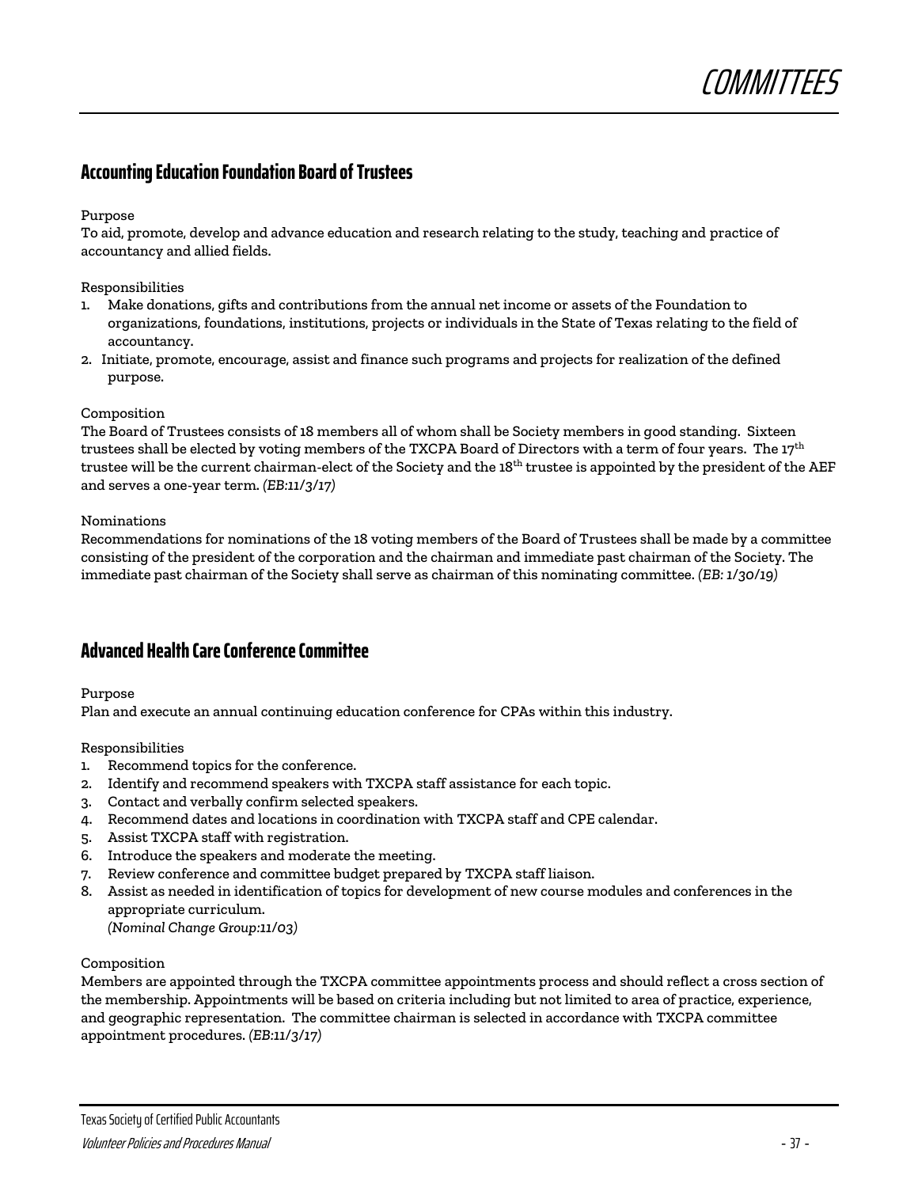# COMMITTEES

## Accounting Education Foundation Board of Trustees

Purpose
To aid, promote, develop and advance education and research relating to the study, teaching and practice of accountancy and allied fields.

Responsibilities

1. Make donations, gifts and contributions from the annual net income or assets of the Foundation to organizations, foundations, institutions, projects or individuals in the State of Texas relating to the field of accountancy.
2. Initiate, promote, encourage, assist and finance such programs and projects for realization of the defined purpose.

Composition
The Board of Trustees consists of 18 members all of whom shall be Society members in good standing. Sixteen trustees shall be elected by voting members of the TXCPA Board of Directors with a term of four years. The 17th trustee will be the current chairman-elect of the Society and the 18th trustee is appointed by the president of the AEF and serves a one-year term. *(EB:11/3/17)*

Nominations
Recommendations for nominations of the 18 voting members of the Board of Trustees shall be made by a committee consisting of the president of the corporation and the chairman and immediate past chairman of the Society. The immediate past chairman of the Society shall serve as chairman of this nominating committee. *(EB: 1/30/19)*

## Advanced Health Care Conference Committee

Purpose
Plan and execute an annual continuing education conference for CPAs within this industry.

Responsibilities

1. Recommend topics for the conference.
2. Identify and recommend speakers with TXCPA staff assistance for each topic.
3. Contact and verbally confirm selected speakers.
4. Recommend dates and locations in coordination with TXCPA staff and CPE calendar.
5. Assist TXCPA staff with registration.
6. Introduce the speakers and moderate the meeting.
7. Review conference and committee budget prepared by TXCPA staff liaison.
8. Assist as needed in identification of topics for development of new course modules and conferences in the appropriate curriculum.
   *(Nominal Change Group:11/03)*

Composition
Members are appointed through the TXCPA committee appointments process and should reflect a cross section of the membership. Appointments will be based on criteria including but not limited to area of practice, experience, and geographic representation. The committee chairman is selected in accordance with TXCPA committee appointment procedures. *(EB:11/3/17)*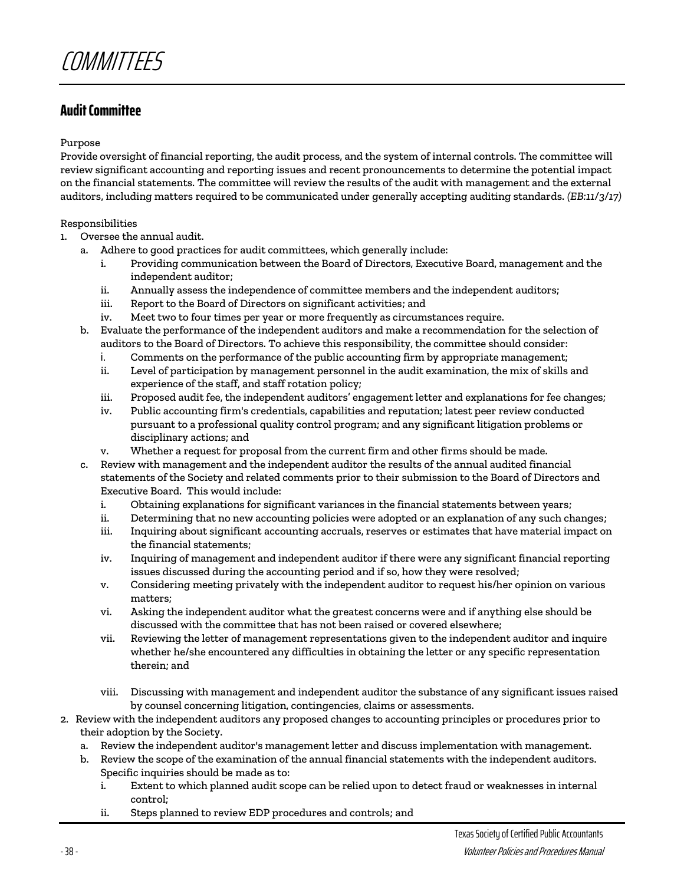# COMMITTEES

## Audit Committee

Purpose

Provide oversight of financial reporting, the audit process, and the system of internal controls. The committee will review significant accounting and reporting issues and recent pronouncements to determine the potential impact on the financial statements. The committee will review the results of the audit with management and the external auditors, including matters required to be communicated under generally accepting auditing standards. *(EB:11/3/17)*

Responsibilities

1. Oversee the annual audit.
   a. Adhere to good practices for audit committees, which generally include:
      i. Providing communication between the Board of Directors, Executive Board, management and the independent auditor;
      ii. Annually assess the independence of committee members and the independent auditors;
      iii. Report to the Board of Directors on significant activities; and
      iv. Meet two to four times per year or more frequently as circumstances require.
   b. Evaluate the performance of the independent auditors and make a recommendation for the selection of auditors to the Board of Directors. To achieve this responsibility, the committee should consider:
      i. Comments on the performance of the public accounting firm by appropriate management;
      ii. Level of participation by management personnel in the audit examination, the mix of skills and experience of the staff, and staff rotation policy;
      iii. Proposed audit fee, the independent auditors' engagement letter and explanations for fee changes;
      iv. Public accounting firm's credentials, capabilities and reputation; latest peer review conducted pursuant to a professional quality control program; and any significant litigation problems or disciplinary actions; and
      v. Whether a request for proposal from the current firm and other firms should be made.
   c. Review with management and the independent auditor the results of the annual audited financial statements of the Society and related comments prior to their submission to the Board of Directors and Executive Board. This would include:
      i. Obtaining explanations for significant variances in the financial statements between years;
      ii. Determining that no new accounting policies were adopted or an explanation of any such changes;
      iii. Inquiring about significant accounting accruals, reserves or estimates that have material impact on the financial statements;
      iv. Inquiring of management and independent auditor if there were any significant financial reporting issues discussed during the accounting period and if so, how they were resolved;
      v. Considering meeting privately with the independent auditor to request his/her opinion on various matters;
      vi. Asking the independent auditor what the greatest concerns were and if anything else should be discussed with the committee that has not been raised or covered elsewhere;
      vii. Reviewing the letter of management representations given to the independent auditor and inquire whether he/she encountered any difficulties in obtaining the letter or any specific representation therein; and
      viii. Discussing with management and independent auditor the substance of any significant issues raised by counsel concerning litigation, contingencies, claims or assessments.
2. Review with the independent auditors any proposed changes to accounting principles or procedures prior to their adoption by the Society.
   a. Review the independent auditor's management letter and discuss implementation with management.
   b. Review the scope of the examination of the annual financial statements with the independent auditors. Specific inquiries should be made as to:
      i. Extent to which planned audit scope can be relied upon to detect fraud or weaknesses in internal control;
      ii. Steps planned to review EDP procedures and controls; and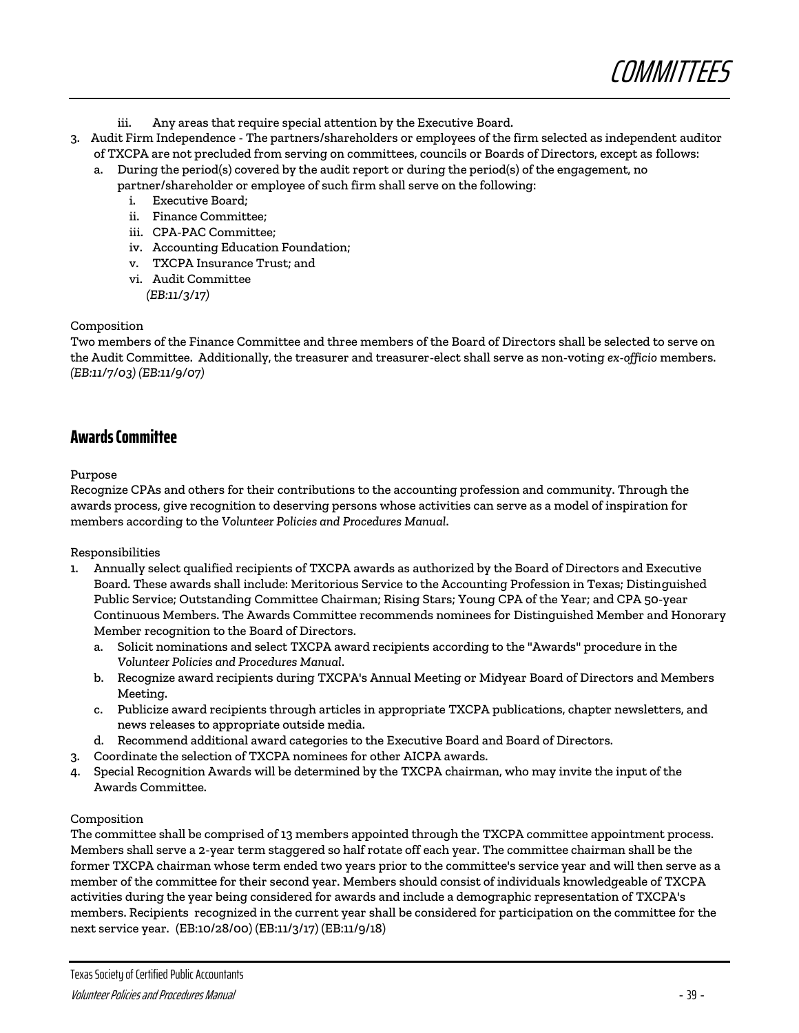iii. Any areas that require special attention by the Executive Board.

3. Audit Firm Independence - The partners/shareholders or employees of the firm selected as independent auditor of TXCPA are not precluded from serving on committees, councils or Boards of Directors, except as follows:
   a. During the period(s) covered by the audit report or during the period(s) of the engagement, no partner/shareholder or employee of such firm shall serve on the following:
      i. Executive Board;
      ii. Finance Committee;
      iii. CPA-PAC Committee;
      iv. Accounting Education Foundation;
      v. TXCPA Insurance Trust; and
      vi. Audit Committee

      *(EB:11/3/17)*

Composition

Two members of the Finance Committee and three members of the Board of Directors shall be selected to serve on the Audit Committee. Additionally, the treasurer and treasurer-elect shall serve as non-voting *ex-officio* members. *(EB:11/7/03) (EB:11/9/07)*

## Awards Committee

Purpose

Recognize CPAs and others for their contributions to the accounting profession and community. Through the awards process, give recognition to deserving persons whose activities can serve as a model of inspiration for members according to the *Volunteer Policies and Procedures Manual*.

Responsibilities

1. Annually select qualified recipients of TXCPA awards as authorized by the Board of Directors and Executive Board. These awards shall include: Meritorious Service to the Accounting Profession in Texas; Distinguished Public Service; Outstanding Committee Chairman; Rising Stars; Young CPA of the Year; and CPA 50-year Continuous Members. The Awards Committee recommends nominees for Distinguished Member and Honorary Member recognition to the Board of Directors.
   a. Solicit nominations and select TXCPA award recipients according to the "Awards" procedure in the *Volunteer Policies and Procedures Manual*.
   b. Recognize award recipients during TXCPA's Annual Meeting or Midyear Board of Directors and Members Meeting.
   c. Publicize award recipients through articles in appropriate TXCPA publications, chapter newsletters, and news releases to appropriate outside media.
   d. Recommend additional award categories to the Executive Board and Board of Directors.
3. Coordinate the selection of TXCPA nominees for other AICPA awards.
4. Special Recognition Awards will be determined by the TXCPA chairman, who may invite the input of the Awards Committee.

Composition

The committee shall be comprised of 13 members appointed through the TXCPA committee appointment process. Members shall serve a 2-year term staggered so half rotate off each year. The committee chairman shall be the former TXCPA chairman whose term ended two years prior to the committee's service year and will then serve as a member of the committee for their second year. Members should consist of individuals knowledgeable of TXCPA activities during the year being considered for awards and include a demographic representation of TXCPA's members. Recipients recognized in the current year shall be considered for participation on the committee for the next service year. (EB:10/28/00) (EB:11/3/17) (EB:11/9/18)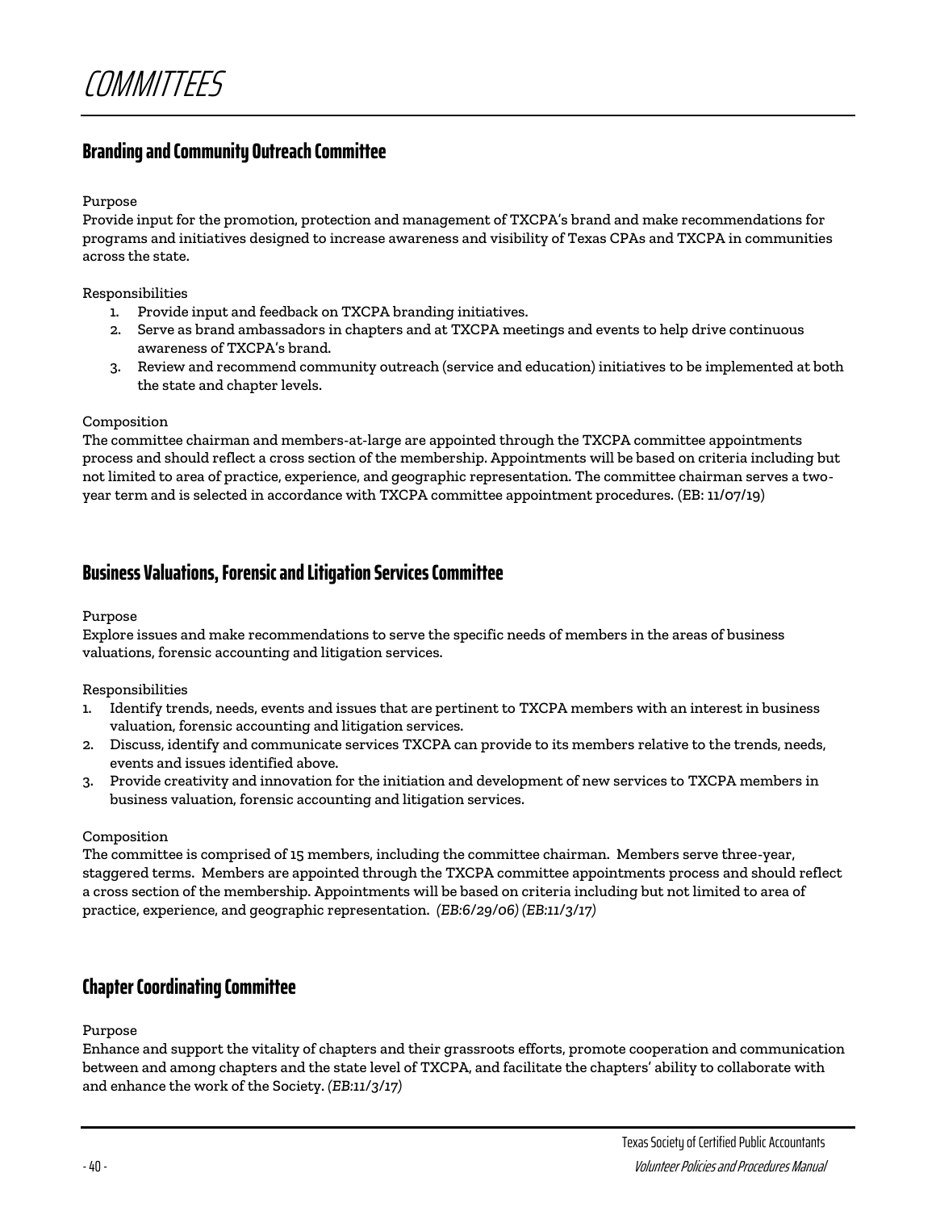# COMMITTEES

## Branding and Community Outreach Committee

Purpose

Provide input for the promotion, protection and management of TXCPA's brand and make recommendations for programs and initiatives designed to increase awareness and visibility of Texas CPAs and TXCPA in communities across the state.

Responsibilities

1. Provide input and feedback on TXCPA branding initiatives.
2. Serve as brand ambassadors in chapters and at TXCPA meetings and events to help drive continuous awareness of TXCPA's brand.
3. Review and recommend community outreach (service and education) initiatives to be implemented at both the state and chapter levels.

Composition

The committee chairman and members-at-large are appointed through the TXCPA committee appointments process and should reflect a cross section of the membership. Appointments will be based on criteria including but not limited to area of practice, experience, and geographic representation. The committee chairman serves a two-year term and is selected in accordance with TXCPA committee appointment procedures. (EB: 11/07/19)

## Business Valuations, Forensic and Litigation Services Committee

Purpose

Explore issues and make recommendations to serve the specific needs of members in the areas of business valuations, forensic accounting and litigation services.

Responsibilities

1. Identify trends, needs, events and issues that are pertinent to TXCPA members with an interest in business valuation, forensic accounting and litigation services.
2. Discuss, identify and communicate services TXCPA can provide to its members relative to the trends, needs, events and issues identified above.
3. Provide creativity and innovation for the initiation and development of new services to TXCPA members in business valuation, forensic accounting and litigation services.

Composition

The committee is comprised of 15 members, including the committee chairman. Members serve three-year, staggered terms. Members are appointed through the TXCPA committee appointments process and should reflect a cross section of the membership. Appointments will be based on criteria including but not limited to area of practice, experience, and geographic representation. *(EB:6/29/06) (EB:11/3/17)*

## Chapter Coordinating Committee

Purpose

Enhance and support the vitality of chapters and their grassroots efforts, promote cooperation and communication between and among chapters and the state level of TXCPA, and facilitate the chapters' ability to collaborate with and enhance the work of the Society. *(EB:11/3/17)*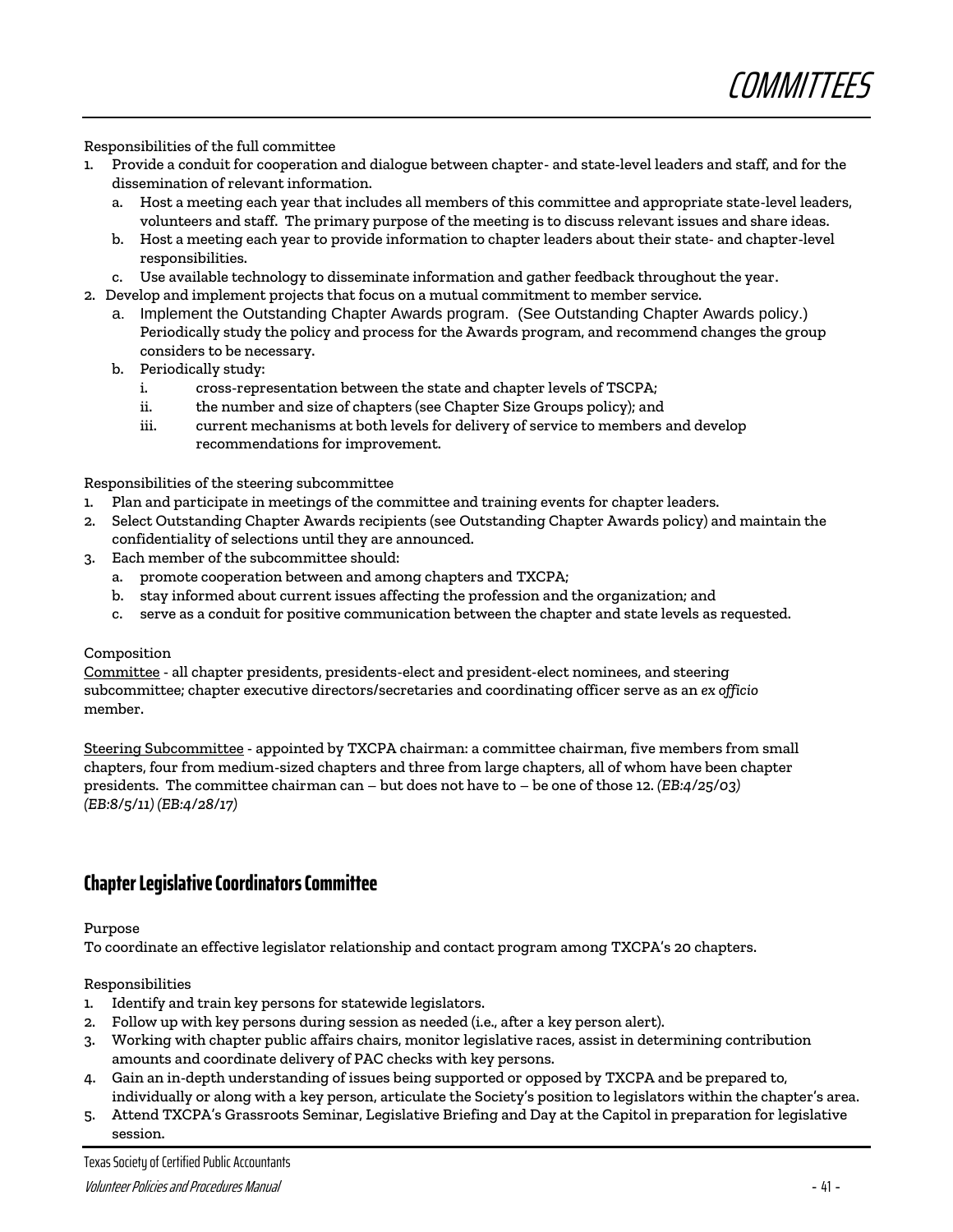Responsibilities of the full committee

1. Provide a conduit for cooperation and dialogue between chapter- and state-level leaders and staff, and for the dissemination of relevant information.
   a. Host a meeting each year that includes all members of this committee and appropriate state-level leaders, volunteers and staff. The primary purpose of the meeting is to discuss relevant issues and share ideas.
   b. Host a meeting each year to provide information to chapter leaders about their state- and chapter-level responsibilities.
   c. Use available technology to disseminate information and gather feedback throughout the year.
2. Develop and implement projects that focus on a mutual commitment to member service.
   a. Implement the Outstanding Chapter Awards program. (See Outstanding Chapter Awards policy.) Periodically study the policy and process for the Awards program, and recommend changes the group considers to be necessary.
   b. Periodically study:
      i. cross-representation between the state and chapter levels of TSCPA;
      ii. the number and size of chapters (see Chapter Size Groups policy); and
      iii. current mechanisms at both levels for delivery of service to members and develop recommendations for improvement.

Responsibilities of the steering subcommittee

1. Plan and participate in meetings of the committee and training events for chapter leaders.
2. Select Outstanding Chapter Awards recipients (see Outstanding Chapter Awards policy) and maintain the confidentiality of selections until they are announced.
3. Each member of the subcommittee should:
   a. promote cooperation between and among chapters and TXCPA;
   b. stay informed about current issues affecting the profession and the organization; and
   c. serve as a conduit for positive communication between the chapter and state levels as requested.

Composition

Committee - all chapter presidents, presidents-elect and president-elect nominees, and steering subcommittee; chapter executive directors/secretaries and coordinating officer serve as an *ex officio* member.

Steering Subcommittee - appointed by TXCPA chairman: a committee chairman, five members from small chapters, four from medium-sized chapters and three from large chapters, all of whom have been chapter presidents. The committee chairman can – but does not have to – be one of those 12. *(EB:4/25/03) (EB:8/5/11) (EB:4/28/17)*

## Chapter Legislative Coordinators Committee

Purpose

To coordinate an effective legislator relationship and contact program among TXCPA's 20 chapters.

Responsibilities

1. Identify and train key persons for statewide legislators.
2. Follow up with key persons during session as needed (i.e., after a key person alert).
3. Working with chapter public affairs chairs, monitor legislative races, assist in determining contribution amounts and coordinate delivery of PAC checks with key persons.
4. Gain an in-depth understanding of issues being supported or opposed by TXCPA and be prepared to, individually or along with a key person, articulate the Society's position to legislators within the chapter's area.
5. Attend TXCPA's Grassroots Seminar, Legislative Briefing and Day at the Capitol in preparation for legislative session.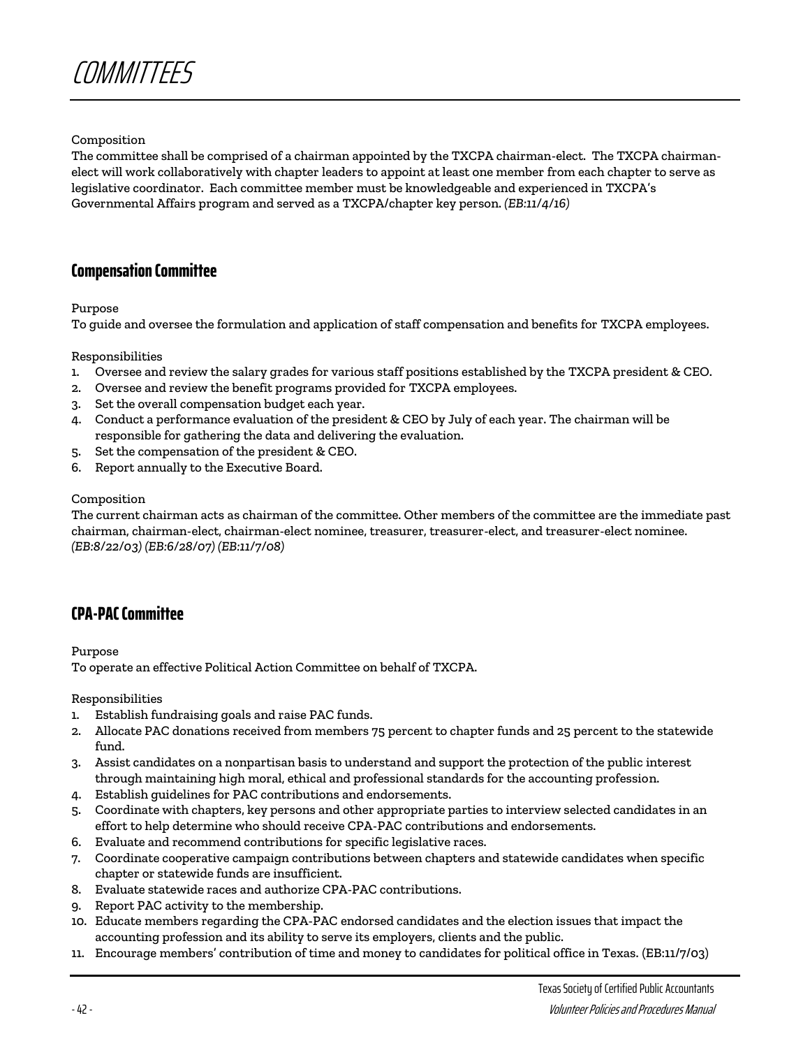Composition

The committee shall be comprised of a chairman appointed by the TXCPA chairman-elect. The TXCPA chairman-elect will work collaboratively with chapter leaders to appoint at least one member from each chapter to serve as legislative coordinator. Each committee member must be knowledgeable and experienced in TXCPA's Governmental Affairs program and served as a TXCPA/chapter key person. *(EB:11/4/16)*

## Compensation Committee

Purpose

To guide and oversee the formulation and application of staff compensation and benefits for TXCPA employees.

Responsibilities

1. Oversee and review the salary grades for various staff positions established by the TXCPA president & CEO.
2. Oversee and review the benefit programs provided for TXCPA employees.
3. Set the overall compensation budget each year.
4. Conduct a performance evaluation of the president & CEO by July of each year. The chairman will be responsible for gathering the data and delivering the evaluation.
5. Set the compensation of the president & CEO.
6. Report annually to the Executive Board.

Composition

The current chairman acts as chairman of the committee. Other members of the committee are the immediate past chairman, chairman-elect, chairman-elect nominee, treasurer, treasurer-elect, and treasurer-elect nominee. *(EB:8/22/03) (EB:6/28/07) (EB:11/7/08)*

## CPA-PAC Committee

Purpose

To operate an effective Political Action Committee on behalf of TXCPA.

Responsibilities

1. Establish fundraising goals and raise PAC funds.
2. Allocate PAC donations received from members 75 percent to chapter funds and 25 percent to the statewide fund.
3. Assist candidates on a nonpartisan basis to understand and support the protection of the public interest through maintaining high moral, ethical and professional standards for the accounting profession.
4. Establish guidelines for PAC contributions and endorsements.
5. Coordinate with chapters, key persons and other appropriate parties to interview selected candidates in an effort to help determine who should receive CPA-PAC contributions and endorsements.
6. Evaluate and recommend contributions for specific legislative races.
7. Coordinate cooperative campaign contributions between chapters and statewide candidates when specific chapter or statewide funds are insufficient.
8. Evaluate statewide races and authorize CPA-PAC contributions.
9. Report PAC activity to the membership.
10. Educate members regarding the CPA-PAC endorsed candidates and the election issues that impact the accounting profession and its ability to serve its employers, clients and the public.
11. Encourage members' contribution of time and money to candidates for political office in Texas. (EB:11/7/03)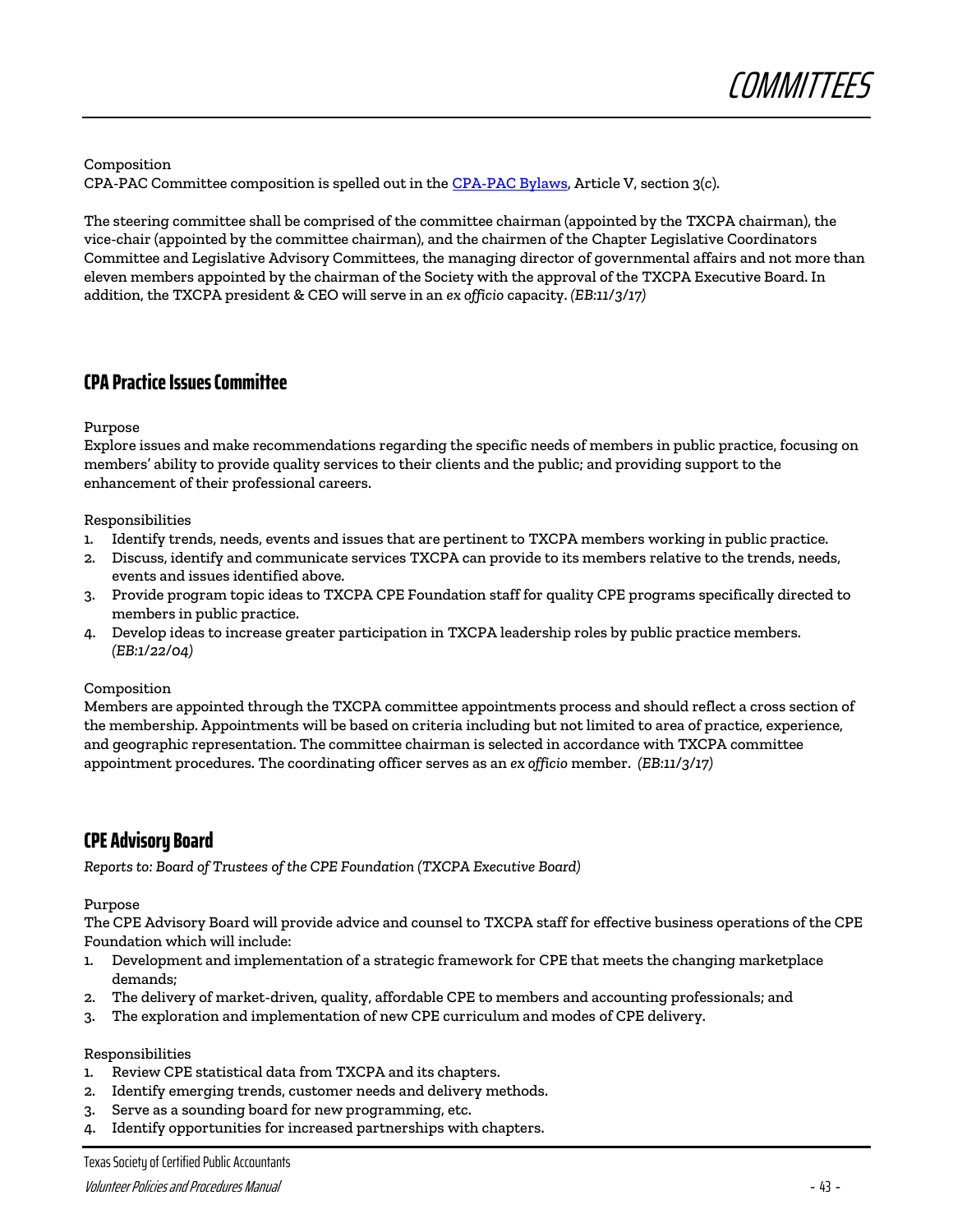Composition
CPA-PAC Committee composition is spelled out in the [CPA-PAC Bylaws](), Article V, section 3(c).

The steering committee shall be comprised of the committee chairman (appointed by the TXCPA chairman), the vice-chair (appointed by the committee chairman), and the chairmen of the Chapter Legislative Coordinators Committee and Legislative Advisory Committees, the managing director of governmental affairs and not more than eleven members appointed by the chairman of the Society with the approval of the TXCPA Executive Board. In addition, the TXCPA president & CEO will serve in an *ex officio* capacity. *(EB:11/3/17)*

## CPA Practice Issues Committee

Purpose
Explore issues and make recommendations regarding the specific needs of members in public practice, focusing on members' ability to provide quality services to their clients and the public; and providing support to the enhancement of their professional careers.

Responsibilities
1. Identify trends, needs, events and issues that are pertinent to TXCPA members working in public practice.
2. Discuss, identify and communicate services TXCPA can provide to its members relative to the trends, needs, events and issues identified above.
3. Provide program topic ideas to TXCPA CPE Foundation staff for quality CPE programs specifically directed to members in public practice.
4. Develop ideas to increase greater participation in TXCPA leadership roles by public practice members. *(EB:1/22/04)*

Composition
Members are appointed through the TXCPA committee appointments process and should reflect a cross section of the membership. Appointments will be based on criteria including but not limited to area of practice, experience, and geographic representation. The committee chairman is selected in accordance with TXCPA committee appointment procedures. The coordinating officer serves as an *ex officio* member. *(EB:11/3/17)*

## CPE Advisory Board

*Reports to: Board of Trustees of the CPE Foundation (TXCPA Executive Board)*

Purpose
The CPE Advisory Board will provide advice and counsel to TXCPA staff for effective business operations of the CPE Foundation which will include:
1. Development and implementation of a strategic framework for CPE that meets the changing marketplace demands;
2. The delivery of market-driven, quality, affordable CPE to members and accounting professionals; and
3. The exploration and implementation of new CPE curriculum and modes of CPE delivery.

Responsibilities
1. Review CPE statistical data from TXCPA and its chapters.
2. Identify emerging trends, customer needs and delivery methods.
3. Serve as a sounding board for new programming, etc.
4. Identify opportunities for increased partnerships with chapters.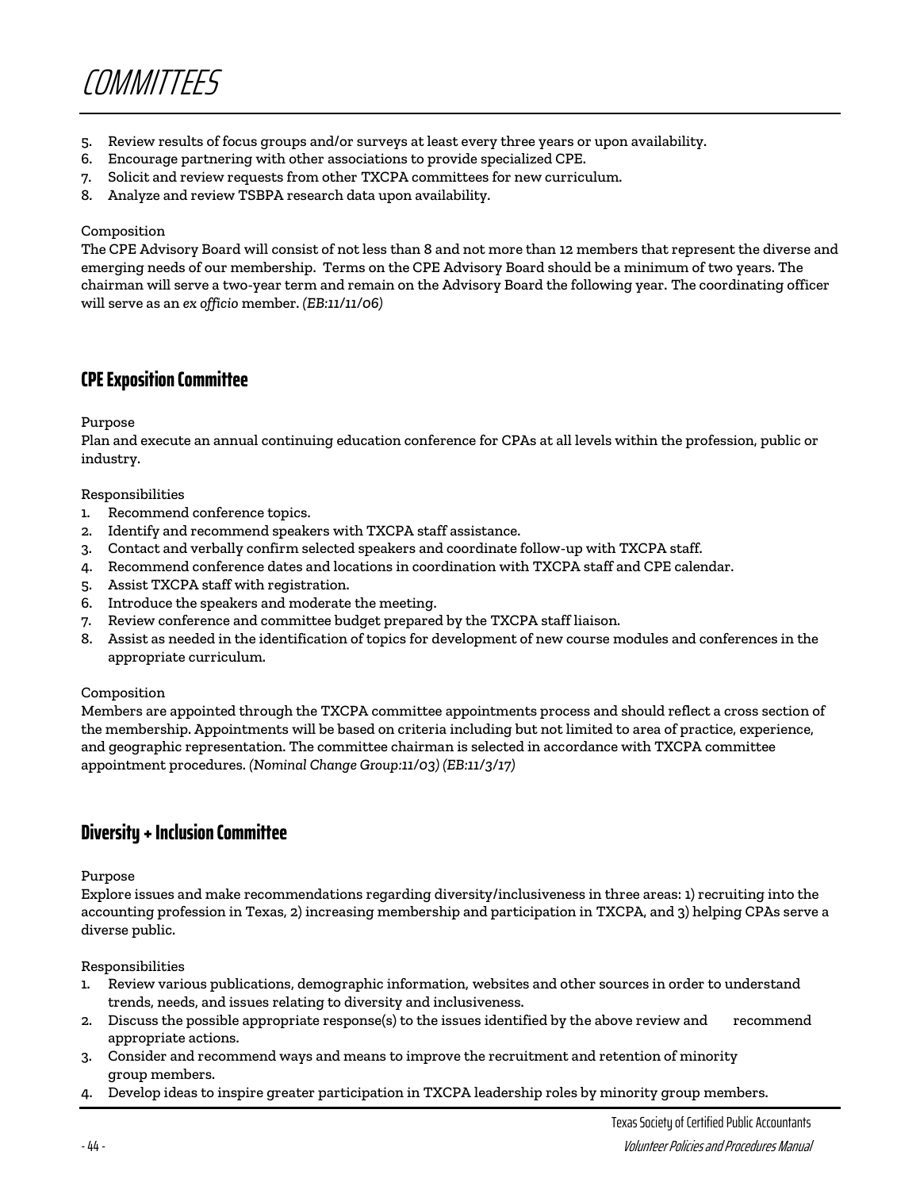5. Review results of focus groups and/or surveys at least every three years or upon availability.
6. Encourage partnering with other associations to provide specialized CPE.
7. Solicit and review requests from other TXCPA committees for new curriculum.
8. Analyze and review TSBPA research data upon availability.

Composition

The CPE Advisory Board will consist of not less than 8 and not more than 12 members that represent the diverse and emerging needs of our membership. Terms on the CPE Advisory Board should be a minimum of two years. The chairman will serve a two-year term and remain on the Advisory Board the following year. The coordinating officer will serve as an *ex officio* member. *(EB:11/11/06)*

## CPE Exposition Committee

Purpose

Plan and execute an annual continuing education conference for CPAs at all levels within the profession, public or industry.

Responsibilities

1. Recommend conference topics.
2. Identify and recommend speakers with TXCPA staff assistance.
3. Contact and verbally confirm selected speakers and coordinate follow-up with TXCPA staff.
4. Recommend conference dates and locations in coordination with TXCPA staff and CPE calendar.
5. Assist TXCPA staff with registration.
6. Introduce the speakers and moderate the meeting.
7. Review conference and committee budget prepared by the TXCPA staff liaison.
8. Assist as needed in the identification of topics for development of new course modules and conferences in the appropriate curriculum.

Composition

Members are appointed through the TXCPA committee appointments process and should reflect a cross section of the membership. Appointments will be based on criteria including but not limited to area of practice, experience, and geographic representation. The committee chairman is selected in accordance with TXCPA committee appointment procedures. *(Nominal Change Group:11/03) (EB:11/3/17)*

## Diversity + Inclusion Committee

Purpose

Explore issues and make recommendations regarding diversity/inclusiveness in three areas: 1) recruiting into the accounting profession in Texas, 2) increasing membership and participation in TXCPA, and 3) helping CPAs serve a diverse public.

Responsibilities

1. Review various publications, demographic information, websites and other sources in order to understand trends, needs, and issues relating to diversity and inclusiveness.
2. Discuss the possible appropriate response(s) to the issues identified by the above review and recommend appropriate actions.
3. Consider and recommend ways and means to improve the recruitment and retention of minority group members.
4. Develop ideas to inspire greater participation in TXCPA leadership roles by minority group members.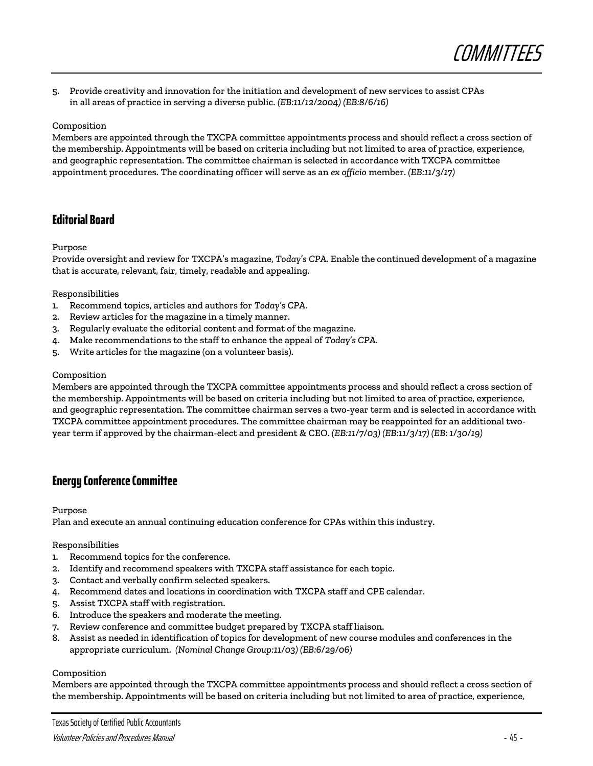5. Provide creativity and innovation for the initiation and development of new services to assist CPAs in all areas of practice in serving a diverse public. *(EB:11/12/2004) (EB:8/6/16)*

Composition

Members are appointed through the TXCPA committee appointments process and should reflect a cross section of the membership. Appointments will be based on criteria including but not limited to area of practice, experience, and geographic representation. The committee chairman is selected in accordance with TXCPA committee appointment procedures. The coordinating officer will serve as an *ex officio* member. *(EB:11/3/17)*

## Editorial Board

Purpose

Provide oversight and review for TXCPA's magazine, *Today's CPA*. Enable the continued development of a magazine that is accurate, relevant, fair, timely, readable and appealing.

Responsibilities

1. Recommend topics, articles and authors for *Today's CPA*.
2. Review articles for the magazine in a timely manner.
3. Regularly evaluate the editorial content and format of the magazine.
4. Make recommendations to the staff to enhance the appeal of *Today's CPA*.
5. Write articles for the magazine (on a volunteer basis).

Composition

Members are appointed through the TXCPA committee appointments process and should reflect a cross section of the membership. Appointments will be based on criteria including but not limited to area of practice, experience, and geographic representation. The committee chairman serves a two-year term and is selected in accordance with TXCPA committee appointment procedures. The committee chairman may be reappointed for an additional two-year term if approved by the chairman-elect and president & CEO. *(EB:11/7/03) (EB:11/3/17) (EB: 1/30/19)*

## Energy Conference Committee

Purpose

Plan and execute an annual continuing education conference for CPAs within this industry.

Responsibilities

1. Recommend topics for the conference.
2. Identify and recommend speakers with TXCPA staff assistance for each topic.
3. Contact and verbally confirm selected speakers.
4. Recommend dates and locations in coordination with TXCPA staff and CPE calendar.
5. Assist TXCPA staff with registration.
6. Introduce the speakers and moderate the meeting.
7. Review conference and committee budget prepared by TXCPA staff liaison.
8. Assist as needed in identification of topics for development of new course modules and conferences in the appropriate curriculum. *(Nominal Change Group:11/03) (EB:6/29/06)*

Composition

Members are appointed through the TXCPA committee appointments process and should reflect a cross section of the membership. Appointments will be based on criteria including but not limited to area of practice, experience,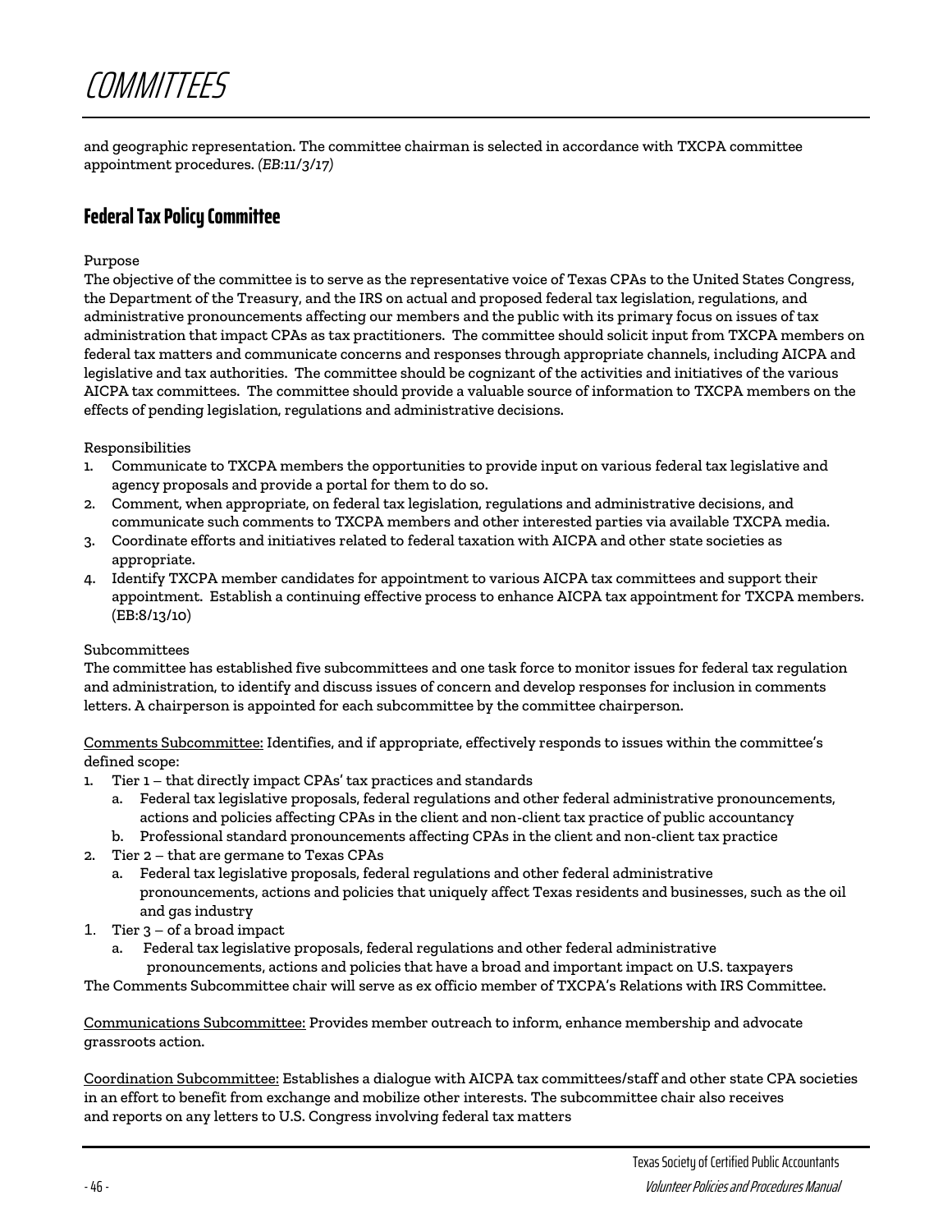and geographic representation. The committee chairman is selected in accordance with TXCPA committee appointment procedures. *(EB:11/3/17)*

## Federal Tax Policy Committee

Purpose

The objective of the committee is to serve as the representative voice of Texas CPAs to the United States Congress, the Department of the Treasury, and the IRS on actual and proposed federal tax legislation, regulations, and administrative pronouncements affecting our members and the public with its primary focus on issues of tax administration that impact CPAs as tax practitioners. The committee should solicit input from TXCPA members on federal tax matters and communicate concerns and responses through appropriate channels, including AICPA and legislative and tax authorities. The committee should be cognizant of the activities and initiatives of the various AICPA tax committees. The committee should provide a valuable source of information to TXCPA members on the effects of pending legislation, regulations and administrative decisions.

Responsibilities

1. Communicate to TXCPA members the opportunities to provide input on various federal tax legislative and agency proposals and provide a portal for them to do so.
2. Comment, when appropriate, on federal tax legislation, regulations and administrative decisions, and communicate such comments to TXCPA members and other interested parties via available TXCPA media.
3. Coordinate efforts and initiatives related to federal taxation with AICPA and other state societies as appropriate.
4. Identify TXCPA member candidates for appointment to various AICPA tax committees and support their appointment. Establish a continuing effective process to enhance AICPA tax appointment for TXCPA members. (EB:8/13/10)

Subcommittees

The committee has established five subcommittees and one task force to monitor issues for federal tax regulation and administration, to identify and discuss issues of concern and develop responses for inclusion in comments letters. A chairperson is appointed for each subcommittee by the committee chairperson.

Comments Subcommittee: Identifies, and if appropriate, effectively responds to issues within the committee's defined scope:

1. Tier 1 – that directly impact CPAs' tax practices and standards
   a. Federal tax legislative proposals, federal regulations and other federal administrative pronouncements, actions and policies affecting CPAs in the client and non-client tax practice of public accountancy
   b. Professional standard pronouncements affecting CPAs in the client and non-client tax practice
2. Tier 2 – that are germane to Texas CPAs
   a. Federal tax legislative proposals, federal regulations and other federal administrative pronouncements, actions and policies that uniquely affect Texas residents and businesses, such as the oil and gas industry
1. Tier 3 – of a broad impact
   a. Federal tax legislative proposals, federal regulations and other federal administrative pronouncements, actions and policies that have a broad and important impact on U.S. taxpayers

The Comments Subcommittee chair will serve as ex officio member of TXCPA's Relations with IRS Committee.

Communications Subcommittee: Provides member outreach to inform, enhance membership and advocate grassroots action.

Coordination Subcommittee: Establishes a dialogue with AICPA tax committees/staff and other state CPA societies in an effort to benefit from exchange and mobilize other interests. The subcommittee chair also receives and reports on any letters to U.S. Congress involving federal tax matters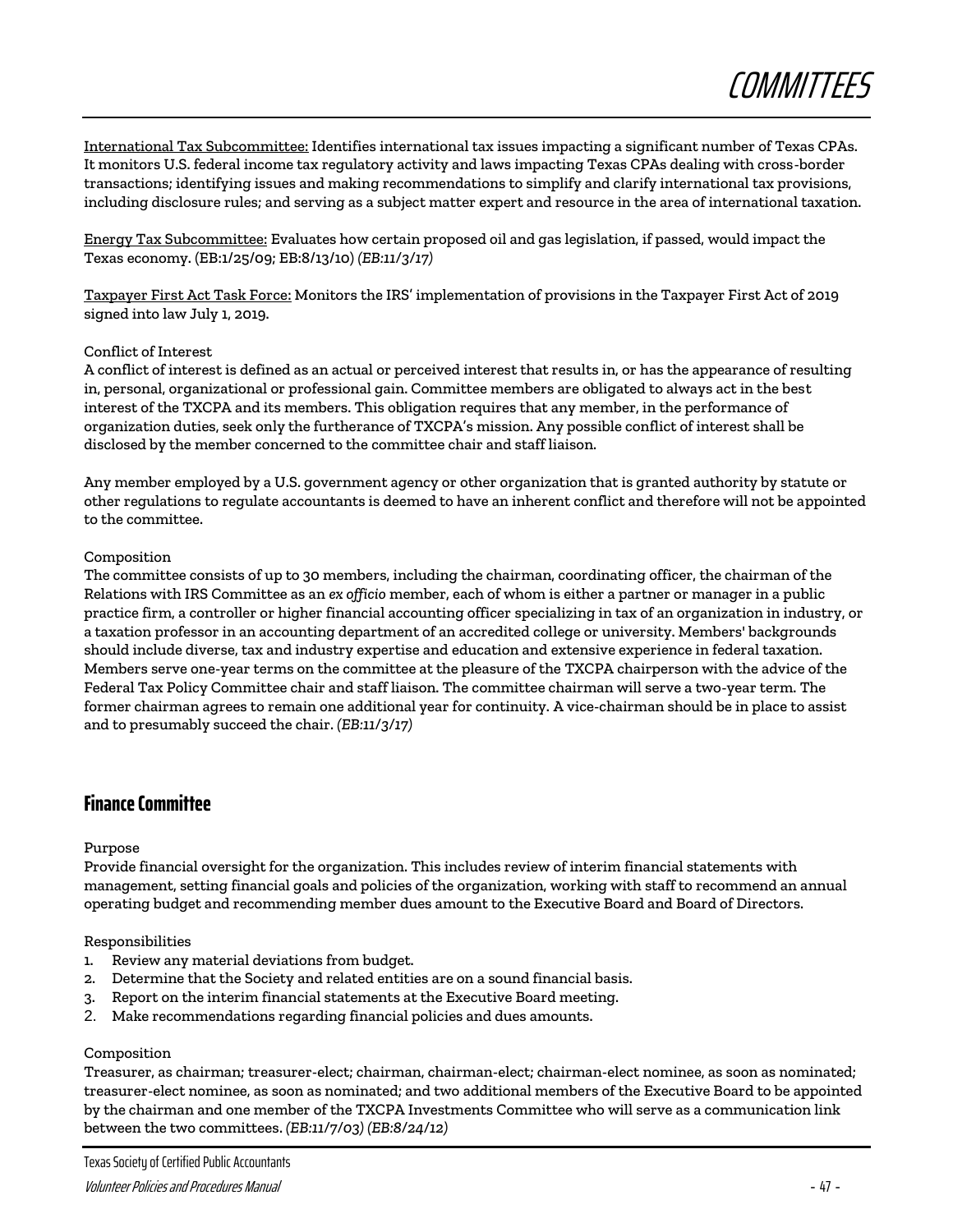International Tax Subcommittee: Identifies international tax issues impacting a significant number of Texas CPAs. It monitors U.S. federal income tax regulatory activity and laws impacting Texas CPAs dealing with cross-border transactions; identifying issues and making recommendations to simplify and clarify international tax provisions, including disclosure rules; and serving as a subject matter expert and resource in the area of international taxation.

Energy Tax Subcommittee: Evaluates how certain proposed oil and gas legislation, if passed, would impact the Texas economy. (EB:1/25/09; EB:8/13/10) *(EB:11/3/17)*

Taxpayer First Act Task Force: Monitors the IRS' implementation of provisions in the Taxpayer First Act of 2019 signed into law July 1, 2019.

Conflict of Interest

A conflict of interest is defined as an actual or perceived interest that results in, or has the appearance of resulting in, personal, organizational or professional gain. Committee members are obligated to always act in the best interest of the TXCPA and its members. This obligation requires that any member, in the performance of organization duties, seek only the furtherance of TXCPA's mission. Any possible conflict of interest shall be disclosed by the member concerned to the committee chair and staff liaison.

Any member employed by a U.S. government agency or other organization that is granted authority by statute or other regulations to regulate accountants is deemed to have an inherent conflict and therefore will not be appointed to the committee.

Composition

The committee consists of up to 30 members, including the chairman, coordinating officer, the chairman of the Relations with IRS Committee as an *ex officio* member, each of whom is either a partner or manager in a public practice firm, a controller or higher financial accounting officer specializing in tax of an organization in industry, or a taxation professor in an accounting department of an accredited college or university. Members' backgrounds should include diverse, tax and industry expertise and education and extensive experience in federal taxation. Members serve one-year terms on the committee at the pleasure of the TXCPA chairperson with the advice of the Federal Tax Policy Committee chair and staff liaison. The committee chairman will serve a two-year term. The former chairman agrees to remain one additional year for continuity. A vice-chairman should be in place to assist and to presumably succeed the chair. *(EB:11/3/17)*

## Finance Committee

Purpose

Provide financial oversight for the organization. This includes review of interim financial statements with management, setting financial goals and policies of the organization, working with staff to recommend an annual operating budget and recommending member dues amount to the Executive Board and Board of Directors.

Responsibilities

1. Review any material deviations from budget.
2. Determine that the Society and related entities are on a sound financial basis.
3. Report on the interim financial statements at the Executive Board meeting.
2. Make recommendations regarding financial policies and dues amounts.

Composition

Treasurer, as chairman; treasurer-elect; chairman, chairman-elect; chairman-elect nominee, as soon as nominated; treasurer-elect nominee, as soon as nominated; and two additional members of the Executive Board to be appointed by the chairman and one member of the TXCPA Investments Committee who will serve as a communication link between the two committees. *(EB:11/7/03) (EB:8/24/12)*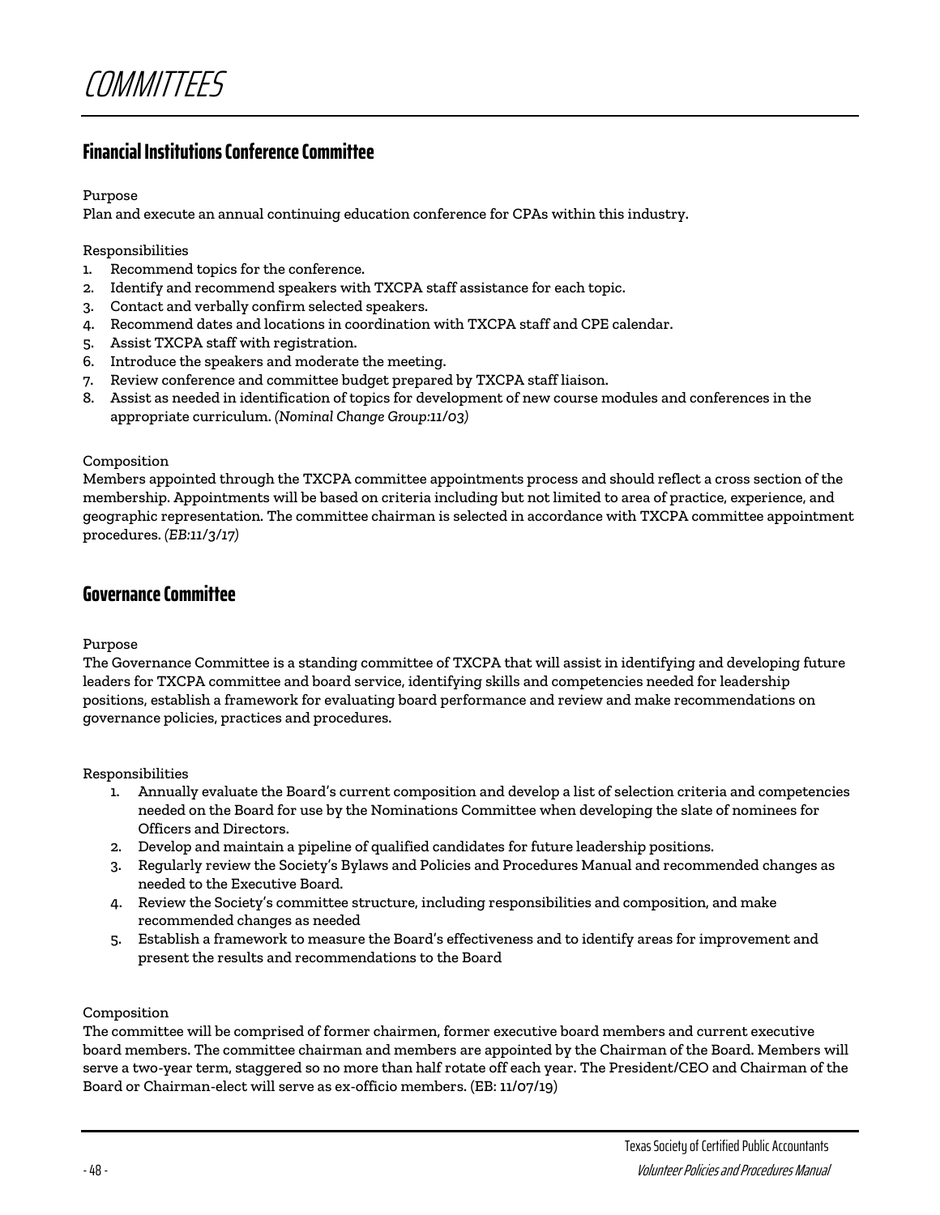# COMMITTEES

## Financial Institutions Conference Committee

Purpose

Plan and execute an annual continuing education conference for CPAs within this industry.

Responsibilities

1. Recommend topics for the conference.
2. Identify and recommend speakers with TXCPA staff assistance for each topic.
3. Contact and verbally confirm selected speakers.
4. Recommend dates and locations in coordination with TXCPA staff and CPE calendar.
5. Assist TXCPA staff with registration.
6. Introduce the speakers and moderate the meeting.
7. Review conference and committee budget prepared by TXCPA staff liaison.
8. Assist as needed in identification of topics for development of new course modules and conferences in the appropriate curriculum. *(Nominal Change Group:11/03)*

Composition

Members appointed through the TXCPA committee appointments process and should reflect a cross section of the membership. Appointments will be based on criteria including but not limited to area of practice, experience, and geographic representation. The committee chairman is selected in accordance with TXCPA committee appointment procedures. *(EB:11/3/17)*

## Governance Committee

Purpose

The Governance Committee is a standing committee of TXCPA that will assist in identifying and developing future leaders for TXCPA committee and board service, identifying skills and competencies needed for leadership positions, establish a framework for evaluating board performance and review and make recommendations on governance policies, practices and procedures.

Responsibilities

1. Annually evaluate the Board's current composition and develop a list of selection criteria and competencies needed on the Board for use by the Nominations Committee when developing the slate of nominees for Officers and Directors.
2. Develop and maintain a pipeline of qualified candidates for future leadership positions.
3. Regularly review the Society's Bylaws and Policies and Procedures Manual and recommended changes as needed to the Executive Board.
4. Review the Society's committee structure, including responsibilities and composition, and make recommended changes as needed
5. Establish a framework to measure the Board's effectiveness and to identify areas for improvement and present the results and recommendations to the Board

Composition

The committee will be comprised of former chairmen, former executive board members and current executive board members. The committee chairman and members are appointed by the Chairman of the Board. Members will serve a two-year term, staggered so no more than half rotate off each year. The President/CEO and Chairman of the Board or Chairman-elect will serve as ex-officio members. (EB: 11/07/19)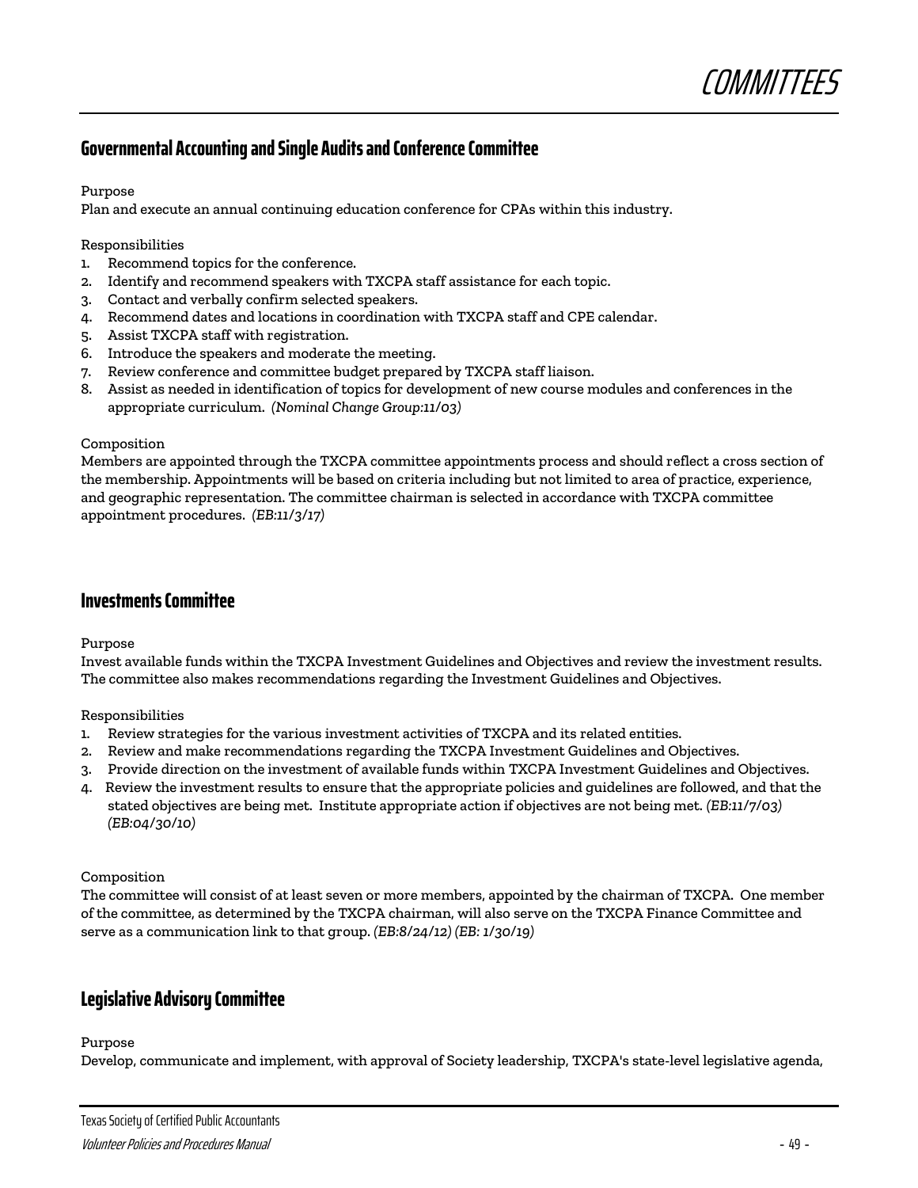## Governmental Accounting and Single Audits and Conference Committee

Purpose

Plan and execute an annual continuing education conference for CPAs within this industry.

Responsibilities

1. Recommend topics for the conference.
2. Identify and recommend speakers with TXCPA staff assistance for each topic.
3. Contact and verbally confirm selected speakers.
4. Recommend dates and locations in coordination with TXCPA staff and CPE calendar.
5. Assist TXCPA staff with registration.
6. Introduce the speakers and moderate the meeting.
7. Review conference and committee budget prepared by TXCPA staff liaison.
8. Assist as needed in identification of topics for development of new course modules and conferences in the appropriate curriculum. *(Nominal Change Group:11/03)*

Composition

Members are appointed through the TXCPA committee appointments process and should reflect a cross section of the membership. Appointments will be based on criteria including but not limited to area of practice, experience, and geographic representation. The committee chairman is selected in accordance with TXCPA committee appointment procedures. *(EB:11/3/17)*

## Investments Committee

Purpose

Invest available funds within the TXCPA Investment Guidelines and Objectives and review the investment results. The committee also makes recommendations regarding the Investment Guidelines and Objectives.

Responsibilities

1. Review strategies for the various investment activities of TXCPA and its related entities.
2. Review and make recommendations regarding the TXCPA Investment Guidelines and Objectives.
3. Provide direction on the investment of available funds within TXCPA Investment Guidelines and Objectives.
4. Review the investment results to ensure that the appropriate policies and guidelines are followed, and that the stated objectives are being met. Institute appropriate action if objectives are not being met. *(EB:11/7/03) (EB:04/30/10)*

Composition

The committee will consist of at least seven or more members, appointed by the chairman of TXCPA. One member of the committee, as determined by the TXCPA chairman, will also serve on the TXCPA Finance Committee and serve as a communication link to that group. *(EB:8/24/12) (EB: 1/30/19)*

## Legislative Advisory Committee

Purpose

Develop, communicate and implement, with approval of Society leadership, TXCPA's state-level legislative agenda,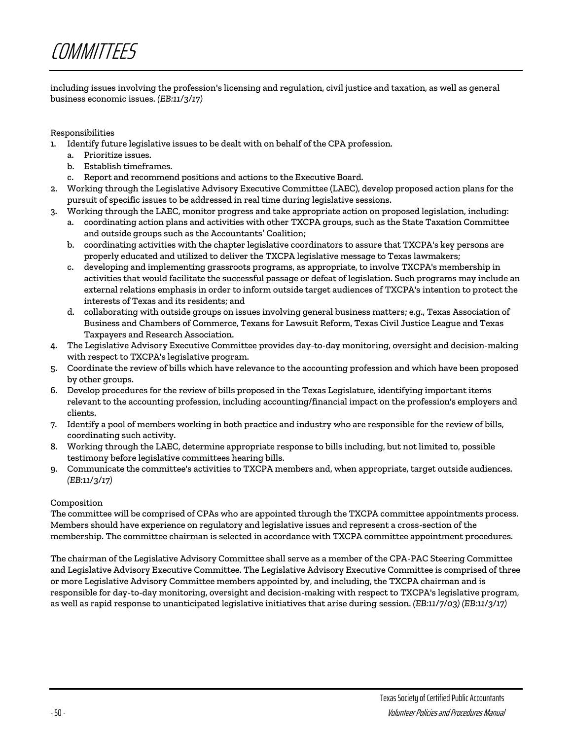including issues involving the profession's licensing and regulation, civil justice and taxation, as well as general business economic issues. *(EB:11/3/17)*

Responsibilities

1. Identify future legislative issues to be dealt with on behalf of the CPA profession.
   a. Prioritize issues.
   b. Establish timeframes.
   c. Report and recommend positions and actions to the Executive Board.
2. Working through the Legislative Advisory Executive Committee (LAEC), develop proposed action plans for the pursuit of specific issues to be addressed in real time during legislative sessions.
3. Working through the LAEC, monitor progress and take appropriate action on proposed legislation, including:
   a. coordinating action plans and activities with other TXCPA groups, such as the State Taxation Committee and outside groups such as the Accountants' Coalition;
   b. coordinating activities with the chapter legislative coordinators to assure that TXCPA's key persons are properly educated and utilized to deliver the TXCPA legislative message to Texas lawmakers;
   c. developing and implementing grassroots programs, as appropriate, to involve TXCPA's membership in activities that would facilitate the successful passage or defeat of legislation. Such programs may include an external relations emphasis in order to inform outside target audiences of TXCPA's intention to protect the interests of Texas and its residents; and
   d. collaborating with outside groups on issues involving general business matters; e.g., Texas Association of Business and Chambers of Commerce, Texans for Lawsuit Reform, Texas Civil Justice League and Texas Taxpayers and Research Association.
4. The Legislative Advisory Executive Committee provides day-to-day monitoring, oversight and decision-making with respect to TXCPA's legislative program.
5. Coordinate the review of bills which have relevance to the accounting profession and which have been proposed by other groups.
6. Develop procedures for the review of bills proposed in the Texas Legislature, identifying important items relevant to the accounting profession, including accounting/financial impact on the profession's employers and clients.
7. Identify a pool of members working in both practice and industry who are responsible for the review of bills, coordinating such activity.
8. Working through the LAEC, determine appropriate response to bills including, but not limited to, possible testimony before legislative committees hearing bills.
9. Communicate the committee's activities to TXCPA members and, when appropriate, target outside audiences. *(EB:11/3/17)*

Composition

The committee will be comprised of CPAs who are appointed through the TXCPA committee appointments process. Members should have experience on regulatory and legislative issues and represent a cross-section of the membership. The committee chairman is selected in accordance with TXCPA committee appointment procedures.

The chairman of the Legislative Advisory Committee shall serve as a member of the CPA-PAC Steering Committee and Legislative Advisory Executive Committee. The Legislative Advisory Executive Committee is comprised of three or more Legislative Advisory Committee members appointed by, and including, the TXCPA chairman and is responsible for day-to-day monitoring, oversight and decision-making with respect to TXCPA's legislative program, as well as rapid response to unanticipated legislative initiatives that arise during session. *(EB:11/7/03) (EB:11/3/17)*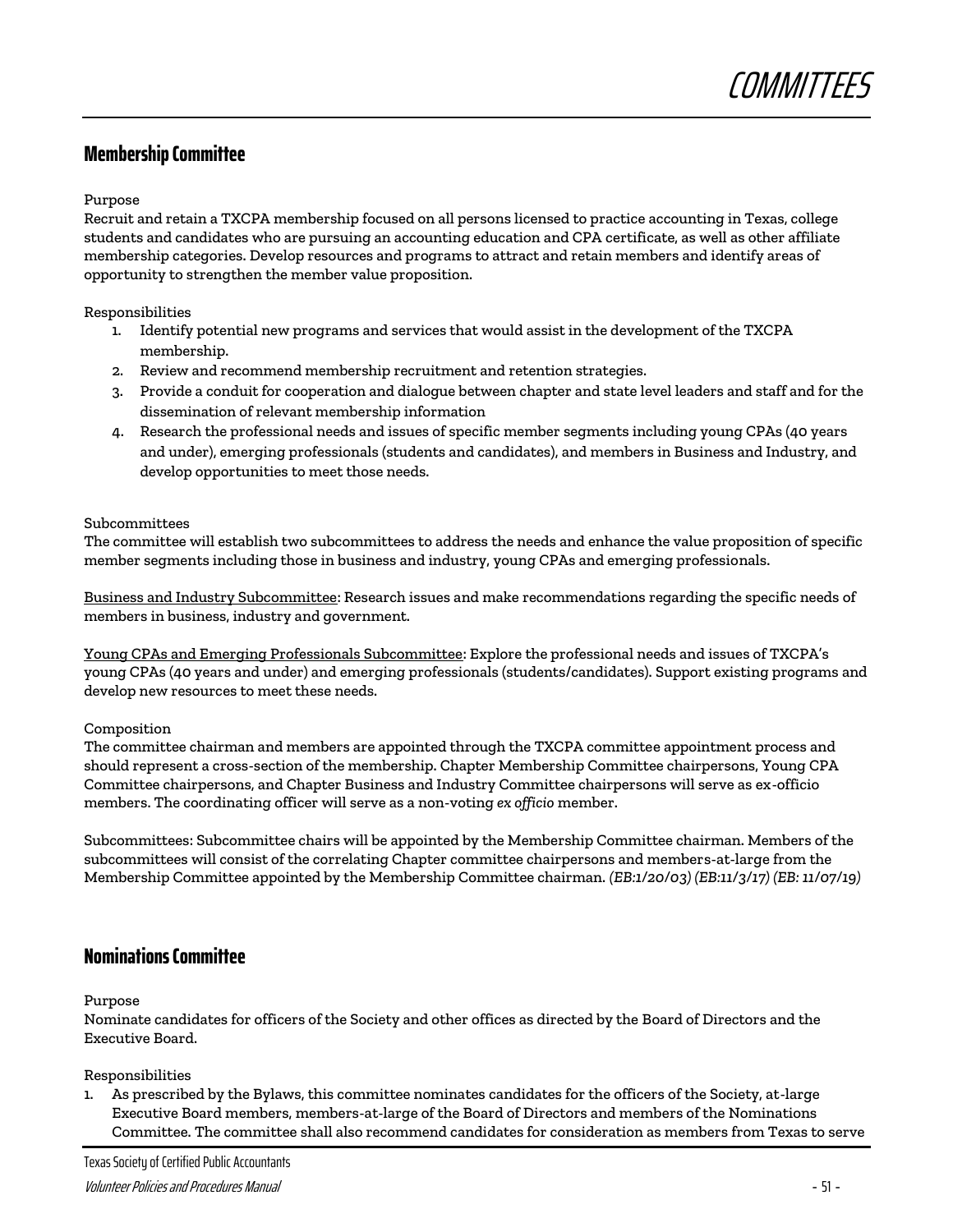## Membership Committee

Purpose

Recruit and retain a TXCPA membership focused on all persons licensed to practice accounting in Texas, college students and candidates who are pursuing an accounting education and CPA certificate, as well as other affiliate membership categories. Develop resources and programs to attract and retain members and identify areas of opportunity to strengthen the member value proposition.

Responsibilities

1. Identify potential new programs and services that would assist in the development of the TXCPA membership.
2. Review and recommend membership recruitment and retention strategies.
3. Provide a conduit for cooperation and dialogue between chapter and state level leaders and staff and for the dissemination of relevant membership information
4. Research the professional needs and issues of specific member segments including young CPAs (40 years and under), emerging professionals (students and candidates), and members in Business and Industry, and develop opportunities to meet those needs.

Subcommittees

The committee will establish two subcommittees to address the needs and enhance the value proposition of specific member segments including those in business and industry, young CPAs and emerging professionals.

<u>Business and Industry Subcommittee</u>: Research issues and make recommendations regarding the specific needs of members in business, industry and government.

<u>Young CPAs and Emerging Professionals Subcommittee</u>: Explore the professional needs and issues of TXCPA's young CPAs (40 years and under) and emerging professionals (students/candidates). Support existing programs and develop new resources to meet these needs.

Composition

The committee chairman and members are appointed through the TXCPA committee appointment process and should represent a cross-section of the membership. Chapter Membership Committee chairpersons, Young CPA Committee chairpersons, and Chapter Business and Industry Committee chairpersons will serve as ex-officio members. The coordinating officer will serve as a non-voting *ex officio* member.

Subcommittees: Subcommittee chairs will be appointed by the Membership Committee chairman. Members of the subcommittees will consist of the correlating Chapter committee chairpersons and members-at-large from the Membership Committee appointed by the Membership Committee chairman. *(EB:1/20/03) (EB:11/3/17) (EB: 11/07/19)*

## Nominations Committee

Purpose

Nominate candidates for officers of the Society and other offices as directed by the Board of Directors and the Executive Board.

Responsibilities

1. As prescribed by the Bylaws, this committee nominates candidates for the officers of the Society, at-large Executive Board members, members-at-large of the Board of Directors and members of the Nominations Committee. The committee shall also recommend candidates for consideration as members from Texas to serve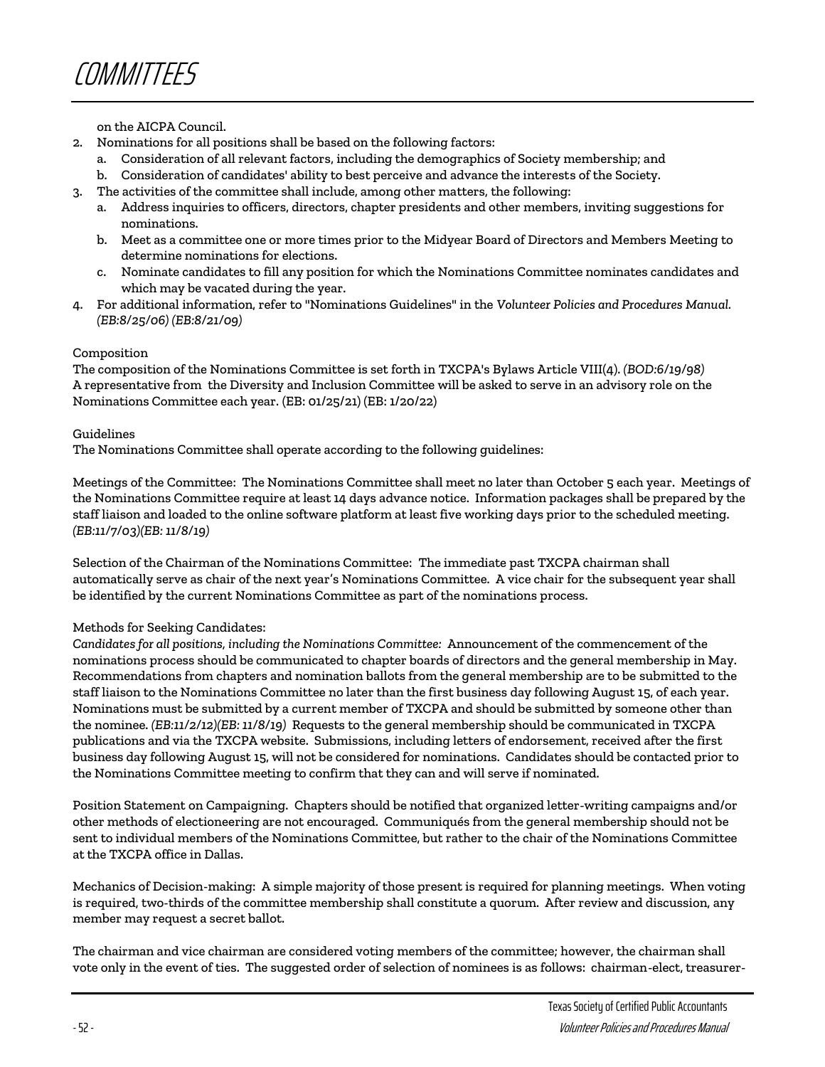on the AICPA Council.

2. Nominations for all positions shall be based on the following factors:
   a. Consideration of all relevant factors, including the demographics of Society membership; and
   b. Consideration of candidates' ability to best perceive and advance the interests of the Society.
3. The activities of the committee shall include, among other matters, the following:
   a. Address inquiries to officers, directors, chapter presidents and other members, inviting suggestions for nominations.
   b. Meet as a committee one or more times prior to the Midyear Board of Directors and Members Meeting to determine nominations for elections.
   c. Nominate candidates to fill any position for which the Nominations Committee nominates candidates and which may be vacated during the year.
4. For additional information, refer to "Nominations Guidelines" in the *Volunteer Policies and Procedures Manual. (EB:8/25/06) (EB:8/21/09)*

Composition

The composition of the Nominations Committee is set forth in TXCPA's Bylaws Article VIII(4). *(BOD:6/19/98)* A representative from the Diversity and Inclusion Committee will be asked to serve in an advisory role on the Nominations Committee each year. (EB: 01/25/21) (EB: 1/20/22)

Guidelines

The Nominations Committee shall operate according to the following guidelines:

Meetings of the Committee: The Nominations Committee shall meet no later than October 5 each year. Meetings of the Nominations Committee require at least 14 days advance notice. Information packages shall be prepared by the staff liaison and loaded to the online software platform at least five working days prior to the scheduled meeting. *(EB:11/7/03)(EB: 11/8/19)*

Selection of the Chairman of the Nominations Committee: The immediate past TXCPA chairman shall automatically serve as chair of the next year's Nominations Committee. A vice chair for the subsequent year shall be identified by the current Nominations Committee as part of the nominations process.

Methods for Seeking Candidates:

*Candidates for all positions, including the Nominations Committee:* Announcement of the commencement of the nominations process should be communicated to chapter boards of directors and the general membership in May. Recommendations from chapters and nomination ballots from the general membership are to be submitted to the staff liaison to the Nominations Committee no later than the first business day following August 15, of each year. Nominations must be submitted by a current member of TXCPA and should be submitted by someone other than the nominee. *(EB:11/2/12)(EB: 11/8/19)* Requests to the general membership should be communicated in TXCPA publications and via the TXCPA website. Submissions, including letters of endorsement, received after the first business day following August 15, will not be considered for nominations. Candidates should be contacted prior to the Nominations Committee meeting to confirm that they can and will serve if nominated.

Position Statement on Campaigning. Chapters should be notified that organized letter-writing campaigns and/or other methods of electioneering are not encouraged. Communiqués from the general membership should not be sent to individual members of the Nominations Committee, but rather to the chair of the Nominations Committee at the TXCPA office in Dallas.

Mechanics of Decision-making: A simple majority of those present is required for planning meetings. When voting is required, two-thirds of the committee membership shall constitute a quorum. After review and discussion, any member may request a secret ballot.

The chairman and vice chairman are considered voting members of the committee; however, the chairman shall vote only in the event of ties. The suggested order of selection of nominees is as follows: chairman-elect, treasurer-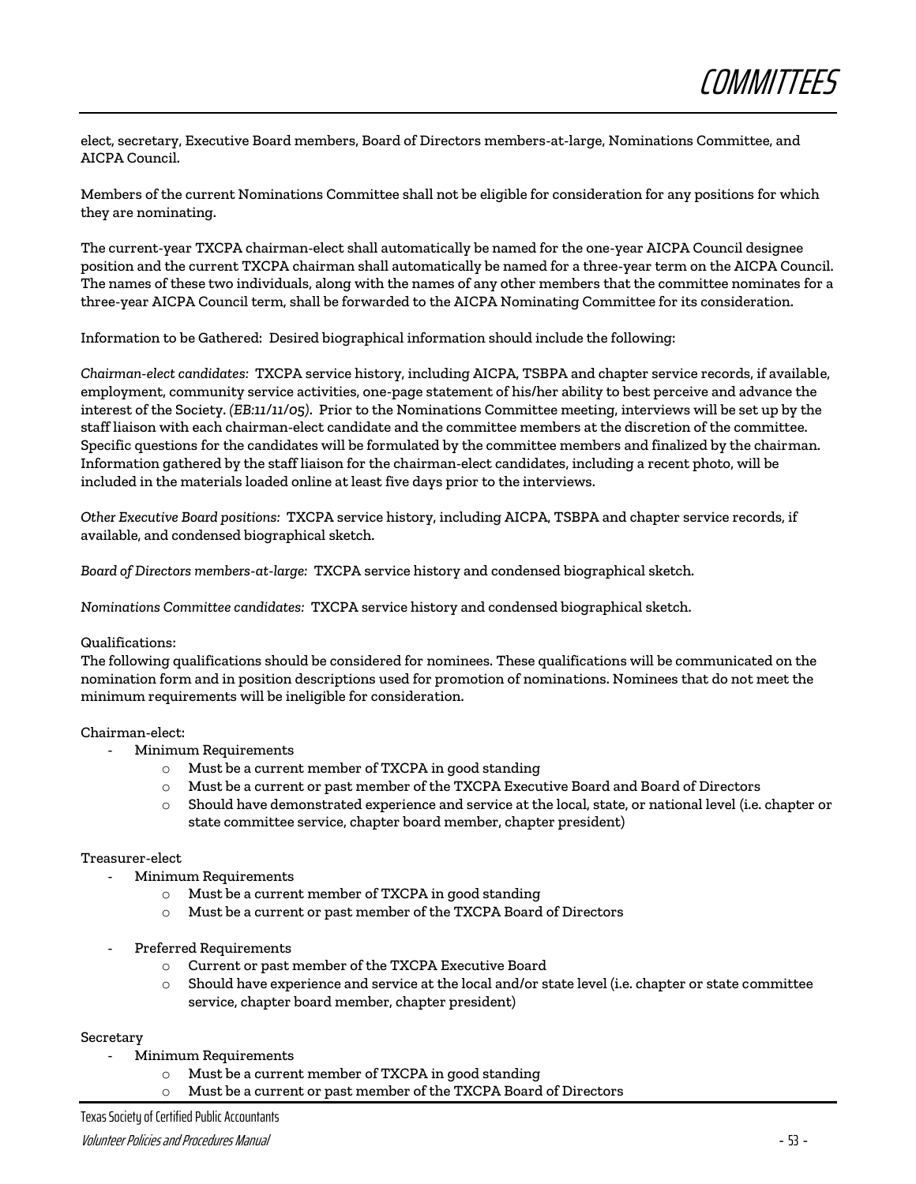elect, secretary, Executive Board members, Board of Directors members-at-large, Nominations Committee, and AICPA Council.

Members of the current Nominations Committee shall not be eligible for consideration for any positions for which they are nominating.

The current-year TXCPA chairman-elect shall automatically be named for the one-year AICPA Council designee position and the current TXCPA chairman shall automatically be named for a three-year term on the AICPA Council. The names of these two individuals, along with the names of any other members that the committee nominates for a three-year AICPA Council term, shall be forwarded to the AICPA Nominating Committee for its consideration.

Information to be Gathered: Desired biographical information should include the following:

*Chairman-elect candidates:* TXCPA service history, including AICPA, TSBPA and chapter service records, if available, employment, community service activities, one-page statement of his/her ability to best perceive and advance the interest of the Society. *(EB:11/11/05)*. Prior to the Nominations Committee meeting, interviews will be set up by the staff liaison with each chairman-elect candidate and the committee members at the discretion of the committee. Specific questions for the candidates will be formulated by the committee members and finalized by the chairman. Information gathered by the staff liaison for the chairman-elect candidates, including a recent photo, will be included in the materials loaded online at least five days prior to the interviews.

*Other Executive Board positions:* TXCPA service history, including AICPA, TSBPA and chapter service records, if available, and condensed biographical sketch.

*Board of Directors members-at-large:* TXCPA service history and condensed biographical sketch.

*Nominations Committee candidates:* TXCPA service history and condensed biographical sketch.

Qualifications:
The following qualifications should be considered for nominees. These qualifications will be communicated on the nomination form and in position descriptions used for promotion of nominations. Nominees that do not meet the minimum requirements will be ineligible for consideration.

Chairman-elect:

- Minimum Requirements
  - Must be a current member of TXCPA in good standing
  - Must be a current or past member of the TXCPA Executive Board and Board of Directors
  - Should have demonstrated experience and service at the local, state, or national level (i.e. chapter or state committee service, chapter board member, chapter president)

Treasurer-elect

- Minimum Requirements
  - Must be a current member of TXCPA in good standing
  - Must be a current or past member of the TXCPA Board of Directors
- Preferred Requirements
  - Current or past member of the TXCPA Executive Board
  - Should have experience and service at the local and/or state level (i.e. chapter or state committee service, chapter board member, chapter president)

Secretary

- Minimum Requirements
  - Must be a current member of TXCPA in good standing
  - Must be a current or past member of the TXCPA Board of Directors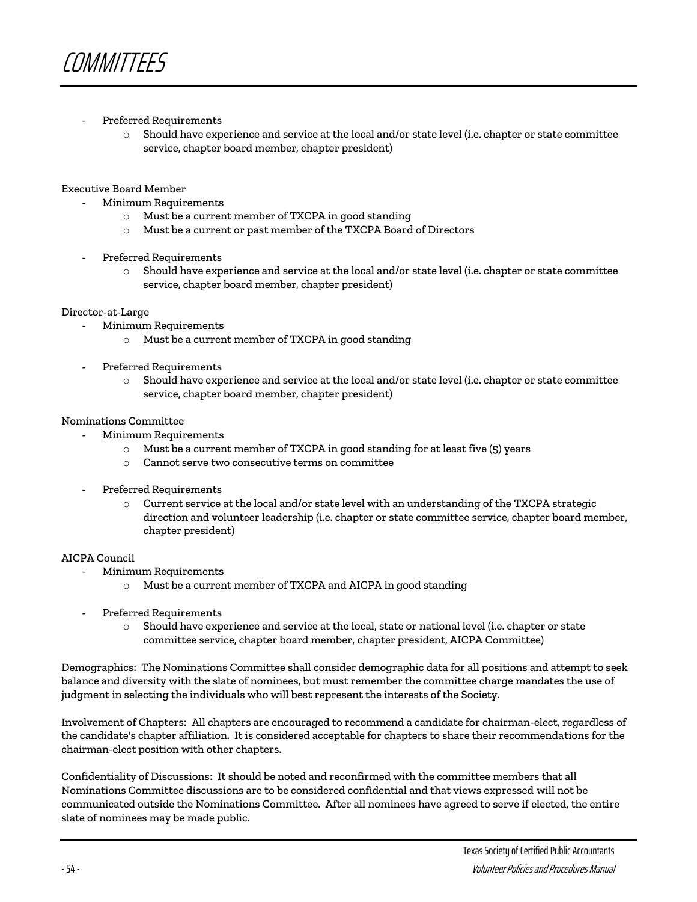- Preferred Requirements
    - Should have experience and service at the local and/or state level (i.e. chapter or state committee service, chapter board member, chapter president)

Executive Board Member

- Minimum Requirements
    - Must be a current member of TXCPA in good standing
    - Must be a current or past member of the TXCPA Board of Directors
- Preferred Requirements
    - Should have experience and service at the local and/or state level (i.e. chapter or state committee service, chapter board member, chapter president)

Director-at-Large

- Minimum Requirements
    - Must be a current member of TXCPA in good standing
- Preferred Requirements
    - Should have experience and service at the local and/or state level (i.e. chapter or state committee service, chapter board member, chapter president)

Nominations Committee

- Minimum Requirements
    - Must be a current member of TXCPA in good standing for at least five (5) years
    - Cannot serve two consecutive terms on committee
- Preferred Requirements
    - Current service at the local and/or state level with an understanding of the TXCPA strategic direction and volunteer leadership (i.e. chapter or state committee service, chapter board member, chapter president)

AICPA Council

- Minimum Requirements
    - Must be a current member of TXCPA and AICPA in good standing
- Preferred Requirements
    - Should have experience and service at the local, state or national level (i.e. chapter or state committee service, chapter board member, chapter president, AICPA Committee)

Demographics: The Nominations Committee shall consider demographic data for all positions and attempt to seek balance and diversity with the slate of nominees, but must remember the committee charge mandates the use of judgment in selecting the individuals who will best represent the interests of the Society.

Involvement of Chapters: All chapters are encouraged to recommend a candidate for chairman-elect, regardless of the candidate's chapter affiliation. It is considered acceptable for chapters to share their recommendations for the chairman-elect position with other chapters.

Confidentiality of Discussions: It should be noted and reconfirmed with the committee members that all Nominations Committee discussions are to be considered confidential and that views expressed will not be communicated outside the Nominations Committee. After all nominees have agreed to serve if elected, the entire slate of nominees may be made public.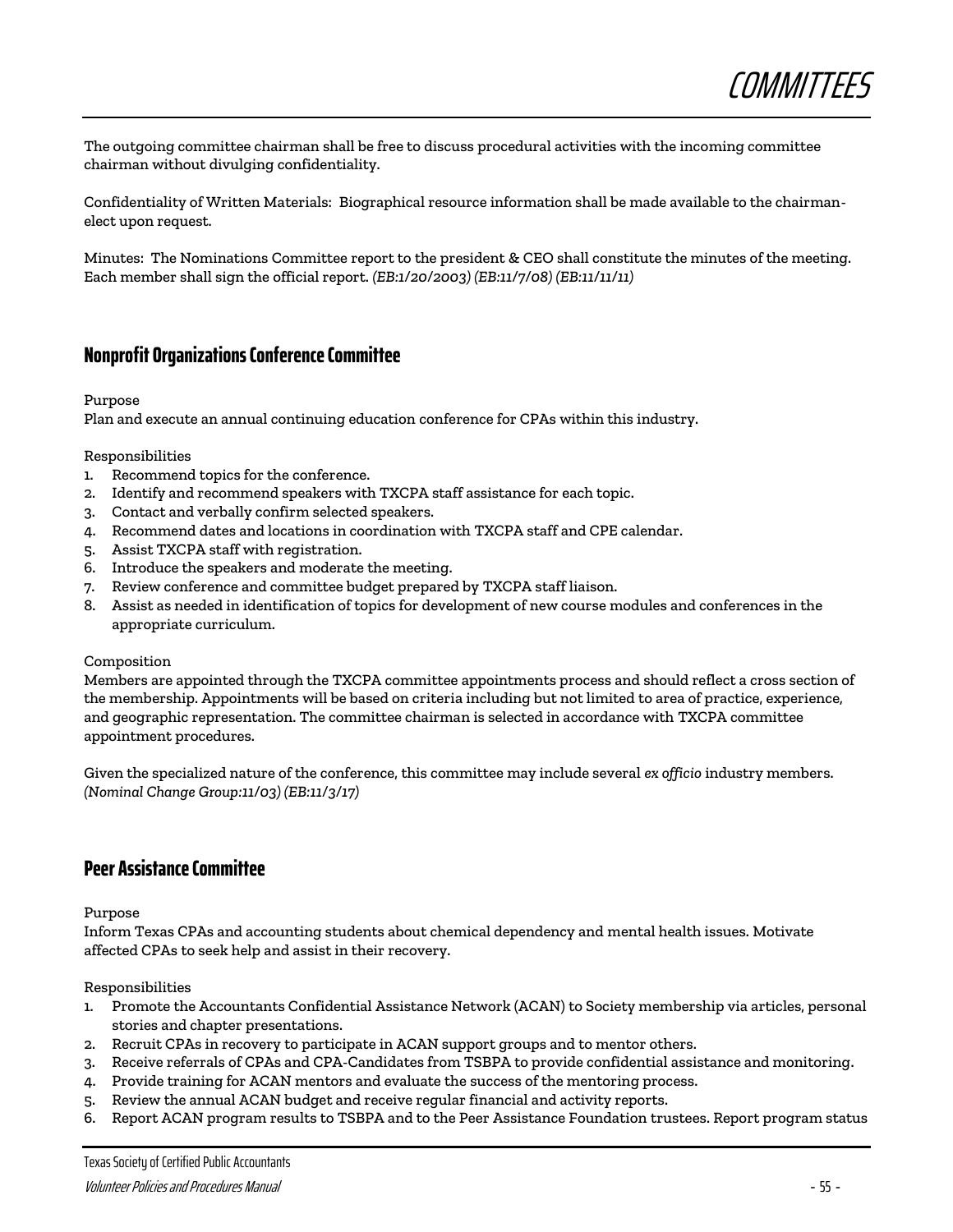The outgoing committee chairman shall be free to discuss procedural activities with the incoming committee chairman without divulging confidentiality.

Confidentiality of Written Materials: Biographical resource information shall be made available to the chairman-elect upon request.

Minutes: The Nominations Committee report to the president & CEO shall constitute the minutes of the meeting. Each member shall sign the official report. *(EB:1/20/2003) (EB:11/7/08) (EB:11/11/11)*

## Nonprofit Organizations Conference Committee

Purpose

Plan and execute an annual continuing education conference for CPAs within this industry.

Responsibilities

1. Recommend topics for the conference.
2. Identify and recommend speakers with TXCPA staff assistance for each topic.
3. Contact and verbally confirm selected speakers.
4. Recommend dates and locations in coordination with TXCPA staff and CPE calendar.
5. Assist TXCPA staff with registration.
6. Introduce the speakers and moderate the meeting.
7. Review conference and committee budget prepared by TXCPA staff liaison.
8. Assist as needed in identification of topics for development of new course modules and conferences in the appropriate curriculum.

Composition

Members are appointed through the TXCPA committee appointments process and should reflect a cross section of the membership. Appointments will be based on criteria including but not limited to area of practice, experience, and geographic representation. The committee chairman is selected in accordance with TXCPA committee appointment procedures.

Given the specialized nature of the conference, this committee may include several *ex officio* industry members. *(Nominal Change Group:11/03) (EB:11/3/17)*

## Peer Assistance Committee

Purpose

Inform Texas CPAs and accounting students about chemical dependency and mental health issues. Motivate affected CPAs to seek help and assist in their recovery.

Responsibilities

1. Promote the Accountants Confidential Assistance Network (ACAN) to Society membership via articles, personal stories and chapter presentations.
2. Recruit CPAs in recovery to participate in ACAN support groups and to mentor others.
3. Receive referrals of CPAs and CPA-Candidates from TSBPA to provide confidential assistance and monitoring.
4. Provide training for ACAN mentors and evaluate the success of the mentoring process.
5. Review the annual ACAN budget and receive regular financial and activity reports.
6. Report ACAN program results to TSBPA and to the Peer Assistance Foundation trustees. Report program status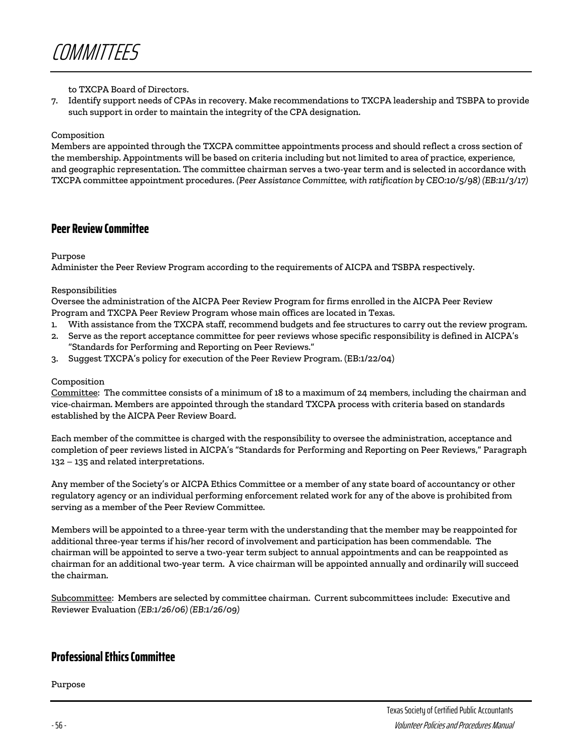to TXCPA Board of Directors.

7. Identify support needs of CPAs in recovery. Make recommendations to TXCPA leadership and TSBPA to provide such support in order to maintain the integrity of the CPA designation.

Composition

Members are appointed through the TXCPA committee appointments process and should reflect a cross section of the membership. Appointments will be based on criteria including but not limited to area of practice, experience, and geographic representation. The committee chairman serves a two-year term and is selected in accordance with TXCPA committee appointment procedures. *(Peer Assistance Committee, with ratification by CEO:10/5/98) (EB:11/3/17)*

## Peer Review Committee

Purpose

Administer the Peer Review Program according to the requirements of AICPA and TSBPA respectively.

Responsibilities

Oversee the administration of the AICPA Peer Review Program for firms enrolled in the AICPA Peer Review Program and TXCPA Peer Review Program whose main offices are located in Texas.

1. With assistance from the TXCPA staff, recommend budgets and fee structures to carry out the review program.
2. Serve as the report acceptance committee for peer reviews whose specific responsibility is defined in AICPA's "Standards for Performing and Reporting on Peer Reviews."
3. Suggest TXCPA's policy for execution of the Peer Review Program. (EB:1/22/04)

Composition

<u>Committee</u>: The committee consists of a minimum of 18 to a maximum of 24 members, including the chairman and vice-chairman. Members are appointed through the standard TXCPA process with criteria based on standards established by the AICPA Peer Review Board.

Each member of the committee is charged with the responsibility to oversee the administration, acceptance and completion of peer reviews listed in AICPA's "Standards for Performing and Reporting on Peer Reviews," Paragraph 132 – 135 and related interpretations.

Any member of the Society's or AICPA Ethics Committee or a member of any state board of accountancy or other regulatory agency or an individual performing enforcement related work for any of the above is prohibited from serving as a member of the Peer Review Committee.

Members will be appointed to a three-year term with the understanding that the member may be reappointed for additional three-year terms if his/her record of involvement and participation has been commendable. The chairman will be appointed to serve a two-year term subject to annual appointments and can be reappointed as chairman for an additional two-year term. A vice chairman will be appointed annually and ordinarily will succeed the chairman.

<u>Subcommittee</u>: Members are selected by committee chairman. Current subcommittees include: Executive and Reviewer Evaluation *(EB:1/26/06) (EB:1/26/09)*

## Professional Ethics Committee

Purpose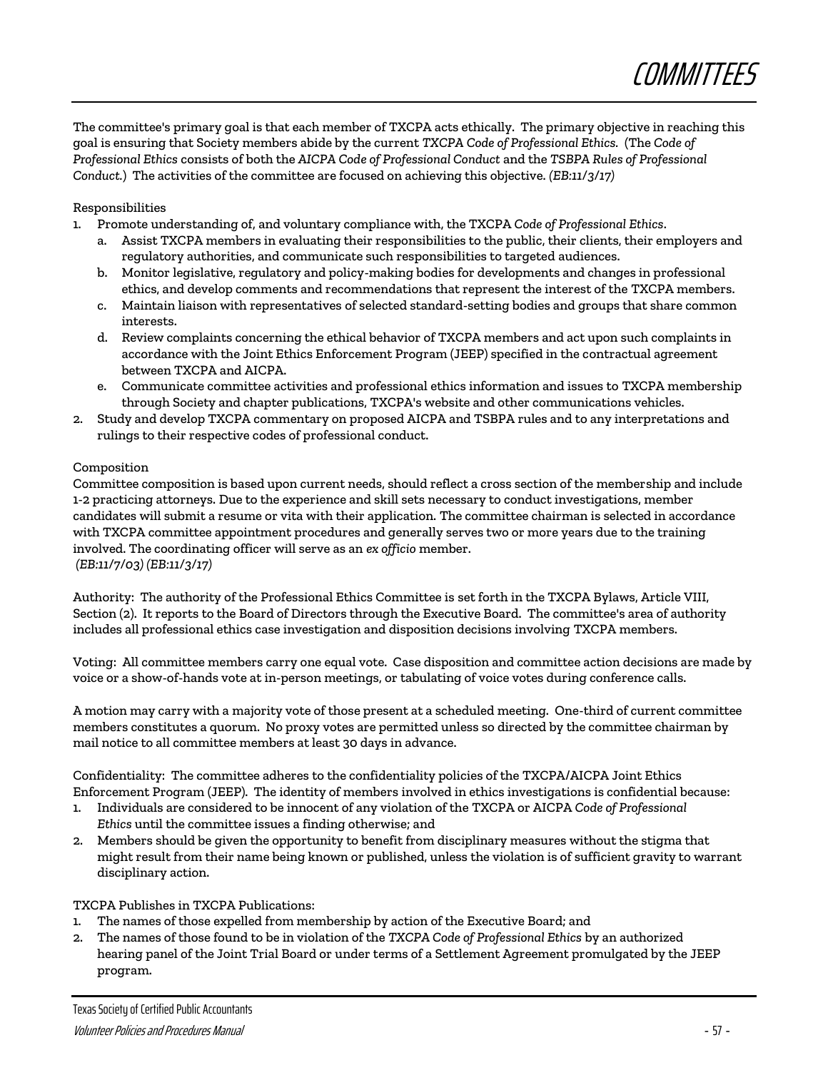The committee's primary goal is that each member of TXCPA acts ethically. The primary objective in reaching this goal is ensuring that Society members abide by the current *TXCPA Code of Professional Ethics*. (The *Code of Professional Ethics* consists of both the *AICPA Code of Professional Conduct* and the *TSBPA Rules of Professional Conduct*.) The activities of the committee are focused on achieving this objective. *(EB:11/3/17)*

Responsibilities

1. Promote understanding of, and voluntary compliance with, the TXCPA *Code of Professional Ethics*.
   a. Assist TXCPA members in evaluating their responsibilities to the public, their clients, their employers and regulatory authorities, and communicate such responsibilities to targeted audiences.
   b. Monitor legislative, regulatory and policy-making bodies for developments and changes in professional ethics, and develop comments and recommendations that represent the interest of the TXCPA members.
   c. Maintain liaison with representatives of selected standard-setting bodies and groups that share common interests.
   d. Review complaints concerning the ethical behavior of TXCPA members and act upon such complaints in accordance with the Joint Ethics Enforcement Program (JEEP) specified in the contractual agreement between TXCPA and AICPA.
   e. Communicate committee activities and professional ethics information and issues to TXCPA membership through Society and chapter publications, TXCPA's website and other communications vehicles.
2. Study and develop TXCPA commentary on proposed AICPA and TSBPA rules and to any interpretations and rulings to their respective codes of professional conduct.

Composition

Committee composition is based upon current needs, should reflect a cross section of the membership and include 1-2 practicing attorneys. Due to the experience and skill sets necessary to conduct investigations, member candidates will submit a resume or vita with their application. The committee chairman is selected in accordance with TXCPA committee appointment procedures and generally serves two or more years due to the training involved. The coordinating officer will serve as an *ex officio* member.
*(EB:11/7/03) (EB:11/3/17)*

Authority: The authority of the Professional Ethics Committee is set forth in the TXCPA Bylaws, Article VIII, Section (2). It reports to the Board of Directors through the Executive Board. The committee's area of authority includes all professional ethics case investigation and disposition decisions involving TXCPA members.

Voting: All committee members carry one equal vote. Case disposition and committee action decisions are made by voice or a show-of-hands vote at in-person meetings, or tabulating of voice votes during conference calls.

A motion may carry with a majority vote of those present at a scheduled meeting. One-third of current committee members constitutes a quorum. No proxy votes are permitted unless so directed by the committee chairman by mail notice to all committee members at least 30 days in advance.

Confidentiality: The committee adheres to the confidentiality policies of the TXCPA/AICPA Joint Ethics Enforcement Program (JEEP). The identity of members involved in ethics investigations is confidential because:

1. Individuals are considered to be innocent of any violation of the TXCPA or AICPA *Code of Professional Ethics* until the committee issues a finding otherwise; and
2. Members should be given the opportunity to benefit from disciplinary measures without the stigma that might result from their name being known or published, unless the violation is of sufficient gravity to warrant disciplinary action.

TXCPA Publishes in TXCPA Publications:

1. The names of those expelled from membership by action of the Executive Board; and
2. The names of those found to be in violation of the *TXCPA Code of Professional Ethics* by an authorized hearing panel of the Joint Trial Board or under terms of a Settlement Agreement promulgated by the JEEP program.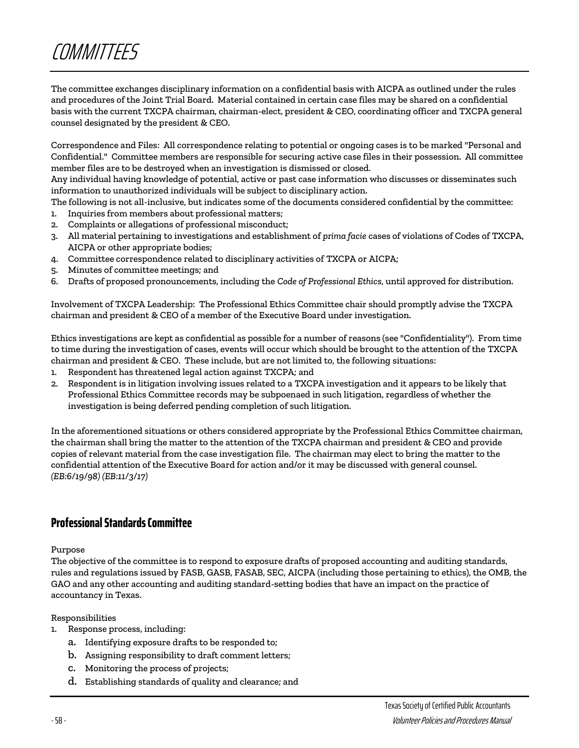The committee exchanges disciplinary information on a confidential basis with AICPA as outlined under the rules and procedures of the Joint Trial Board. Material contained in certain case files may be shared on a confidential basis with the current TXCPA chairman, chairman-elect, president & CEO, coordinating officer and TXCPA general counsel designated by the president & CEO.

Correspondence and Files: All correspondence relating to potential or ongoing cases is to be marked "Personal and Confidential." Committee members are responsible for securing active case files in their possession. All committee member files are to be destroyed when an investigation is dismissed or closed.
Any individual having knowledge of potential, active or past case information who discusses or disseminates such information to unauthorized individuals will be subject to disciplinary action.
The following is not all-inclusive, but indicates some of the documents considered confidential by the committee:

1. Inquiries from members about professional matters;
2. Complaints or allegations of professional misconduct;
3. All material pertaining to investigations and establishment of *prima facie* cases of violations of Codes of TXCPA, AICPA or other appropriate bodies;
4. Committee correspondence related to disciplinary activities of TXCPA or AICPA;
5. Minutes of committee meetings; and
6. Drafts of proposed pronouncements, including the *Code of Professional Ethics*, until approved for distribution.

Involvement of TXCPA Leadership: The Professional Ethics Committee chair should promptly advise the TXCPA chairman and president & CEO of a member of the Executive Board under investigation.

Ethics investigations are kept as confidential as possible for a number of reasons (see "Confidentiality"). From time to time during the investigation of cases, events will occur which should be brought to the attention of the TXCPA chairman and president & CEO. These include, but are not limited to, the following situations:

1. Respondent has threatened legal action against TXCPA; and
2. Respondent is in litigation involving issues related to a TXCPA investigation and it appears to be likely that Professional Ethics Committee records may be subpoenaed in such litigation, regardless of whether the investigation is being deferred pending completion of such litigation.

In the aforementioned situations or others considered appropriate by the Professional Ethics Committee chairman, the chairman shall bring the matter to the attention of the TXCPA chairman and president & CEO and provide copies of relevant material from the case investigation file. The chairman may elect to bring the matter to the confidential attention of the Executive Board for action and/or it may be discussed with general counsel.
*(EB:6/19/98) (EB:11/3/17)*

## Professional Standards Committee

Purpose
The objective of the committee is to respond to exposure drafts of proposed accounting and auditing standards, rules and regulations issued by FASB, GASB, FASAB, SEC, AICPA (including those pertaining to ethics), the OMB, the GAO and any other accounting and auditing standard-setting bodies that have an impact on the practice of accountancy in Texas.

Responsibilities

1. Response process, including:
   a. Identifying exposure drafts to be responded to;
   b. Assigning responsibility to draft comment letters;
   c. Monitoring the process of projects;
   d. Establishing standards of quality and clearance; and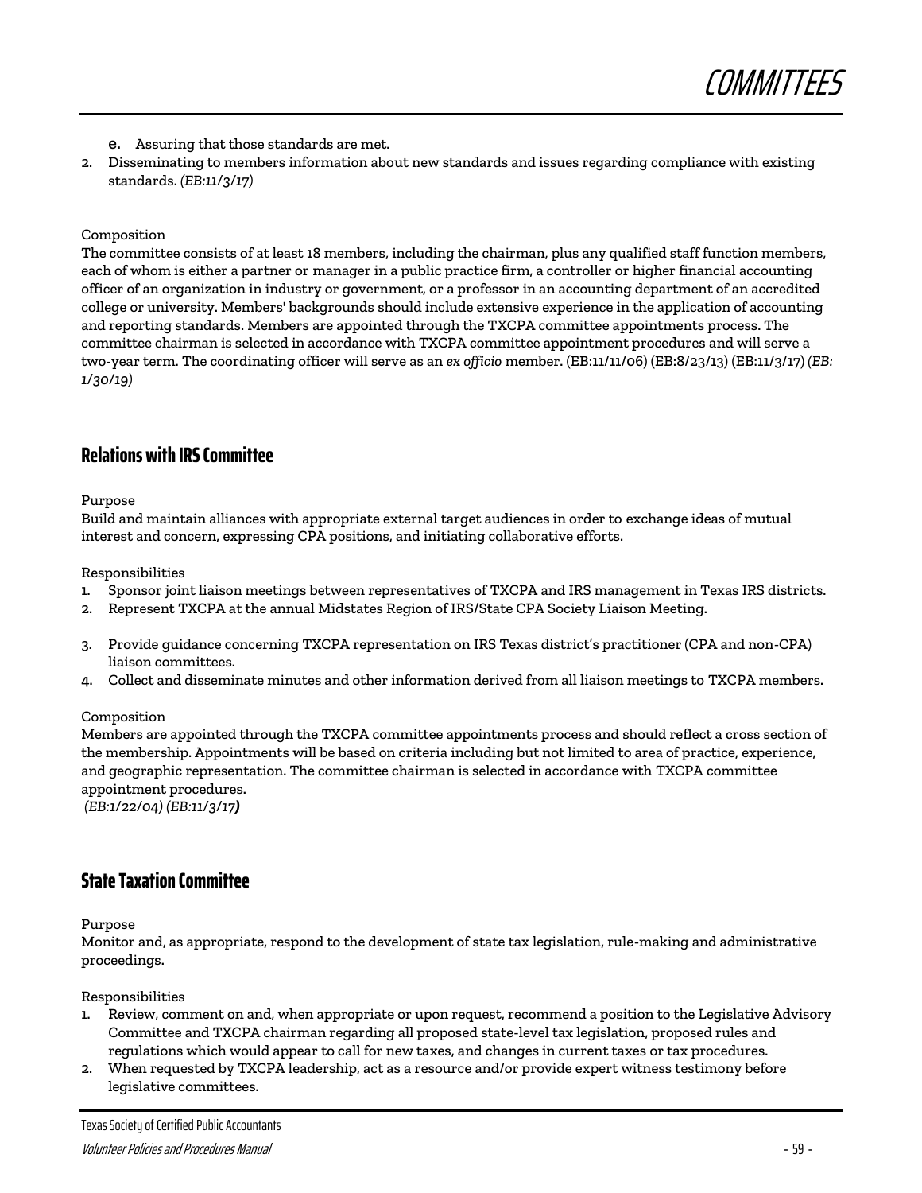e. Assuring that those standards are met.
2. Disseminating to members information about new standards and issues regarding compliance with existing standards. *(EB:11/3/17)*

Composition

The committee consists of at least 18 members, including the chairman, plus any qualified staff function members, each of whom is either a partner or manager in a public practice firm, a controller or higher financial accounting officer of an organization in industry or government, or a professor in an accounting department of an accredited college or university. Members' backgrounds should include extensive experience in the application of accounting and reporting standards. Members are appointed through the TXCPA committee appointments process. The committee chairman is selected in accordance with TXCPA committee appointment procedures and will serve a two-year term. The coordinating officer will serve as an *ex officio* member. (EB:11/11/06) (EB:8/23/13) (EB:11/3/17) *(EB: 1/30/19)*

## Relations with IRS Committee

Purpose

Build and maintain alliances with appropriate external target audiences in order to exchange ideas of mutual interest and concern, expressing CPA positions, and initiating collaborative efforts.

Responsibilities

1. Sponsor joint liaison meetings between representatives of TXCPA and IRS management in Texas IRS districts.
2. Represent TXCPA at the annual Midstates Region of IRS/State CPA Society Liaison Meeting.
3. Provide guidance concerning TXCPA representation on IRS Texas district's practitioner (CPA and non-CPA) liaison committees.
4. Collect and disseminate minutes and other information derived from all liaison meetings to TXCPA members.

Composition

Members are appointed through the TXCPA committee appointments process and should reflect a cross section of the membership. Appointments will be based on criteria including but not limited to area of practice, experience, and geographic representation. The committee chairman is selected in accordance with TXCPA committee appointment procedures.
*(EB:1/22/04) (EB:11/3/17)*

## State Taxation Committee

Purpose

Monitor and, as appropriate, respond to the development of state tax legislation, rule-making and administrative proceedings.

Responsibilities

1. Review, comment on and, when appropriate or upon request, recommend a position to the Legislative Advisory Committee and TXCPA chairman regarding all proposed state-level tax legislation, proposed rules and regulations which would appear to call for new taxes, and changes in current taxes or tax procedures.
2. When requested by TXCPA leadership, act as a resource and/or provide expert witness testimony before legislative committees.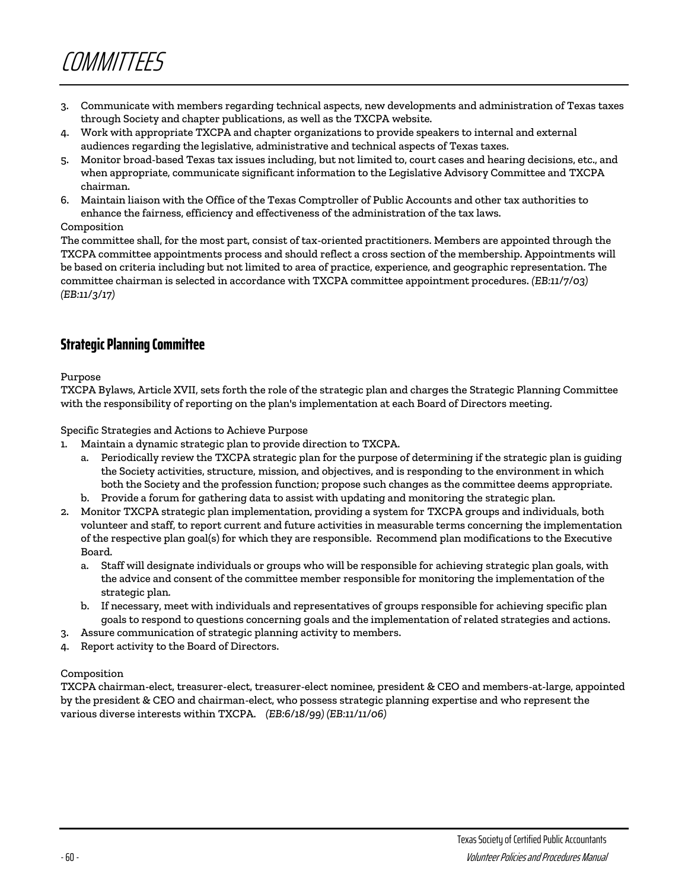3. Communicate with members regarding technical aspects, new developments and administration of Texas taxes through Society and chapter publications, as well as the TXCPA website.
4. Work with appropriate TXCPA and chapter organizations to provide speakers to internal and external audiences regarding the legislative, administrative and technical aspects of Texas taxes.
5. Monitor broad-based Texas tax issues including, but not limited to, court cases and hearing decisions, etc., and when appropriate, communicate significant information to the Legislative Advisory Committee and TXCPA chairman.
6. Maintain liaison with the Office of the Texas Comptroller of Public Accounts and other tax authorities to enhance the fairness, efficiency and effectiveness of the administration of the tax laws.

Composition

The committee shall, for the most part, consist of tax-oriented practitioners. Members are appointed through the TXCPA committee appointments process and should reflect a cross section of the membership. Appointments will be based on criteria including but not limited to area of practice, experience, and geographic representation. The committee chairman is selected in accordance with TXCPA committee appointment procedures. *(EB:11/7/03) (EB:11/3/17)*

## Strategic Planning Committee

Purpose

TXCPA Bylaws, Article XVII, sets forth the role of the strategic plan and charges the Strategic Planning Committee with the responsibility of reporting on the plan's implementation at each Board of Directors meeting.

Specific Strategies and Actions to Achieve Purpose

1. Maintain a dynamic strategic plan to provide direction to TXCPA.
   a. Periodically review the TXCPA strategic plan for the purpose of determining if the strategic plan is guiding the Society activities, structure, mission, and objectives, and is responding to the environment in which both the Society and the profession function; propose such changes as the committee deems appropriate.
   b. Provide a forum for gathering data to assist with updating and monitoring the strategic plan.
2. Monitor TXCPA strategic plan implementation, providing a system for TXCPA groups and individuals, both volunteer and staff, to report current and future activities in measurable terms concerning the implementation of the respective plan goal(s) for which they are responsible. Recommend plan modifications to the Executive Board.
   a. Staff will designate individuals or groups who will be responsible for achieving strategic plan goals, with the advice and consent of the committee member responsible for monitoring the implementation of the strategic plan.
   b. If necessary, meet with individuals and representatives of groups responsible for achieving specific plan goals to respond to questions concerning goals and the implementation of related strategies and actions.
3. Assure communication of strategic planning activity to members.
4. Report activity to the Board of Directors.

Composition

TXCPA chairman-elect, treasurer-elect, treasurer-elect nominee, president & CEO and members-at-large, appointed by the president & CEO and chairman-elect, who possess strategic planning expertise and who represent the various diverse interests within TXCPA. *(EB:6/18/99) (EB:11/11/06)*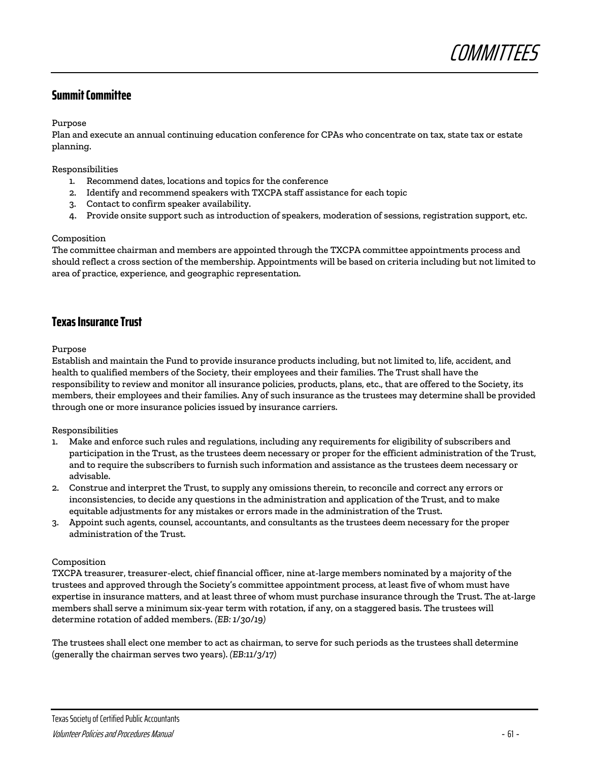## Summit Committee

Purpose

Plan and execute an annual continuing education conference for CPAs who concentrate on tax, state tax or estate planning.

Responsibilities

1. Recommend dates, locations and topics for the conference
2. Identify and recommend speakers with TXCPA staff assistance for each topic
3. Contact to confirm speaker availability.
4. Provide onsite support such as introduction of speakers, moderation of sessions, registration support, etc.

Composition

The committee chairman and members are appointed through the TXCPA committee appointments process and should reflect a cross section of the membership. Appointments will be based on criteria including but not limited to area of practice, experience, and geographic representation.

## Texas Insurance Trust

Purpose

Establish and maintain the Fund to provide insurance products including, but not limited to, life, accident, and health to qualified members of the Society, their employees and their families. The Trust shall have the responsibility to review and monitor all insurance policies, products, plans, etc., that are offered to the Society, its members, their employees and their families. Any of such insurance as the trustees may determine shall be provided through one or more insurance policies issued by insurance carriers.

Responsibilities

1. Make and enforce such rules and regulations, including any requirements for eligibility of subscribers and participation in the Trust, as the trustees deem necessary or proper for the efficient administration of the Trust, and to require the subscribers to furnish such information and assistance as the trustees deem necessary or advisable.
2. Construe and interpret the Trust, to supply any omissions therein, to reconcile and correct any errors or inconsistencies, to decide any questions in the administration and application of the Trust, and to make equitable adjustments for any mistakes or errors made in the administration of the Trust.
3. Appoint such agents, counsel, accountants, and consultants as the trustees deem necessary for the proper administration of the Trust.

Composition

TXCPA treasurer, treasurer-elect, chief financial officer, nine at-large members nominated by a majority of the trustees and approved through the Society's committee appointment process, at least five of whom must have expertise in insurance matters, and at least three of whom must purchase insurance through the Trust. The at-large members shall serve a minimum six-year term with rotation, if any, on a staggered basis. The trustees will determine rotation of added members. *(EB: 1/30/19)*

The trustees shall elect one member to act as chairman, to serve for such periods as the trustees shall determine (generally the chairman serves two years). *(EB:11/3/17)*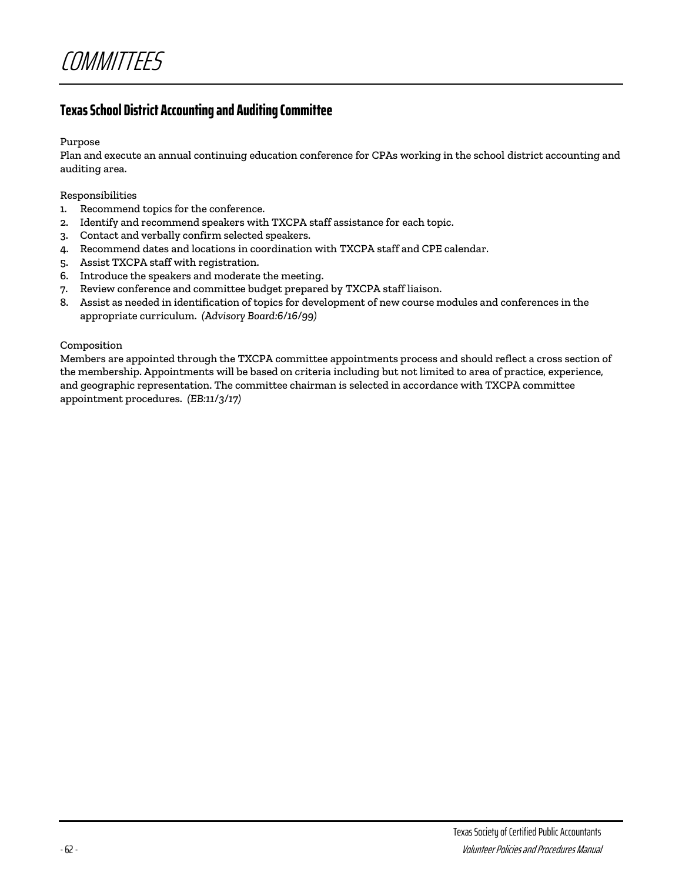# COMMITTEES

## Texas School District Accounting and Auditing Committee

Purpose

Plan and execute an annual continuing education conference for CPAs working in the school district accounting and auditing area.

Responsibilities

1. Recommend topics for the conference.
2. Identify and recommend speakers with TXCPA staff assistance for each topic.
3. Contact and verbally confirm selected speakers.
4. Recommend dates and locations in coordination with TXCPA staff and CPE calendar.
5. Assist TXCPA staff with registration.
6. Introduce the speakers and moderate the meeting.
7. Review conference and committee budget prepared by TXCPA staff liaison.
8. Assist as needed in identification of topics for development of new course modules and conferences in the appropriate curriculum. *(Advisory Board:6/16/99)*

Composition

Members are appointed through the TXCPA committee appointments process and should reflect a cross section of the membership. Appointments will be based on criteria including but not limited to area of practice, experience, and geographic representation. The committee chairman is selected in accordance with TXCPA committee appointment procedures. *(EB:11/3/17)*